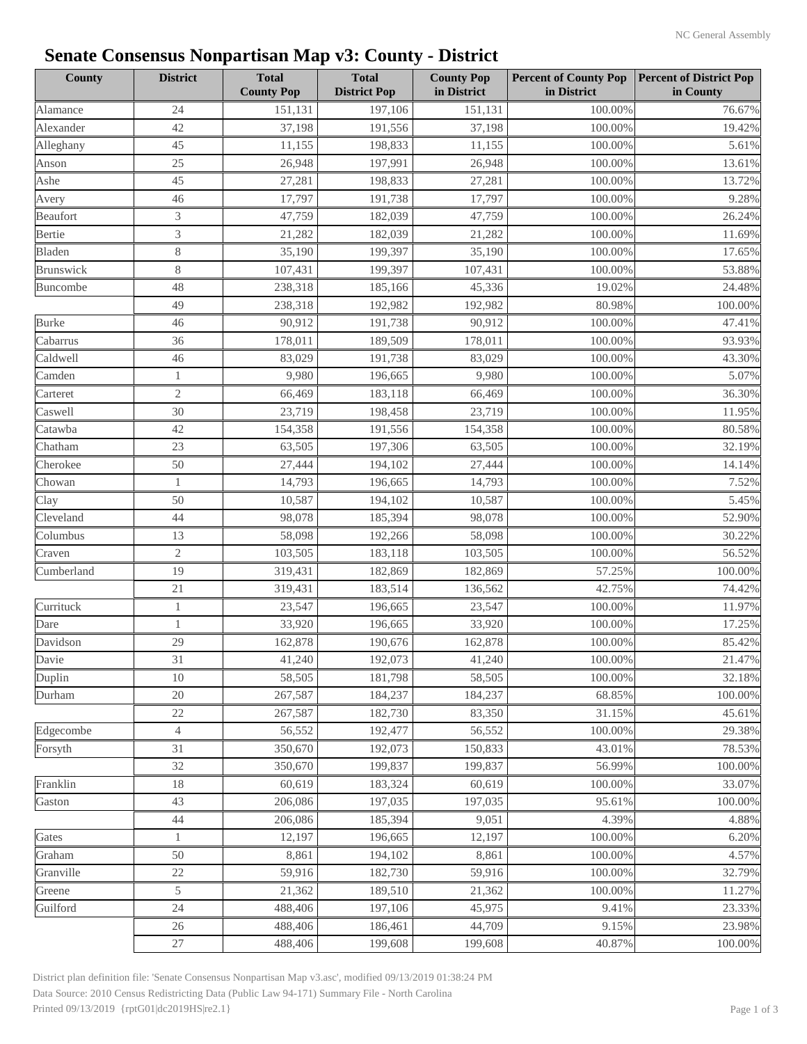# Senate Consensus Nonpartisan Map v3: County - District

| County | District | Total County Pop | Total District Pop | County Pop in District | Percent of County Pop in District | Percent of District Pop in County |
|---|---|---|---|---|---|---|
| Alamance | 24 | 151,131 | 197,106 | 151,131 | 100.00% | 76.67% |
| Alexander | 42 | 37,198 | 191,556 | 37,198 | 100.00% | 19.42% |
| Alleghany | 45 | 11,155 | 198,833 | 11,155 | 100.00% | 5.61% |
| Anson | 25 | 26,948 | 197,991 | 26,948 | 100.00% | 13.61% |
| Ashe | 45 | 27,281 | 198,833 | 27,281 | 100.00% | 13.72% |
| Avery | 46 | 17,797 | 191,738 | 17,797 | 100.00% | 9.28% |
| Beaufort | 3 | 47,759 | 182,039 | 47,759 | 100.00% | 26.24% |
| Bertie | 3 | 21,282 | 182,039 | 21,282 | 100.00% | 11.69% |
| Bladen | 8 | 35,190 | 199,397 | 35,190 | 100.00% | 17.65% |
| Brunswick | 8 | 107,431 | 199,397 | 107,431 | 100.00% | 53.88% |
| Buncombe | 48 | 238,318 | 185,166 | 45,336 | 19.02% | 24.48% |
| | 49 | 238,318 | 192,982 | 192,982 | 80.98% | 100.00% |
| Burke | 46 | 90,912 | 191,738 | 90,912 | 100.00% | 47.41% |
| Cabarrus | 36 | 178,011 | 189,509 | 178,011 | 100.00% | 93.93% |
| Caldwell | 46 | 83,029 | 191,738 | 83,029 | 100.00% | 43.30% |
| Camden | 1 | 9,980 | 196,665 | 9,980 | 100.00% | 5.07% |
| Carteret | 2 | 66,469 | 183,118 | 66,469 | 100.00% | 36.30% |
| Caswell | 30 | 23,719 | 198,458 | 23,719 | 100.00% | 11.95% |
| Catawba | 42 | 154,358 | 191,556 | 154,358 | 100.00% | 80.58% |
| Chatham | 23 | 63,505 | 197,306 | 63,505 | 100.00% | 32.19% |
| Cherokee | 50 | 27,444 | 194,102 | 27,444 | 100.00% | 14.14% |
| Chowan | 1 | 14,793 | 196,665 | 14,793 | 100.00% | 7.52% |
| Clay | 50 | 10,587 | 194,102 | 10,587 | 100.00% | 5.45% |
| Cleveland | 44 | 98,078 | 185,394 | 98,078 | 100.00% | 52.90% |
| Columbus | 13 | 58,098 | 192,266 | 58,098 | 100.00% | 30.22% |
| Craven | 2 | 103,505 | 183,118 | 103,505 | 100.00% | 56.52% |
| Cumberland | 19 | 319,431 | 182,869 | 182,869 | 57.25% | 100.00% |
| | 21 | 319,431 | 183,514 | 136,562 | 42.75% | 74.42% |
| Currituck | 1 | 23,547 | 196,665 | 23,547 | 100.00% | 11.97% |
| Dare | 1 | 33,920 | 196,665 | 33,920 | 100.00% | 17.25% |
| Davidson | 29 | 162,878 | 190,676 | 162,878 | 100.00% | 85.42% |
| Davie | 31 | 41,240 | 192,073 | 41,240 | 100.00% | 21.47% |
| Duplin | 10 | 58,505 | 181,798 | 58,505 | 100.00% | 32.18% |
| Durham | 20 | 267,587 | 184,237 | 184,237 | 68.85% | 100.00% |
| | 22 | 267,587 | 182,730 | 83,350 | 31.15% | 45.61% |
| Edgecombe | 4 | 56,552 | 192,477 | 56,552 | 100.00% | 29.38% |
| Forsyth | 31 | 350,670 | 192,073 | 150,833 | 43.01% | 78.53% |
| | 32 | 350,670 | 199,837 | 199,837 | 56.99% | 100.00% |
| Franklin | 18 | 60,619 | 183,324 | 60,619 | 100.00% | 33.07% |
| Gaston | 43 | 206,086 | 197,035 | 197,035 | 95.61% | 100.00% |
| | 44 | 206,086 | 185,394 | 9,051 | 4.39% | 4.88% |
| Gates | 1 | 12,197 | 196,665 | 12,197 | 100.00% | 6.20% |
| Graham | 50 | 8,861 | 194,102 | 8,861 | 100.00% | 4.57% |
| Granville | 22 | 59,916 | 182,730 | 59,916 | 100.00% | 32.79% |
| Greene | 5 | 21,362 | 189,510 | 21,362 | 100.00% | 11.27% |
| Guilford | 24 | 488,406 | 197,106 | 45,975 | 9.41% | 23.33% |
| | 26 | 488,406 | 186,461 | 44,709 | 9.15% | 23.98% |
| | 27 | 488,406 | 199,608 | 199,608 | 40.87% | 100.00% |

District plan definition file: 'Senate Consensus Nonpartisan Map v3.asc', modified 09/13/2019 01:38:24 PM
Data Source: 2010 Census Redistricting Data (Public Law 94-171) Summary File - North Carolina
Printed 09/13/2019 {rptG01|dc2019HS|re2.1}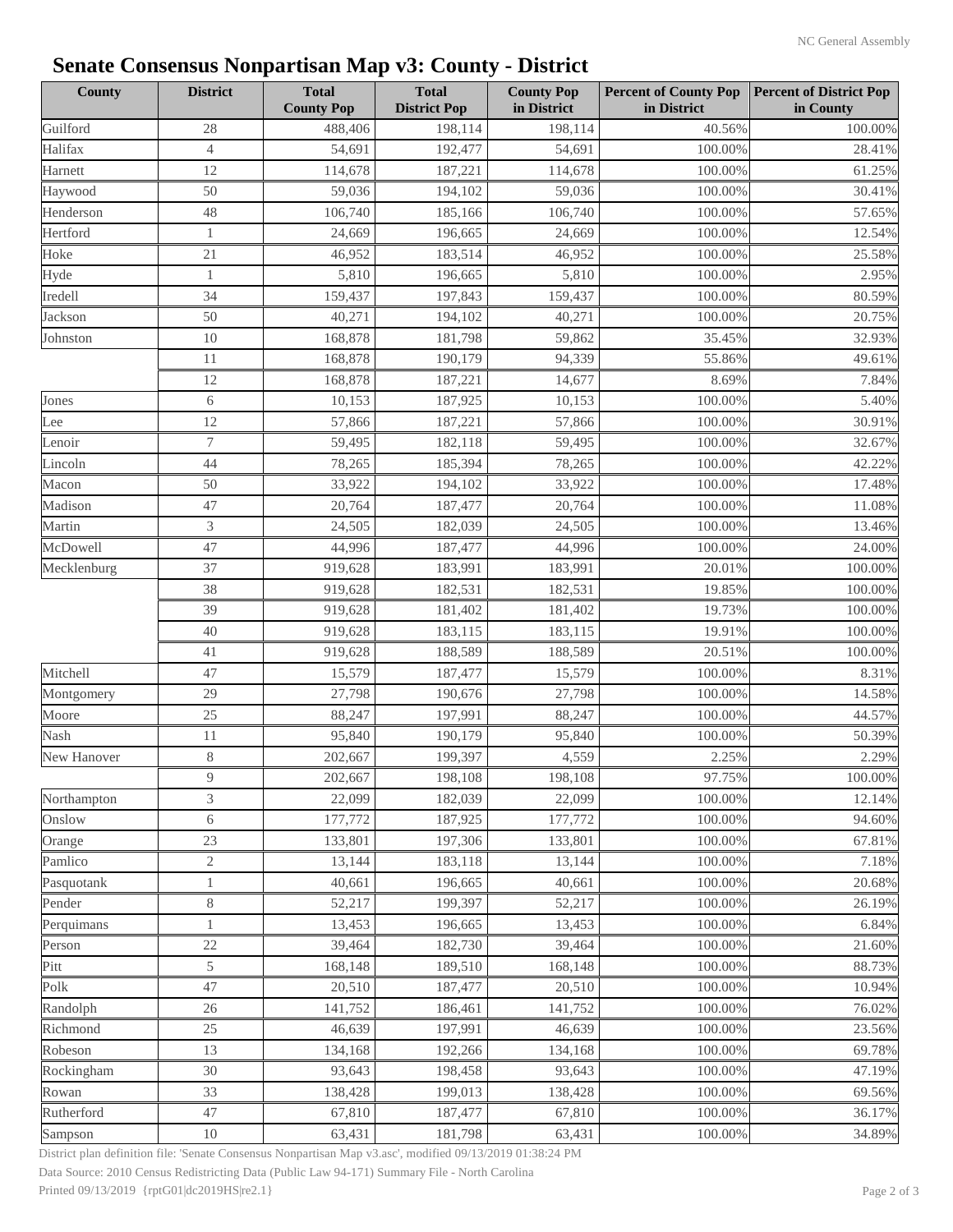# Senate Consensus Nonpartisan Map v3: County - District

| County | District | Total County Pop | Total District Pop | County Pop in District | Percent of County Pop in District | Percent of District Pop in County |
|---|---|---|---|---|---|---|
| Guilford | 28 | 488,406 | 198,114 | 198,114 | 40.56% | 100.00% |
| Halifax | 4 | 54,691 | 192,477 | 54,691 | 100.00% | 28.41% |
| Harnett | 12 | 114,678 | 187,221 | 114,678 | 100.00% | 61.25% |
| Haywood | 50 | 59,036 | 194,102 | 59,036 | 100.00% | 30.41% |
| Henderson | 48 | 106,740 | 185,166 | 106,740 | 100.00% | 57.65% |
| Hertford | 1 | 24,669 | 196,665 | 24,669 | 100.00% | 12.54% |
| Hoke | 21 | 46,952 | 183,514 | 46,952 | 100.00% | 25.58% |
| Hyde | 1 | 5,810 | 196,665 | 5,810 | 100.00% | 2.95% |
| Iredell | 34 | 159,437 | 197,843 | 159,437 | 100.00% | 80.59% |
| Jackson | 50 | 40,271 | 194,102 | 40,271 | 100.00% | 20.75% |
| Johnston | 10 | 168,878 | 181,798 | 59,862 | 35.45% | 32.93% |
| | 11 | 168,878 | 190,179 | 94,339 | 55.86% | 49.61% |
| | 12 | 168,878 | 187,221 | 14,677 | 8.69% | 7.84% |
| Jones | 6 | 10,153 | 187,925 | 10,153 | 100.00% | 5.40% |
| Lee | 12 | 57,866 | 187,221 | 57,866 | 100.00% | 30.91% |
| Lenoir | 7 | 59,495 | 182,118 | 59,495 | 100.00% | 32.67% |
| Lincoln | 44 | 78,265 | 185,394 | 78,265 | 100.00% | 42.22% |
| Macon | 50 | 33,922 | 194,102 | 33,922 | 100.00% | 17.48% |
| Madison | 47 | 20,764 | 187,477 | 20,764 | 100.00% | 11.08% |
| Martin | 3 | 24,505 | 182,039 | 24,505 | 100.00% | 13.46% |
| McDowell | 47 | 44,996 | 187,477 | 44,996 | 100.00% | 24.00% |
| Mecklenburg | 37 | 919,628 | 183,991 | 183,991 | 20.01% | 100.00% |
| | 38 | 919,628 | 182,531 | 182,531 | 19.85% | 100.00% |
| | 39 | 919,628 | 181,402 | 181,402 | 19.73% | 100.00% |
| | 40 | 919,628 | 183,115 | 183,115 | 19.91% | 100.00% |
| | 41 | 919,628 | 188,589 | 188,589 | 20.51% | 100.00% |
| Mitchell | 47 | 15,579 | 187,477 | 15,579 | 100.00% | 8.31% |
| Montgomery | 29 | 27,798 | 190,676 | 27,798 | 100.00% | 14.58% |
| Moore | 25 | 88,247 | 197,991 | 88,247 | 100.00% | 44.57% |
| Nash | 11 | 95,840 | 190,179 | 95,840 | 100.00% | 50.39% |
| New Hanover | 8 | 202,667 | 199,397 | 4,559 | 2.25% | 2.29% |
| | 9 | 202,667 | 198,108 | 198,108 | 97.75% | 100.00% |
| Northampton | 3 | 22,099 | 182,039 | 22,099 | 100.00% | 12.14% |
| Onslow | 6 | 177,772 | 187,925 | 177,772 | 100.00% | 94.60% |
| Orange | 23 | 133,801 | 197,306 | 133,801 | 100.00% | 67.81% |
| Pamlico | 2 | 13,144 | 183,118 | 13,144 | 100.00% | 7.18% |
| Pasquotank | 1 | 40,661 | 196,665 | 40,661 | 100.00% | 20.68% |
| Pender | 8 | 52,217 | 199,397 | 52,217 | 100.00% | 26.19% |
| Perquimans | 1 | 13,453 | 196,665 | 13,453 | 100.00% | 6.84% |
| Person | 22 | 39,464 | 182,730 | 39,464 | 100.00% | 21.60% |
| Pitt | 5 | 168,148 | 189,510 | 168,148 | 100.00% | 88.73% |
| Polk | 47 | 20,510 | 187,477 | 20,510 | 100.00% | 10.94% |
| Randolph | 26 | 141,752 | 186,461 | 141,752 | 100.00% | 76.02% |
| Richmond | 25 | 46,639 | 197,991 | 46,639 | 100.00% | 23.56% |
| Robeson | 13 | 134,168 | 192,266 | 134,168 | 100.00% | 69.78% |
| Rockingham | 30 | 93,643 | 198,458 | 93,643 | 100.00% | 47.19% |
| Rowan | 33 | 138,428 | 199,013 | 138,428 | 100.00% | 69.56% |
| Rutherford | 47 | 67,810 | 187,477 | 67,810 | 100.00% | 36.17% |
| Sampson | 10 | 63,431 | 181,798 | 63,431 | 100.00% | 34.89% |

District plan definition file: 'Senate Consensus Nonpartisan Map v3.asc', modified 09/13/2019 01:38:24 PM

Data Source: 2010 Census Redistricting Data (Public Law 94-171) Summary File - North Carolina

Printed 09/13/2019 {rptG01|dc2019HS|re2.1}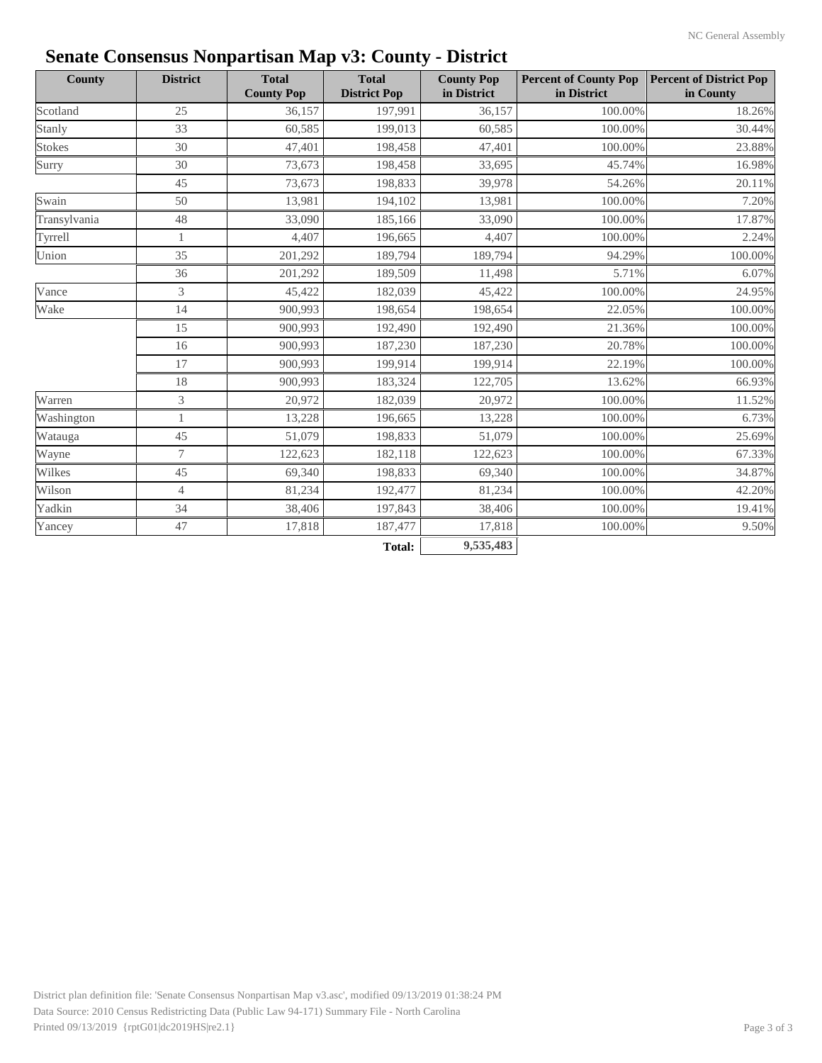# Senate Consensus Nonpartisan Map v3: County - District

| County | District | Total County Pop | Total District Pop | County Pop in District | Percent of County Pop in District | Percent of District Pop in County |
|---|---|---|---|---|---|---|
| Scotland | 25 | 36,157 | 197,991 | 36,157 | 100.00% | 18.26% |
| Stanly | 33 | 60,585 | 199,013 | 60,585 | 100.00% | 30.44% |
| Stokes | 30 | 47,401 | 198,458 | 47,401 | 100.00% | 23.88% |
| Surry | 30 | 73,673 | 198,458 | 33,695 | 45.74% | 16.98% |
| | 45 | 73,673 | 198,833 | 39,978 | 54.26% | 20.11% |
| Swain | 50 | 13,981 | 194,102 | 13,981 | 100.00% | 7.20% |
| Transylvania | 48 | 33,090 | 185,166 | 33,090 | 100.00% | 17.87% |
| Tyrrell | 1 | 4,407 | 196,665 | 4,407 | 100.00% | 2.24% |
| Union | 35 | 201,292 | 189,794 | 189,794 | 94.29% | 100.00% |
| | 36 | 201,292 | 189,509 | 11,498 | 5.71% | 6.07% |
| Vance | 3 | 45,422 | 182,039 | 45,422 | 100.00% | 24.95% |
| Wake | 14 | 900,993 | 198,654 | 198,654 | 22.05% | 100.00% |
| | 15 | 900,993 | 192,490 | 192,490 | 21.36% | 100.00% |
| | 16 | 900,993 | 187,230 | 187,230 | 20.78% | 100.00% |
| | 17 | 900,993 | 199,914 | 199,914 | 22.19% | 100.00% |
| | 18 | 900,993 | 183,324 | 122,705 | 13.62% | 66.93% |
| Warren | 3 | 20,972 | 182,039 | 20,972 | 100.00% | 11.52% |
| Washington | 1 | 13,228 | 196,665 | 13,228 | 100.00% | 6.73% |
| Watauga | 45 | 51,079 | 198,833 | 51,079 | 100.00% | 25.69% |
| Wayne | 7 | 122,623 | 182,118 | 122,623 | 100.00% | 67.33% |
| Wilkes | 45 | 69,340 | 198,833 | 69,340 | 100.00% | 34.87% |
| Wilson | 4 | 81,234 | 192,477 | 81,234 | 100.00% | 42.20% |
| Yadkin | 34 | 38,406 | 197,843 | 38,406 | 100.00% | 19.41% |
| Yancey | 47 | 17,818 | 187,477 | 17,818 | 100.00% | 9.50% |
| | | | **Total:** | **9,535,483** | | |

District plan definition file: 'Senate Consensus Nonpartisan Map v3.asc', modified 09/13/2019 01:38:24 PM
Data Source: 2010 Census Redistricting Data (Public Law 94-171) Summary File - North Carolina
Printed 09/13/2019 {rptG01|dc2019HS|re2.1}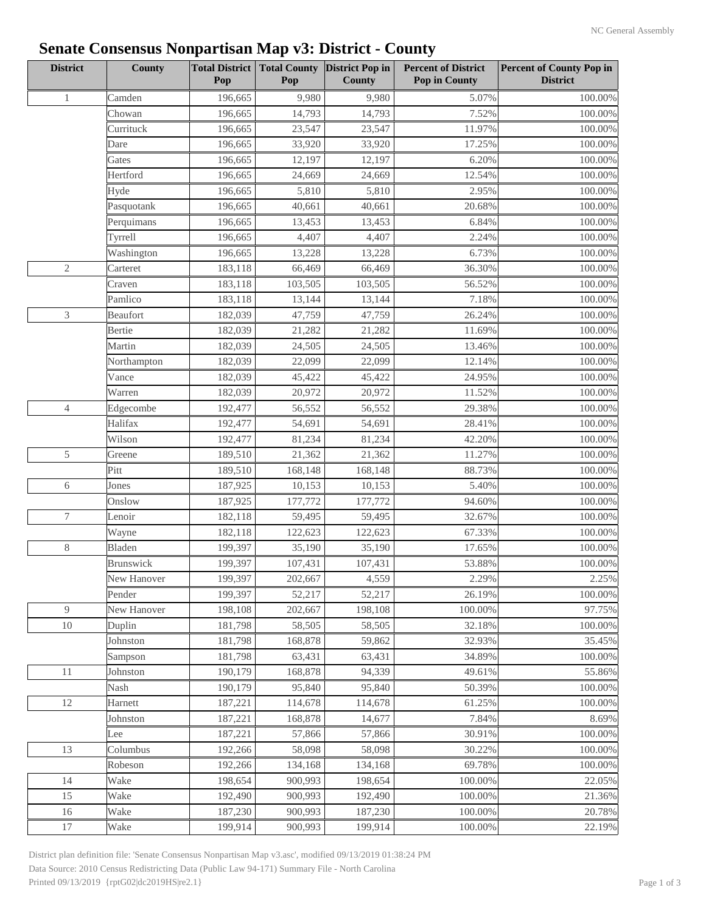# Senate Consensus Nonpartisan Map v3: District - County

| District | County | Total District Pop | Total County Pop | District Pop in County | Percent of District Pop in County | Percent of County Pop in District |
|---|---|---|---|---|---|---|
| 1 | Camden | 196,665 | 9,980 | 9,980 | 5.07% | 100.00% |
| | Chowan | 196,665 | 14,793 | 14,793 | 7.52% | 100.00% |
| | Currituck | 196,665 | 23,547 | 23,547 | 11.97% | 100.00% |
| | Dare | 196,665 | 33,920 | 33,920 | 17.25% | 100.00% |
| | Gates | 196,665 | 12,197 | 12,197 | 6.20% | 100.00% |
| | Hertford | 196,665 | 24,669 | 24,669 | 12.54% | 100.00% |
| | Hyde | 196,665 | 5,810 | 5,810 | 2.95% | 100.00% |
| | Pasquotank | 196,665 | 40,661 | 40,661 | 20.68% | 100.00% |
| | Perquimans | 196,665 | 13,453 | 13,453 | 6.84% | 100.00% |
| | Tyrrell | 196,665 | 4,407 | 4,407 | 2.24% | 100.00% |
| | Washington | 196,665 | 13,228 | 13,228 | 6.73% | 100.00% |
| 2 | Carteret | 183,118 | 66,469 | 66,469 | 36.30% | 100.00% |
| | Craven | 183,118 | 103,505 | 103,505 | 56.52% | 100.00% |
| | Pamlico | 183,118 | 13,144 | 13,144 | 7.18% | 100.00% |
| 3 | Beaufort | 182,039 | 47,759 | 47,759 | 26.24% | 100.00% |
| | Bertie | 182,039 | 21,282 | 21,282 | 11.69% | 100.00% |
| | Martin | 182,039 | 24,505 | 24,505 | 13.46% | 100.00% |
| | Northampton | 182,039 | 22,099 | 22,099 | 12.14% | 100.00% |
| | Vance | 182,039 | 45,422 | 45,422 | 24.95% | 100.00% |
| | Warren | 182,039 | 20,972 | 20,972 | 11.52% | 100.00% |
| 4 | Edgecombe | 192,477 | 56,552 | 56,552 | 29.38% | 100.00% |
| | Halifax | 192,477 | 54,691 | 54,691 | 28.41% | 100.00% |
| | Wilson | 192,477 | 81,234 | 81,234 | 42.20% | 100.00% |
| 5 | Greene | 189,510 | 21,362 | 21,362 | 11.27% | 100.00% |
| | Pitt | 189,510 | 168,148 | 168,148 | 88.73% | 100.00% |
| 6 | Jones | 187,925 | 10,153 | 10,153 | 5.40% | 100.00% |
| | Onslow | 187,925 | 177,772 | 177,772 | 94.60% | 100.00% |
| 7 | Lenoir | 182,118 | 59,495 | 59,495 | 32.67% | 100.00% |
| | Wayne | 182,118 | 122,623 | 122,623 | 67.33% | 100.00% |
| 8 | Bladen | 199,397 | 35,190 | 35,190 | 17.65% | 100.00% |
| | Brunswick | 199,397 | 107,431 | 107,431 | 53.88% | 100.00% |
| | New Hanover | 199,397 | 202,667 | 4,559 | 2.29% | 2.25% |
| | Pender | 199,397 | 52,217 | 52,217 | 26.19% | 100.00% |
| 9 | New Hanover | 198,108 | 202,667 | 198,108 | 100.00% | 97.75% |
| 10 | Duplin | 181,798 | 58,505 | 58,505 | 32.18% | 100.00% |
| | Johnston | 181,798 | 168,878 | 59,862 | 32.93% | 35.45% |
| | Sampson | 181,798 | 63,431 | 63,431 | 34.89% | 100.00% |
| 11 | Johnston | 190,179 | 168,878 | 94,339 | 49.61% | 55.86% |
| | Nash | 190,179 | 95,840 | 95,840 | 50.39% | 100.00% |
| 12 | Harnett | 187,221 | 114,678 | 114,678 | 61.25% | 100.00% |
| | Johnston | 187,221 | 168,878 | 14,677 | 7.84% | 8.69% |
| | Lee | 187,221 | 57,866 | 57,866 | 30.91% | 100.00% |
| 13 | Columbus | 192,266 | 58,098 | 58,098 | 30.22% | 100.00% |
| | Robeson | 192,266 | 134,168 | 134,168 | 69.78% | 100.00% |
| 14 | Wake | 198,654 | 900,993 | 198,654 | 100.00% | 22.05% |
| 15 | Wake | 192,490 | 900,993 | 192,490 | 100.00% | 21.36% |
| 16 | Wake | 187,230 | 900,993 | 187,230 | 100.00% | 20.78% |
| 17 | Wake | 199,914 | 900,993 | 199,914 | 100.00% | 22.19% |

District plan definition file: 'Senate Consensus Nonpartisan Map v3.asc', modified 09/13/2019 01:38:24 PM

Data Source: 2010 Census Redistricting Data (Public Law 94-171) Summary File - North Carolina

Printed 09/13/2019 {rptG02|dc2019HS|re2.1}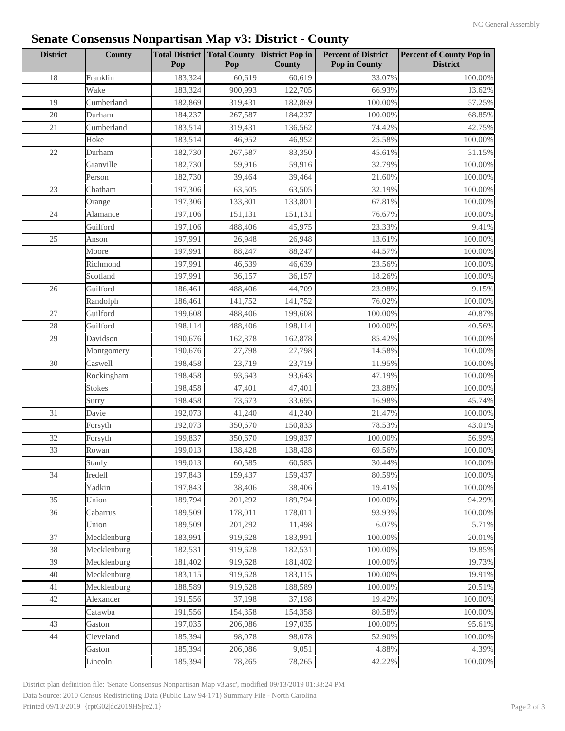# Senate Consensus Nonpartisan Map v3: District - County

| District | County | Total District Pop | Total County Pop | District Pop in County | Percent of District Pop in County | Percent of County Pop in District |
|---|---|---|---|---|---|---|
| 18 | Franklin | 183,324 | 60,619 | 60,619 | 33.07% | 100.00% |
| | Wake | 183,324 | 900,993 | 122,705 | 66.93% | 13.62% |
| 19 | Cumberland | 182,869 | 319,431 | 182,869 | 100.00% | 57.25% |
| 20 | Durham | 184,237 | 267,587 | 184,237 | 100.00% | 68.85% |
| 21 | Cumberland | 183,514 | 319,431 | 136,562 | 74.42% | 42.75% |
| | Hoke | 183,514 | 46,952 | 46,952 | 25.58% | 100.00% |
| 22 | Durham | 182,730 | 267,587 | 83,350 | 45.61% | 31.15% |
| | Granville | 182,730 | 59,916 | 59,916 | 32.79% | 100.00% |
| | Person | 182,730 | 39,464 | 39,464 | 21.60% | 100.00% |
| 23 | Chatham | 197,306 | 63,505 | 63,505 | 32.19% | 100.00% |
| | Orange | 197,306 | 133,801 | 133,801 | 67.81% | 100.00% |
| 24 | Alamance | 197,106 | 151,131 | 151,131 | 76.67% | 100.00% |
| | Guilford | 197,106 | 488,406 | 45,975 | 23.33% | 9.41% |
| 25 | Anson | 197,991 | 26,948 | 26,948 | 13.61% | 100.00% |
| | Moore | 197,991 | 88,247 | 88,247 | 44.57% | 100.00% |
| | Richmond | 197,991 | 46,639 | 46,639 | 23.56% | 100.00% |
| | Scotland | 197,991 | 36,157 | 36,157 | 18.26% | 100.00% |
| 26 | Guilford | 186,461 | 488,406 | 44,709 | 23.98% | 9.15% |
| | Randolph | 186,461 | 141,752 | 141,752 | 76.02% | 100.00% |
| 27 | Guilford | 199,608 | 488,406 | 199,608 | 100.00% | 40.87% |
| 28 | Guilford | 198,114 | 488,406 | 198,114 | 100.00% | 40.56% |
| 29 | Davidson | 190,676 | 162,878 | 162,878 | 85.42% | 100.00% |
| | Montgomery | 190,676 | 27,798 | 27,798 | 14.58% | 100.00% |
| 30 | Caswell | 198,458 | 23,719 | 23,719 | 11.95% | 100.00% |
| | Rockingham | 198,458 | 93,643 | 93,643 | 47.19% | 100.00% |
| | Stokes | 198,458 | 47,401 | 47,401 | 23.88% | 100.00% |
| | Surry | 198,458 | 73,673 | 33,695 | 16.98% | 45.74% |
| 31 | Davie | 192,073 | 41,240 | 41,240 | 21.47% | 100.00% |
| | Forsyth | 192,073 | 350,670 | 150,833 | 78.53% | 43.01% |
| 32 | Forsyth | 199,837 | 350,670 | 199,837 | 100.00% | 56.99% |
| 33 | Rowan | 199,013 | 138,428 | 138,428 | 69.56% | 100.00% |
| | Stanly | 199,013 | 60,585 | 60,585 | 30.44% | 100.00% |
| 34 | Iredell | 197,843 | 159,437 | 159,437 | 80.59% | 100.00% |
| | Yadkin | 197,843 | 38,406 | 38,406 | 19.41% | 100.00% |
| 35 | Union | 189,794 | 201,292 | 189,794 | 100.00% | 94.29% |
| 36 | Cabarrus | 189,509 | 178,011 | 178,011 | 93.93% | 100.00% |
| | Union | 189,509 | 201,292 | 11,498 | 6.07% | 5.71% |
| 37 | Mecklenburg | 183,991 | 919,628 | 183,991 | 100.00% | 20.01% |
| 38 | Mecklenburg | 182,531 | 919,628 | 182,531 | 100.00% | 19.85% |
| 39 | Mecklenburg | 181,402 | 919,628 | 181,402 | 100.00% | 19.73% |
| 40 | Mecklenburg | 183,115 | 919,628 | 183,115 | 100.00% | 19.91% |
| 41 | Mecklenburg | 188,589 | 919,628 | 188,589 | 100.00% | 20.51% |
| 42 | Alexander | 191,556 | 37,198 | 37,198 | 19.42% | 100.00% |
| | Catawba | 191,556 | 154,358 | 154,358 | 80.58% | 100.00% |
| 43 | Gaston | 197,035 | 206,086 | 197,035 | 100.00% | 95.61% |
| 44 | Cleveland | 185,394 | 98,078 | 98,078 | 52.90% | 100.00% |
| | Gaston | 185,394 | 206,086 | 9,051 | 4.88% | 4.39% |
| | Lincoln | 185,394 | 78,265 | 78,265 | 42.22% | 100.00% |

District plan definition file: 'Senate Consensus Nonpartisan Map v3.asc', modified 09/13/2019 01:38:24 PM

Data Source: 2010 Census Redistricting Data (Public Law 94-171) Summary File - North Carolina

Printed 09/13/2019 {rptG02|dc2019HS|re2.1}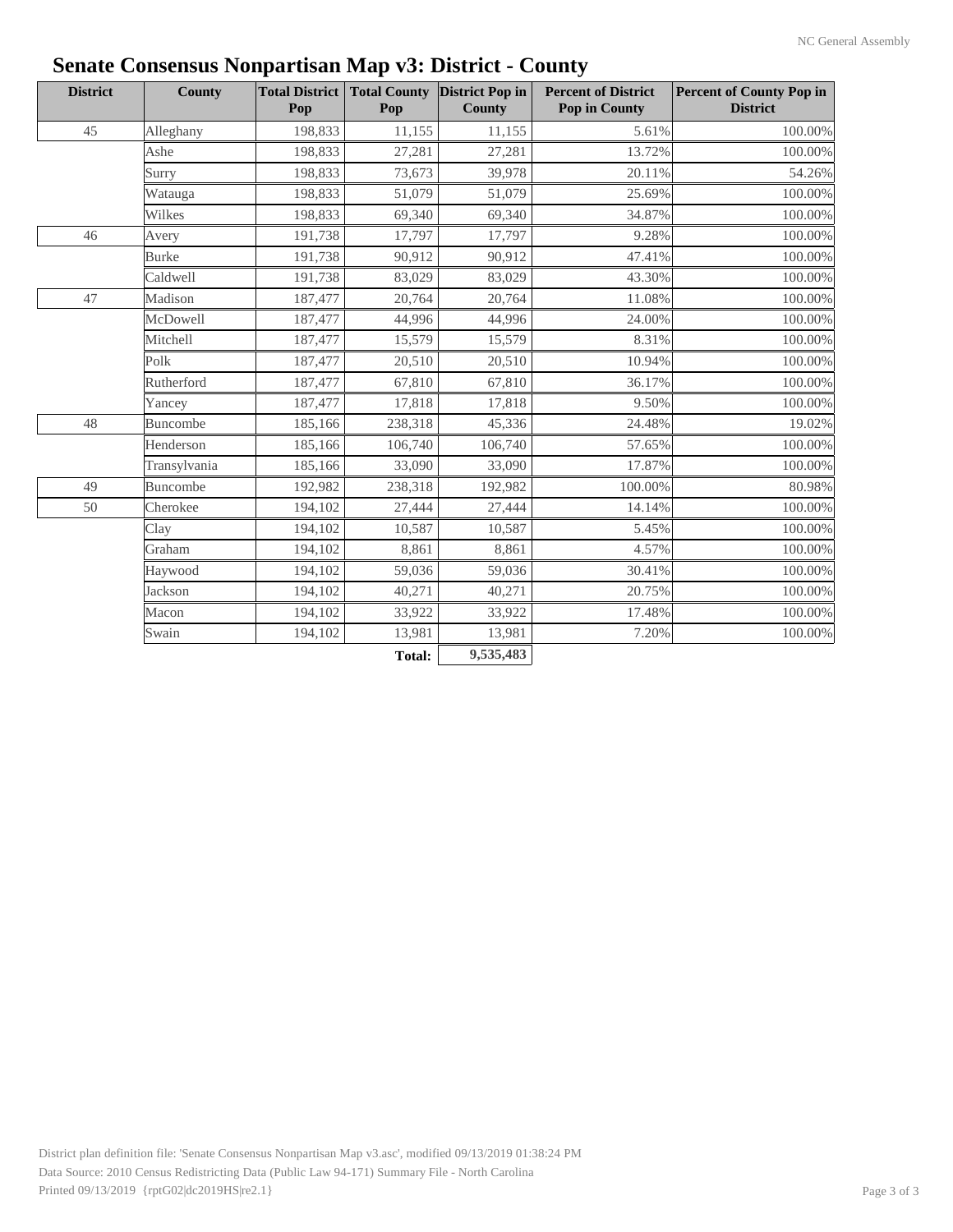# Senate Consensus Nonpartisan Map v3: District - County

| District | County | Total District Pop | Total County Pop | District Pop in County | Percent of District Pop in County | Percent of County Pop in District |
|---|---|---|---|---|---|---|
| 45 | Alleghany | 198,833 | 11,155 | 11,155 | 5.61% | 100.00% |
| | Ashe | 198,833 | 27,281 | 27,281 | 13.72% | 100.00% |
| | Surry | 198,833 | 73,673 | 39,978 | 20.11% | 54.26% |
| | Watauga | 198,833 | 51,079 | 51,079 | 25.69% | 100.00% |
| | Wilkes | 198,833 | 69,340 | 69,340 | 34.87% | 100.00% |
| 46 | Avery | 191,738 | 17,797 | 17,797 | 9.28% | 100.00% |
| | Burke | 191,738 | 90,912 | 90,912 | 47.41% | 100.00% |
| | Caldwell | 191,738 | 83,029 | 83,029 | 43.30% | 100.00% |
| 47 | Madison | 187,477 | 20,764 | 20,764 | 11.08% | 100.00% |
| | McDowell | 187,477 | 44,996 | 44,996 | 24.00% | 100.00% |
| | Mitchell | 187,477 | 15,579 | 15,579 | 8.31% | 100.00% |
| | Polk | 187,477 | 20,510 | 20,510 | 10.94% | 100.00% |
| | Rutherford | 187,477 | 67,810 | 67,810 | 36.17% | 100.00% |
| | Yancey | 187,477 | 17,818 | 17,818 | 9.50% | 100.00% |
| 48 | Buncombe | 185,166 | 238,318 | 45,336 | 24.48% | 19.02% |
| | Henderson | 185,166 | 106,740 | 106,740 | 57.65% | 100.00% |
| | Transylvania | 185,166 | 33,090 | 33,090 | 17.87% | 100.00% |
| 49 | Buncombe | 192,982 | 238,318 | 192,982 | 100.00% | 80.98% |
| 50 | Cherokee | 194,102 | 27,444 | 27,444 | 14.14% | 100.00% |
| | Clay | 194,102 | 10,587 | 10,587 | 5.45% | 100.00% |
| | Graham | 194,102 | 8,861 | 8,861 | 4.57% | 100.00% |
| | Haywood | 194,102 | 59,036 | 59,036 | 30.41% | 100.00% |
| | Jackson | 194,102 | 40,271 | 40,271 | 20.75% | 100.00% |
| | Macon | 194,102 | 33,922 | 33,922 | 17.48% | 100.00% |
| | Swain | 194,102 | 13,981 | 13,981 | 7.20% | 100.00% |
| | | | **Total:** | **9,535,483** | | |

District plan definition file: 'Senate Consensus Nonpartisan Map v3.asc', modified 09/13/2019 01:38:24 PM
Data Source: 2010 Census Redistricting Data (Public Law 94-171) Summary File - North Carolina
Printed 09/13/2019 {rptG02|dc2019HS|re2.1}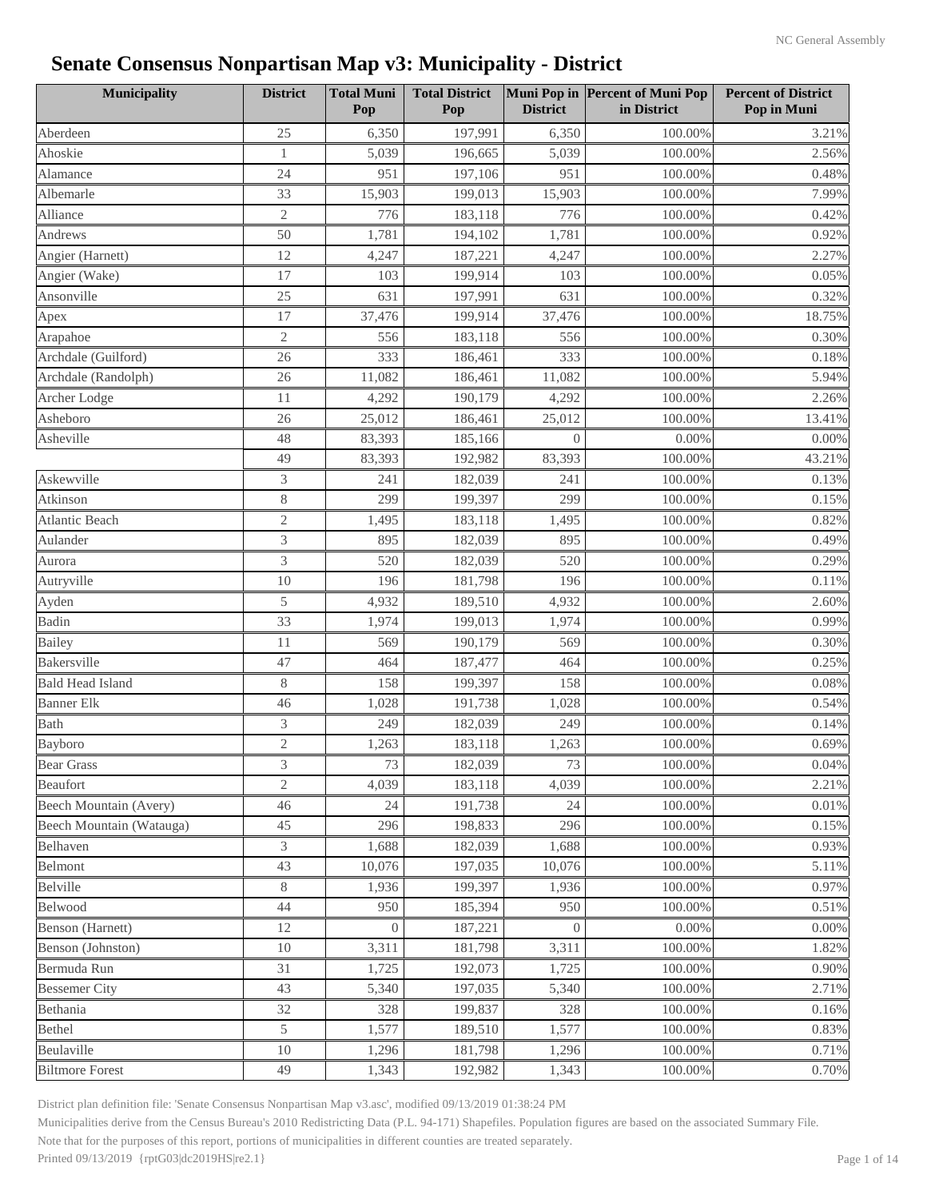# Senate Consensus Nonpartisan Map v3: Municipality - District

| Municipality | District | Total Muni Pop | Total District Pop | Muni Pop in District | Percent of Muni Pop in District | Percent of District Pop in Muni |
|---|---|---|---|---|---|---|
| Aberdeen | 25 | 6,350 | 197,991 | 6,350 | 100.00% | 3.21% |
| Ahoskie | 1 | 5,039 | 196,665 | 5,039 | 100.00% | 2.56% |
| Alamance | 24 | 951 | 197,106 | 951 | 100.00% | 0.48% |
| Albemarle | 33 | 15,903 | 199,013 | 15,903 | 100.00% | 7.99% |
| Alliance | 2 | 776 | 183,118 | 776 | 100.00% | 0.42% |
| Andrews | 50 | 1,781 | 194,102 | 1,781 | 100.00% | 0.92% |
| Angier (Harnett) | 12 | 4,247 | 187,221 | 4,247 | 100.00% | 2.27% |
| Angier (Wake) | 17 | 103 | 199,914 | 103 | 100.00% | 0.05% |
| Ansonville | 25 | 631 | 197,991 | 631 | 100.00% | 0.32% |
| Apex | 17 | 37,476 | 199,914 | 37,476 | 100.00% | 18.75% |
| Arapahoe | 2 | 556 | 183,118 | 556 | 100.00% | 0.30% |
| Archdale (Guilford) | 26 | 333 | 186,461 | 333 | 100.00% | 0.18% |
| Archdale (Randolph) | 26 | 11,082 | 186,461 | 11,082 | 100.00% | 5.94% |
| Archer Lodge | 11 | 4,292 | 190,179 | 4,292 | 100.00% | 2.26% |
| Asheboro | 26 | 25,012 | 186,461 | 25,012 | 100.00% | 13.41% |
| Asheville | 48 | 83,393 | 185,166 | 0 | 0.00% | 0.00% |
| | 49 | 83,393 | 192,982 | 83,393 | 100.00% | 43.21% |
| Askewville | 3 | 241 | 182,039 | 241 | 100.00% | 0.13% |
| Atkinson | 8 | 299 | 199,397 | 299 | 100.00% | 0.15% |
| Atlantic Beach | 2 | 1,495 | 183,118 | 1,495 | 100.00% | 0.82% |
| Aulander | 3 | 895 | 182,039 | 895 | 100.00% | 0.49% |
| Aurora | 3 | 520 | 182,039 | 520 | 100.00% | 0.29% |
| Autryville | 10 | 196 | 181,798 | 196 | 100.00% | 0.11% |
| Ayden | 5 | 4,932 | 189,510 | 4,932 | 100.00% | 2.60% |
| Badin | 33 | 1,974 | 199,013 | 1,974 | 100.00% | 0.99% |
| Bailey | 11 | 569 | 190,179 | 569 | 100.00% | 0.30% |
| Bakersville | 47 | 464 | 187,477 | 464 | 100.00% | 0.25% |
| Bald Head Island | 8 | 158 | 199,397 | 158 | 100.00% | 0.08% |
| Banner Elk | 46 | 1,028 | 191,738 | 1,028 | 100.00% | 0.54% |
| Bath | 3 | 249 | 182,039 | 249 | 100.00% | 0.14% |
| Bayboro | 2 | 1,263 | 183,118 | 1,263 | 100.00% | 0.69% |
| Bear Grass | 3 | 73 | 182,039 | 73 | 100.00% | 0.04% |
| Beaufort | 2 | 4,039 | 183,118 | 4,039 | 100.00% | 2.21% |
| Beech Mountain (Avery) | 46 | 24 | 191,738 | 24 | 100.00% | 0.01% |
| Beech Mountain (Watauga) | 45 | 296 | 198,833 | 296 | 100.00% | 0.15% |
| Belhaven | 3 | 1,688 | 182,039 | 1,688 | 100.00% | 0.93% |
| Belmont | 43 | 10,076 | 197,035 | 10,076 | 100.00% | 5.11% |
| Belville | 8 | 1,936 | 199,397 | 1,936 | 100.00% | 0.97% |
| Belwood | 44 | 950 | 185,394 | 950 | 100.00% | 0.51% |
| Benson (Harnett) | 12 | 0 | 187,221 | 0 | 0.00% | 0.00% |
| Benson (Johnston) | 10 | 3,311 | 181,798 | 3,311 | 100.00% | 1.82% |
| Bermuda Run | 31 | 1,725 | 192,073 | 1,725 | 100.00% | 0.90% |
| Bessemer City | 43 | 5,340 | 197,035 | 5,340 | 100.00% | 2.71% |
| Bethania | 32 | 328 | 199,837 | 328 | 100.00% | 0.16% |
| Bethel | 5 | 1,577 | 189,510 | 1,577 | 100.00% | 0.83% |
| Beulaville | 10 | 1,296 | 181,798 | 1,296 | 100.00% | 0.71% |
| Biltmore Forest | 49 | 1,343 | 192,982 | 1,343 | 100.00% | 0.70% |

District plan definition file: 'Senate Consensus Nonpartisan Map v3.asc', modified 09/13/2019 01:38:24 PM

Municipalities derive from the Census Bureau's 2010 Redistricting Data (P.L. 94-171) Shapefiles. Population figures are based on the associated Summary File.

Note that for the purposes of this report, portions of municipalities in different counties are treated separately.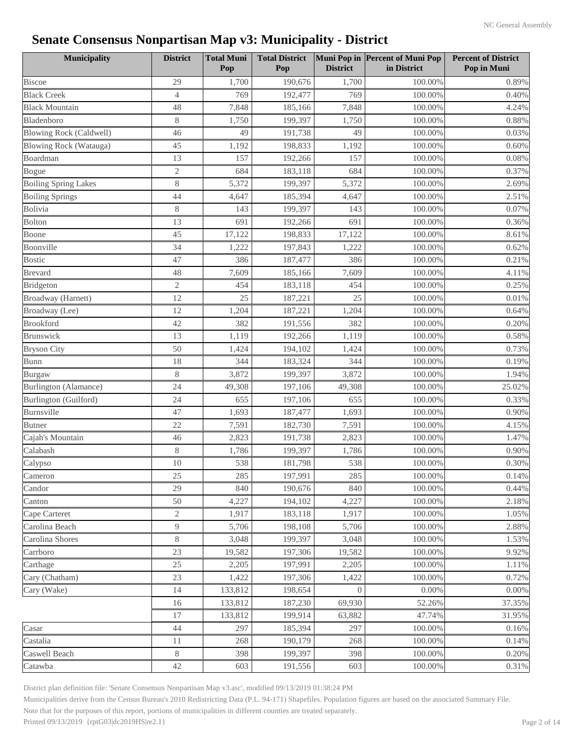# Senate Consensus Nonpartisan Map v3: Municipality - District

| Municipality | District | Total Muni Pop | Total District Pop | Muni Pop in District | Percent of Muni Pop in District | Percent of District Pop in Muni |
|---|---|---|---|---|---|---|
| Biscoe | 29 | 1,700 | 190,676 | 1,700 | 100.00% | 0.89% |
| Black Creek | 4 | 769 | 192,477 | 769 | 100.00% | 0.40% |
| Black Mountain | 48 | 7,848 | 185,166 | 7,848 | 100.00% | 4.24% |
| Bladenboro | 8 | 1,750 | 199,397 | 1,750 | 100.00% | 0.88% |
| Blowing Rock (Caldwell) | 46 | 49 | 191,738 | 49 | 100.00% | 0.03% |
| Blowing Rock (Watauga) | 45 | 1,192 | 198,833 | 1,192 | 100.00% | 0.60% |
| Boardman | 13 | 157 | 192,266 | 157 | 100.00% | 0.08% |
| Bogue | 2 | 684 | 183,118 | 684 | 100.00% | 0.37% |
| Boiling Spring Lakes | 8 | 5,372 | 199,397 | 5,372 | 100.00% | 2.69% |
| Boiling Springs | 44 | 4,647 | 185,394 | 4,647 | 100.00% | 2.51% |
| Bolivia | 8 | 143 | 199,397 | 143 | 100.00% | 0.07% |
| Bolton | 13 | 691 | 192,266 | 691 | 100.00% | 0.36% |
| Boone | 45 | 17,122 | 198,833 | 17,122 | 100.00% | 8.61% |
| Boonville | 34 | 1,222 | 197,843 | 1,222 | 100.00% | 0.62% |
| Bostic | 47 | 386 | 187,477 | 386 | 100.00% | 0.21% |
| Brevard | 48 | 7,609 | 185,166 | 7,609 | 100.00% | 4.11% |
| Bridgeton | 2 | 454 | 183,118 | 454 | 100.00% | 0.25% |
| Broadway (Harnett) | 12 | 25 | 187,221 | 25 | 100.00% | 0.01% |
| Broadway (Lee) | 12 | 1,204 | 187,221 | 1,204 | 100.00% | 0.64% |
| Brookford | 42 | 382 | 191,556 | 382 | 100.00% | 0.20% |
| Brunswick | 13 | 1,119 | 192,266 | 1,119 | 100.00% | 0.58% |
| Bryson City | 50 | 1,424 | 194,102 | 1,424 | 100.00% | 0.73% |
| Bunn | 18 | 344 | 183,324 | 344 | 100.00% | 0.19% |
| Burgaw | 8 | 3,872 | 199,397 | 3,872 | 100.00% | 1.94% |
| Burlington (Alamance) | 24 | 49,308 | 197,106 | 49,308 | 100.00% | 25.02% |
| Burlington (Guilford) | 24 | 655 | 197,106 | 655 | 100.00% | 0.33% |
| Burnsville | 47 | 1,693 | 187,477 | 1,693 | 100.00% | 0.90% |
| Butner | 22 | 7,591 | 182,730 | 7,591 | 100.00% | 4.15% |
| Cajah's Mountain | 46 | 2,823 | 191,738 | 2,823 | 100.00% | 1.47% |
| Calabash | 8 | 1,786 | 199,397 | 1,786 | 100.00% | 0.90% |
| Calypso | 10 | 538 | 181,798 | 538 | 100.00% | 0.30% |
| Cameron | 25 | 285 | 197,991 | 285 | 100.00% | 0.14% |
| Candor | 29 | 840 | 190,676 | 840 | 100.00% | 0.44% |
| Canton | 50 | 4,227 | 194,102 | 4,227 | 100.00% | 2.18% |
| Cape Carteret | 2 | 1,917 | 183,118 | 1,917 | 100.00% | 1.05% |
| Carolina Beach | 9 | 5,706 | 198,108 | 5,706 | 100.00% | 2.88% |
| Carolina Shores | 8 | 3,048 | 199,397 | 3,048 | 100.00% | 1.53% |
| Carrboro | 23 | 19,582 | 197,306 | 19,582 | 100.00% | 9.92% |
| Carthage | 25 | 2,205 | 197,991 | 2,205 | 100.00% | 1.11% |
| Cary (Chatham) | 23 | 1,422 | 197,306 | 1,422 | 100.00% | 0.72% |
| Cary (Wake) | 14 | 133,812 | 198,654 | 0 | 0.00% | 0.00% |
| | 16 | 133,812 | 187,230 | 69,930 | 52.26% | 37.35% |
| | 17 | 133,812 | 199,914 | 63,882 | 47.74% | 31.95% |
| Casar | 44 | 297 | 185,394 | 297 | 100.00% | 0.16% |
| Castalia | 11 | 268 | 190,179 | 268 | 100.00% | 0.14% |
| Caswell Beach | 8 | 398 | 199,397 | 398 | 100.00% | 0.20% |
| Catawba | 42 | 603 | 191,556 | 603 | 100.00% | 0.31% |

District plan definition file: 'Senate Consensus Nonpartisan Map v3.asc', modified 09/13/2019 01:38:24 PM

Municipalities derive from the Census Bureau's 2010 Redistricting Data (P.L. 94-171) Shapefiles. Population figures are based on the associated Summary File.

Note that for the purposes of this report, portions of municipalities in different counties are treated separately.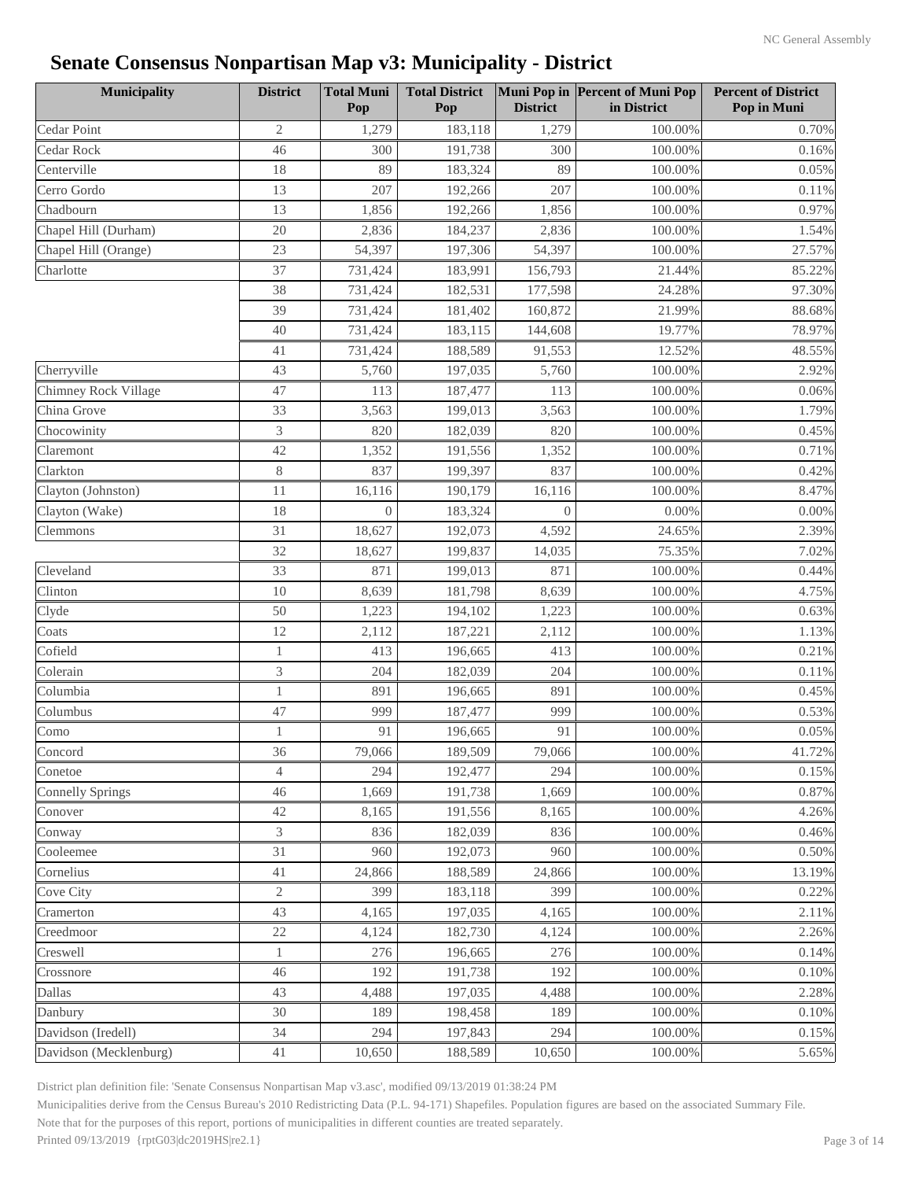# Senate Consensus Nonpartisan Map v3: Municipality - District

| Municipality | District | Total Muni Pop | Total District Pop | Muni Pop in District | Percent of Muni Pop in District | Percent of District Pop in Muni |
|---|---|---|---|---|---|---|
| Cedar Point | 2 | 1,279 | 183,118 | 1,279 | 100.00% | 0.70% |
| Cedar Rock | 46 | 300 | 191,738 | 300 | 100.00% | 0.16% |
| Centerville | 18 | 89 | 183,324 | 89 | 100.00% | 0.05% |
| Cerro Gordo | 13 | 207 | 192,266 | 207 | 100.00% | 0.11% |
| Chadbourn | 13 | 1,856 | 192,266 | 1,856 | 100.00% | 0.97% |
| Chapel Hill (Durham) | 20 | 2,836 | 184,237 | 2,836 | 100.00% | 1.54% |
| Chapel Hill (Orange) | 23 | 54,397 | 197,306 | 54,397 | 100.00% | 27.57% |
| Charlotte | 37 | 731,424 | 183,991 | 156,793 | 21.44% | 85.22% |
| | 38 | 731,424 | 182,531 | 177,598 | 24.28% | 97.30% |
| | 39 | 731,424 | 181,402 | 160,872 | 21.99% | 88.68% |
| | 40 | 731,424 | 183,115 | 144,608 | 19.77% | 78.97% |
| | 41 | 731,424 | 188,589 | 91,553 | 12.52% | 48.55% |
| Cherryville | 43 | 5,760 | 197,035 | 5,760 | 100.00% | 2.92% |
| Chimney Rock Village | 47 | 113 | 187,477 | 113 | 100.00% | 0.06% |
| China Grove | 33 | 3,563 | 199,013 | 3,563 | 100.00% | 1.79% |
| Chocowinity | 3 | 820 | 182,039 | 820 | 100.00% | 0.45% |
| Claremont | 42 | 1,352 | 191,556 | 1,352 | 100.00% | 0.71% |
| Clarkton | 8 | 837 | 199,397 | 837 | 100.00% | 0.42% |
| Clayton (Johnston) | 11 | 16,116 | 190,179 | 16,116 | 100.00% | 8.47% |
| Clayton (Wake) | 18 | 0 | 183,324 | 0 | 0.00% | 0.00% |
| Clemmons | 31 | 18,627 | 192,073 | 4,592 | 24.65% | 2.39% |
| | 32 | 18,627 | 199,837 | 14,035 | 75.35% | 7.02% |
| Cleveland | 33 | 871 | 199,013 | 871 | 100.00% | 0.44% |
| Clinton | 10 | 8,639 | 181,798 | 8,639 | 100.00% | 4.75% |
| Clyde | 50 | 1,223 | 194,102 | 1,223 | 100.00% | 0.63% |
| Coats | 12 | 2,112 | 187,221 | 2,112 | 100.00% | 1.13% |
| Cofield | 1 | 413 | 196,665 | 413 | 100.00% | 0.21% |
| Colerain | 3 | 204 | 182,039 | 204 | 100.00% | 0.11% |
| Columbia | 1 | 891 | 196,665 | 891 | 100.00% | 0.45% |
| Columbus | 47 | 999 | 187,477 | 999 | 100.00% | 0.53% |
| Como | 1 | 91 | 196,665 | 91 | 100.00% | 0.05% |
| Concord | 36 | 79,066 | 189,509 | 79,066 | 100.00% | 41.72% |
| Conetoe | 4 | 294 | 192,477 | 294 | 100.00% | 0.15% |
| Connelly Springs | 46 | 1,669 | 191,738 | 1,669 | 100.00% | 0.87% |
| Conover | 42 | 8,165 | 191,556 | 8,165 | 100.00% | 4.26% |
| Conway | 3 | 836 | 182,039 | 836 | 100.00% | 0.46% |
| Cooleemee | 31 | 960 | 192,073 | 960 | 100.00% | 0.50% |
| Cornelius | 41 | 24,866 | 188,589 | 24,866 | 100.00% | 13.19% |
| Cove City | 2 | 399 | 183,118 | 399 | 100.00% | 0.22% |
| Cramerton | 43 | 4,165 | 197,035 | 4,165 | 100.00% | 2.11% |
| Creedmoor | 22 | 4,124 | 182,730 | 4,124 | 100.00% | 2.26% |
| Creswell | 1 | 276 | 196,665 | 276 | 100.00% | 0.14% |
| Crossnore | 46 | 192 | 191,738 | 192 | 100.00% | 0.10% |
| Dallas | 43 | 4,488 | 197,035 | 4,488 | 100.00% | 2.28% |
| Danbury | 30 | 189 | 198,458 | 189 | 100.00% | 0.10% |
| Davidson (Iredell) | 34 | 294 | 197,843 | 294 | 100.00% | 0.15% |
| Davidson (Mecklenburg) | 41 | 10,650 | 188,589 | 10,650 | 100.00% | 5.65% |

District plan definition file: 'Senate Consensus Nonpartisan Map v3.asc', modified 09/13/2019 01:38:24 PM

Municipalities derive from the Census Bureau's 2010 Redistricting Data (P.L. 94-171) Shapefiles. Population figures are based on the associated Summary File.

Note that for the purposes of this report, portions of municipalities in different counties are treated separately.

Printed 09/13/2019 {rptG03|dc2019HS|re2.1}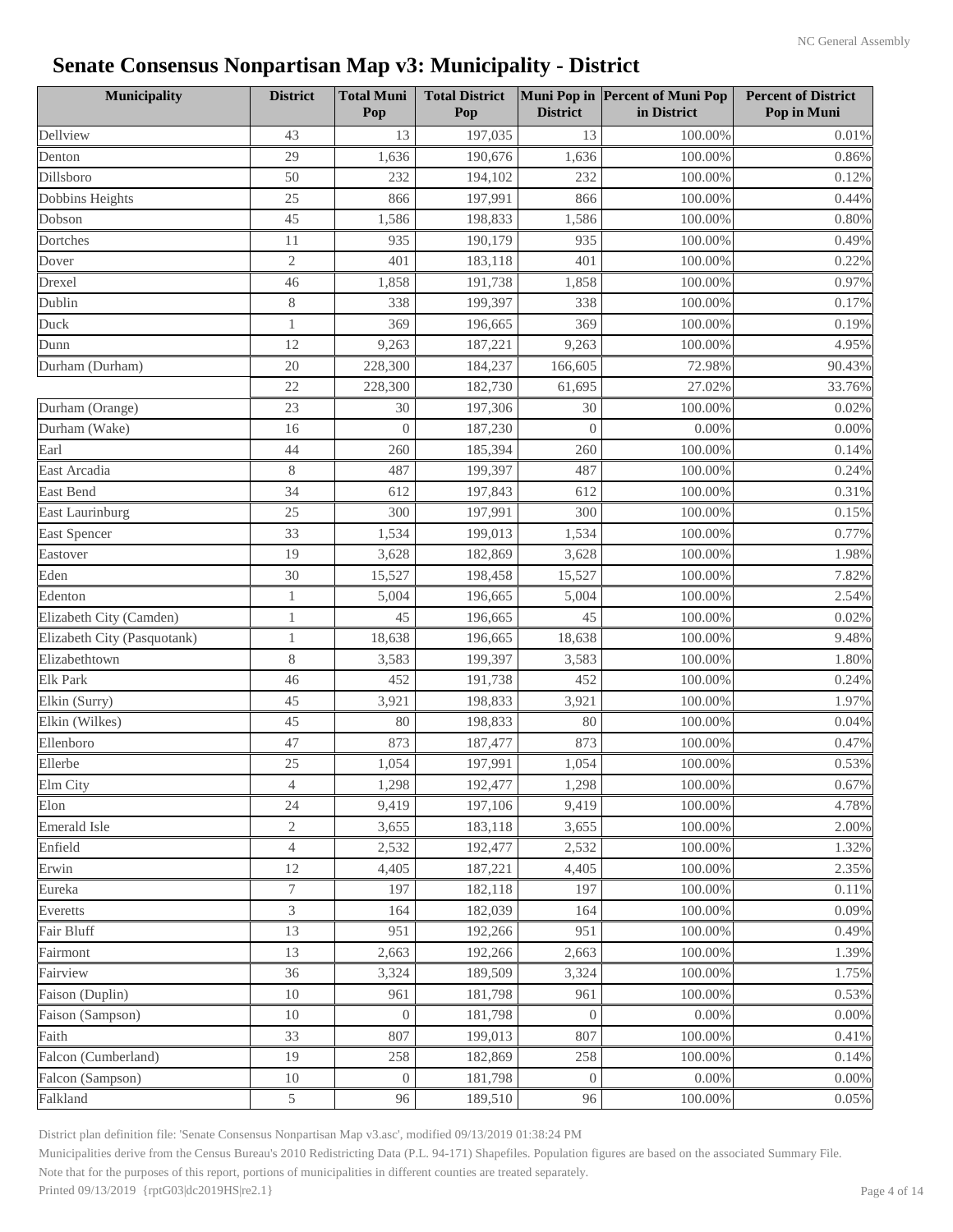# Senate Consensus Nonpartisan Map v3: Municipality - District

| Municipality | District | Total Muni Pop | Total District Pop | Muni Pop in District | Percent of Muni Pop in District | Percent of District Pop in Muni |
|---|---|---|---|---|---|---|
| Dellview | 43 | 13 | 197,035 | 13 | 100.00% | 0.01% |
| Denton | 29 | 1,636 | 190,676 | 1,636 | 100.00% | 0.86% |
| Dillsboro | 50 | 232 | 194,102 | 232 | 100.00% | 0.12% |
| Dobbins Heights | 25 | 866 | 197,991 | 866 | 100.00% | 0.44% |
| Dobson | 45 | 1,586 | 198,833 | 1,586 | 100.00% | 0.80% |
| Dortches | 11 | 935 | 190,179 | 935 | 100.00% | 0.49% |
| Dover | 2 | 401 | 183,118 | 401 | 100.00% | 0.22% |
| Drexel | 46 | 1,858 | 191,738 | 1,858 | 100.00% | 0.97% |
| Dublin | 8 | 338 | 199,397 | 338 | 100.00% | 0.17% |
| Duck | 1 | 369 | 196,665 | 369 | 100.00% | 0.19% |
| Dunn | 12 | 9,263 | 187,221 | 9,263 | 100.00% | 4.95% |
| Durham (Durham) | 20 | 228,300 | 184,237 | 166,605 | 72.98% | 90.43% |
| | 22 | 228,300 | 182,730 | 61,695 | 27.02% | 33.76% |
| Durham (Orange) | 23 | 30 | 197,306 | 30 | 100.00% | 0.02% |
| Durham (Wake) | 16 | 0 | 187,230 | 0 | 0.00% | 0.00% |
| Earl | 44 | 260 | 185,394 | 260 | 100.00% | 0.14% |
| East Arcadia | 8 | 487 | 199,397 | 487 | 100.00% | 0.24% |
| East Bend | 34 | 612 | 197,843 | 612 | 100.00% | 0.31% |
| East Laurinburg | 25 | 300 | 197,991 | 300 | 100.00% | 0.15% |
| East Spencer | 33 | 1,534 | 199,013 | 1,534 | 100.00% | 0.77% |
| Eastover | 19 | 3,628 | 182,869 | 3,628 | 100.00% | 1.98% |
| Eden | 30 | 15,527 | 198,458 | 15,527 | 100.00% | 7.82% |
| Edenton | 1 | 5,004 | 196,665 | 5,004 | 100.00% | 2.54% |
| Elizabeth City (Camden) | 1 | 45 | 196,665 | 45 | 100.00% | 0.02% |
| Elizabeth City (Pasquotank) | 1 | 18,638 | 196,665 | 18,638 | 100.00% | 9.48% |
| Elizabethtown | 8 | 3,583 | 199,397 | 3,583 | 100.00% | 1.80% |
| Elk Park | 46 | 452 | 191,738 | 452 | 100.00% | 0.24% |
| Elkin (Surry) | 45 | 3,921 | 198,833 | 3,921 | 100.00% | 1.97% |
| Elkin (Wilkes) | 45 | 80 | 198,833 | 80 | 100.00% | 0.04% |
| Ellenboro | 47 | 873 | 187,477 | 873 | 100.00% | 0.47% |
| Ellerbe | 25 | 1,054 | 197,991 | 1,054 | 100.00% | 0.53% |
| Elm City | 4 | 1,298 | 192,477 | 1,298 | 100.00% | 0.67% |
| Elon | 24 | 9,419 | 197,106 | 9,419 | 100.00% | 4.78% |
| Emerald Isle | 2 | 3,655 | 183,118 | 3,655 | 100.00% | 2.00% |
| Enfield | 4 | 2,532 | 192,477 | 2,532 | 100.00% | 1.32% |
| Erwin | 12 | 4,405 | 187,221 | 4,405 | 100.00% | 2.35% |
| Eureka | 7 | 197 | 182,118 | 197 | 100.00% | 0.11% |
| Everetts | 3 | 164 | 182,039 | 164 | 100.00% | 0.09% |
| Fair Bluff | 13 | 951 | 192,266 | 951 | 100.00% | 0.49% |
| Fairmont | 13 | 2,663 | 192,266 | 2,663 | 100.00% | 1.39% |
| Fairview | 36 | 3,324 | 189,509 | 3,324 | 100.00% | 1.75% |
| Faison (Duplin) | 10 | 961 | 181,798 | 961 | 100.00% | 0.53% |
| Faison (Sampson) | 10 | 0 | 181,798 | 0 | 0.00% | 0.00% |
| Faith | 33 | 807 | 199,013 | 807 | 100.00% | 0.41% |
| Falcon (Cumberland) | 19 | 258 | 182,869 | 258 | 100.00% | 0.14% |
| Falcon (Sampson) | 10 | 0 | 181,798 | 0 | 0.00% | 0.00% |
| Falkland | 5 | 96 | 189,510 | 96 | 100.00% | 0.05% |

District plan definition file: 'Senate Consensus Nonpartisan Map v3.asc', modified 09/13/2019 01:38:24 PM

Municipalities derive from the Census Bureau's 2010 Redistricting Data (P.L. 94-171) Shapefiles. Population figures are based on the associated Summary File.

Note that for the purposes of this report, portions of municipalities in different counties are treated separately.

Printed 09/13/2019 {rptG03|dc2019HS|re2.1}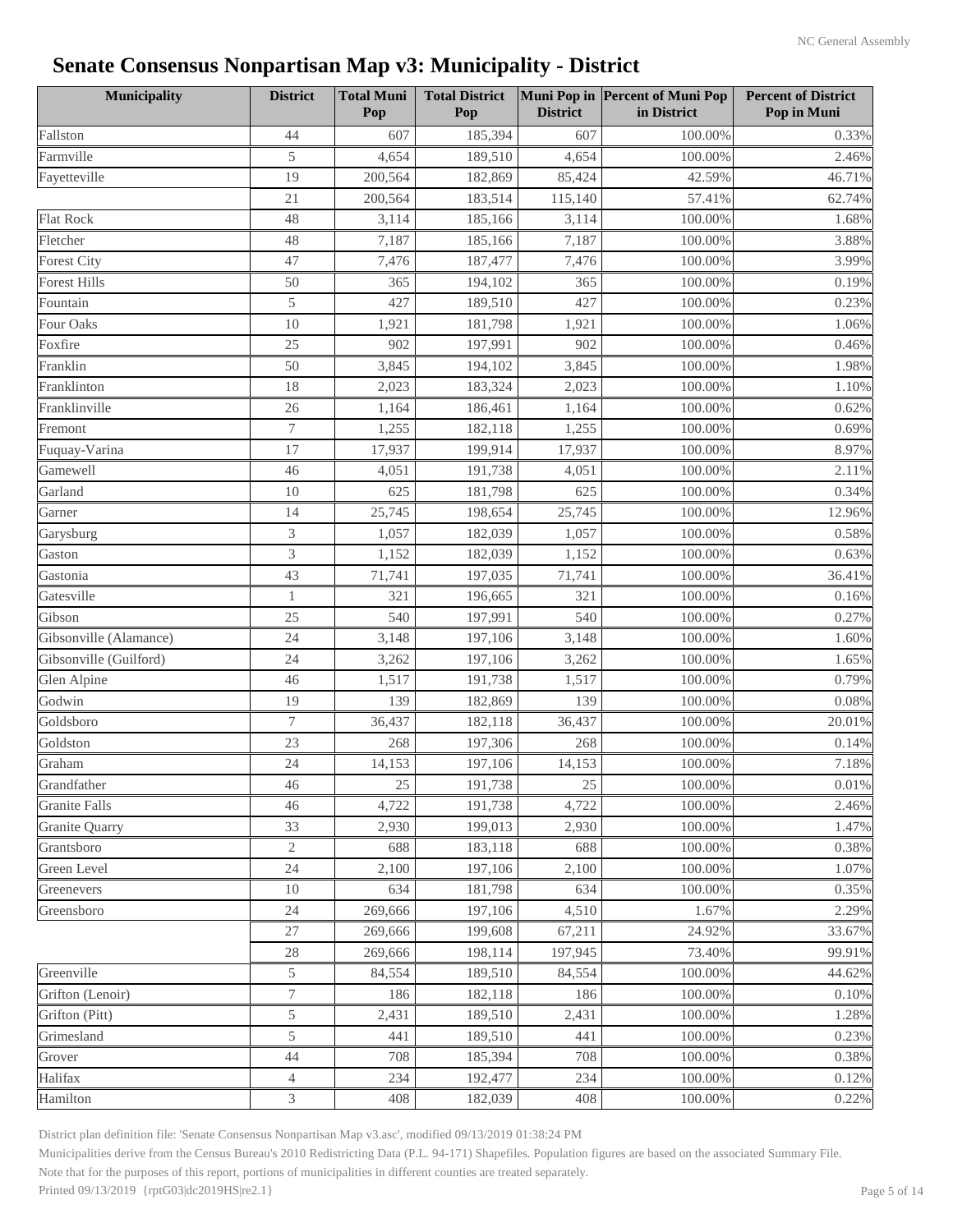# Senate Consensus Nonpartisan Map v3: Municipality - District

| Municipality | District | Total Muni Pop | Total District Pop | Muni Pop in District | Percent of Muni Pop in District | Percent of District Pop in Muni |
|---|---|---|---|---|---|---|
| Fallston | 44 | 607 | 185,394 | 607 | 100.00% | 0.33% |
| Farmville | 5 | 4,654 | 189,510 | 4,654 | 100.00% | 2.46% |
| Fayetteville | 19 | 200,564 | 182,869 | 85,424 | 42.59% | 46.71% |
| | 21 | 200,564 | 183,514 | 115,140 | 57.41% | 62.74% |
| Flat Rock | 48 | 3,114 | 185,166 | 3,114 | 100.00% | 1.68% |
| Fletcher | 48 | 7,187 | 185,166 | 7,187 | 100.00% | 3.88% |
| Forest City | 47 | 7,476 | 187,477 | 7,476 | 100.00% | 3.99% |
| Forest Hills | 50 | 365 | 194,102 | 365 | 100.00% | 0.19% |
| Fountain | 5 | 427 | 189,510 | 427 | 100.00% | 0.23% |
| Four Oaks | 10 | 1,921 | 181,798 | 1,921 | 100.00% | 1.06% |
| Foxfire | 25 | 902 | 197,991 | 902 | 100.00% | 0.46% |
| Franklin | 50 | 3,845 | 194,102 | 3,845 | 100.00% | 1.98% |
| Franklinton | 18 | 2,023 | 183,324 | 2,023 | 100.00% | 1.10% |
| Franklinville | 26 | 1,164 | 186,461 | 1,164 | 100.00% | 0.62% |
| Fremont | 7 | 1,255 | 182,118 | 1,255 | 100.00% | 0.69% |
| Fuquay-Varina | 17 | 17,937 | 199,914 | 17,937 | 100.00% | 8.97% |
| Gamewell | 46 | 4,051 | 191,738 | 4,051 | 100.00% | 2.11% |
| Garland | 10 | 625 | 181,798 | 625 | 100.00% | 0.34% |
| Garner | 14 | 25,745 | 198,654 | 25,745 | 100.00% | 12.96% |
| Garysburg | 3 | 1,057 | 182,039 | 1,057 | 100.00% | 0.58% |
| Gaston | 3 | 1,152 | 182,039 | 1,152 | 100.00% | 0.63% |
| Gastonia | 43 | 71,741 | 197,035 | 71,741 | 100.00% | 36.41% |
| Gatesville | 1 | 321 | 196,665 | 321 | 100.00% | 0.16% |
| Gibson | 25 | 540 | 197,991 | 540 | 100.00% | 0.27% |
| Gibsonville (Alamance) | 24 | 3,148 | 197,106 | 3,148 | 100.00% | 1.60% |
| Gibsonville (Guilford) | 24 | 3,262 | 197,106 | 3,262 | 100.00% | 1.65% |
| Glen Alpine | 46 | 1,517 | 191,738 | 1,517 | 100.00% | 0.79% |
| Godwin | 19 | 139 | 182,869 | 139 | 100.00% | 0.08% |
| Goldsboro | 7 | 36,437 | 182,118 | 36,437 | 100.00% | 20.01% |
| Goldston | 23 | 268 | 197,306 | 268 | 100.00% | 0.14% |
| Graham | 24 | 14,153 | 197,106 | 14,153 | 100.00% | 7.18% |
| Grandfather | 46 | 25 | 191,738 | 25 | 100.00% | 0.01% |
| Granite Falls | 46 | 4,722 | 191,738 | 4,722 | 100.00% | 2.46% |
| Granite Quarry | 33 | 2,930 | 199,013 | 2,930 | 100.00% | 1.47% |
| Grantsboro | 2 | 688 | 183,118 | 688 | 100.00% | 0.38% |
| Green Level | 24 | 2,100 | 197,106 | 2,100 | 100.00% | 1.07% |
| Greenevers | 10 | 634 | 181,798 | 634 | 100.00% | 0.35% |
| Greensboro | 24 | 269,666 | 197,106 | 4,510 | 1.67% | 2.29% |
| | 27 | 269,666 | 199,608 | 67,211 | 24.92% | 33.67% |
| | 28 | 269,666 | 198,114 | 197,945 | 73.40% | 99.91% |
| Greenville | 5 | 84,554 | 189,510 | 84,554 | 100.00% | 44.62% |
| Grifton (Lenoir) | 7 | 186 | 182,118 | 186 | 100.00% | 0.10% |
| Grifton (Pitt) | 5 | 2,431 | 189,510 | 2,431 | 100.00% | 1.28% |
| Grimesland | 5 | 441 | 189,510 | 441 | 100.00% | 0.23% |
| Grover | 44 | 708 | 185,394 | 708 | 100.00% | 0.38% |
| Halifax | 4 | 234 | 192,477 | 234 | 100.00% | 0.12% |
| Hamilton | 3 | 408 | 182,039 | 408 | 100.00% | 0.22% |

District plan definition file: 'Senate Consensus Nonpartisan Map v3.asc', modified 09/13/2019 01:38:24 PM

Municipalities derive from the Census Bureau's 2010 Redistricting Data (P.L. 94-171) Shapefiles. Population figures are based on the associated Summary File.

Note that for the purposes of this report, portions of municipalities in different counties are treated separately.

Printed 09/13/2019 {rptG03|dc2019HS|re2.1}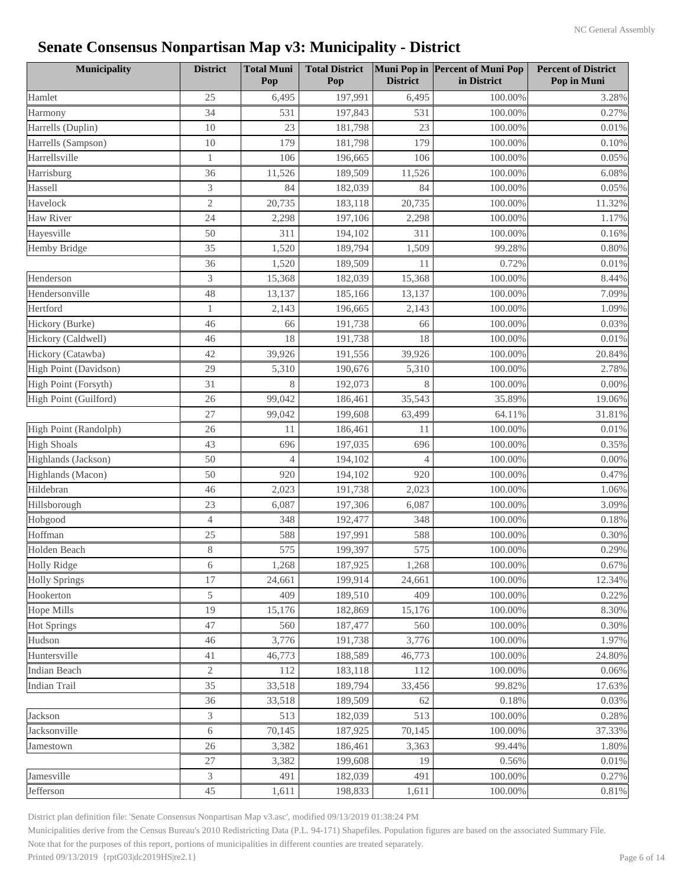# Senate Consensus Nonpartisan Map v3: Municipality - District

| Municipality | District | Total Muni Pop | Total District Pop | Muni Pop in District | Percent of Muni Pop in District | Percent of District Pop in Muni |
|---|---|---|---|---|---|---|
| Hamlet | 25 | 6,495 | 197,991 | 6,495 | 100.00% | 3.28% |
| Harmony | 34 | 531 | 197,843 | 531 | 100.00% | 0.27% |
| Harrells (Duplin) | 10 | 23 | 181,798 | 23 | 100.00% | 0.01% |
| Harrells (Sampson) | 10 | 179 | 181,798 | 179 | 100.00% | 0.10% |
| Harrellsville | 1 | 106 | 196,665 | 106 | 100.00% | 0.05% |
| Harrisburg | 36 | 11,526 | 189,509 | 11,526 | 100.00% | 6.08% |
| Hassell | 3 | 84 | 182,039 | 84 | 100.00% | 0.05% |
| Havelock | 2 | 20,735 | 183,118 | 20,735 | 100.00% | 11.32% |
| Haw River | 24 | 2,298 | 197,106 | 2,298 | 100.00% | 1.17% |
| Hayesville | 50 | 311 | 194,102 | 311 | 100.00% | 0.16% |
| Hemby Bridge | 35 | 1,520 | 189,794 | 1,509 | 99.28% | 0.80% |
| | 36 | 1,520 | 189,509 | 11 | 0.72% | 0.01% |
| Henderson | 3 | 15,368 | 182,039 | 15,368 | 100.00% | 8.44% |
| Hendersonville | 48 | 13,137 | 185,166 | 13,137 | 100.00% | 7.09% |
| Hertford | 1 | 2,143 | 196,665 | 2,143 | 100.00% | 1.09% |
| Hickory (Burke) | 46 | 66 | 191,738 | 66 | 100.00% | 0.03% |
| Hickory (Caldwell) | 46 | 18 | 191,738 | 18 | 100.00% | 0.01% |
| Hickory (Catawba) | 42 | 39,926 | 191,556 | 39,926 | 100.00% | 20.84% |
| High Point (Davidson) | 29 | 5,310 | 190,676 | 5,310 | 100.00% | 2.78% |
| High Point (Forsyth) | 31 | 8 | 192,073 | 8 | 100.00% | 0.00% |
| High Point (Guilford) | 26 | 99,042 | 186,461 | 35,543 | 35.89% | 19.06% |
| | 27 | 99,042 | 199,608 | 63,499 | 64.11% | 31.81% |
| High Point (Randolph) | 26 | 11 | 186,461 | 11 | 100.00% | 0.01% |
| High Shoals | 43 | 696 | 197,035 | 696 | 100.00% | 0.35% |
| Highlands (Jackson) | 50 | 4 | 194,102 | 4 | 100.00% | 0.00% |
| Highlands (Macon) | 50 | 920 | 194,102 | 920 | 100.00% | 0.47% |
| Hildebran | 46 | 2,023 | 191,738 | 2,023 | 100.00% | 1.06% |
| Hillsborough | 23 | 6,087 | 197,306 | 6,087 | 100.00% | 3.09% |
| Hobgood | 4 | 348 | 192,477 | 348 | 100.00% | 0.18% |
| Hoffman | 25 | 588 | 197,991 | 588 | 100.00% | 0.30% |
| Holden Beach | 8 | 575 | 199,397 | 575 | 100.00% | 0.29% |
| Holly Ridge | 6 | 1,268 | 187,925 | 1,268 | 100.00% | 0.67% |
| Holly Springs | 17 | 24,661 | 199,914 | 24,661 | 100.00% | 12.34% |
| Hookerton | 5 | 409 | 189,510 | 409 | 100.00% | 0.22% |
| Hope Mills | 19 | 15,176 | 182,869 | 15,176 | 100.00% | 8.30% |
| Hot Springs | 47 | 560 | 187,477 | 560 | 100.00% | 0.30% |
| Hudson | 46 | 3,776 | 191,738 | 3,776 | 100.00% | 1.97% |
| Huntersville | 41 | 46,773 | 188,589 | 46,773 | 100.00% | 24.80% |
| Indian Beach | 2 | 112 | 183,118 | 112 | 100.00% | 0.06% |
| Indian Trail | 35 | 33,518 | 189,794 | 33,456 | 99.82% | 17.63% |
| | 36 | 33,518 | 189,509 | 62 | 0.18% | 0.03% |
| Jackson | 3 | 513 | 182,039 | 513 | 100.00% | 0.28% |
| Jacksonville | 6 | 70,145 | 187,925 | 70,145 | 100.00% | 37.33% |
| Jamestown | 26 | 3,382 | 186,461 | 3,363 | 99.44% | 1.80% |
| | 27 | 3,382 | 199,608 | 19 | 0.56% | 0.01% |
| Jamesville | 3 | 491 | 182,039 | 491 | 100.00% | 0.27% |
| Jefferson | 45 | 1,611 | 198,833 | 1,611 | 100.00% | 0.81% |

District plan definition file: 'Senate Consensus Nonpartisan Map v3.asc', modified 09/13/2019 01:38:24 PM

Municipalities derive from the Census Bureau's 2010 Redistricting Data (P.L. 94-171) Shapefiles. Population figures are based on the associated Summary File.

Note that for the purposes of this report, portions of municipalities in different counties are treated separately.

Printed 09/13/2019 {rptG03|dc2019HS|re2.1}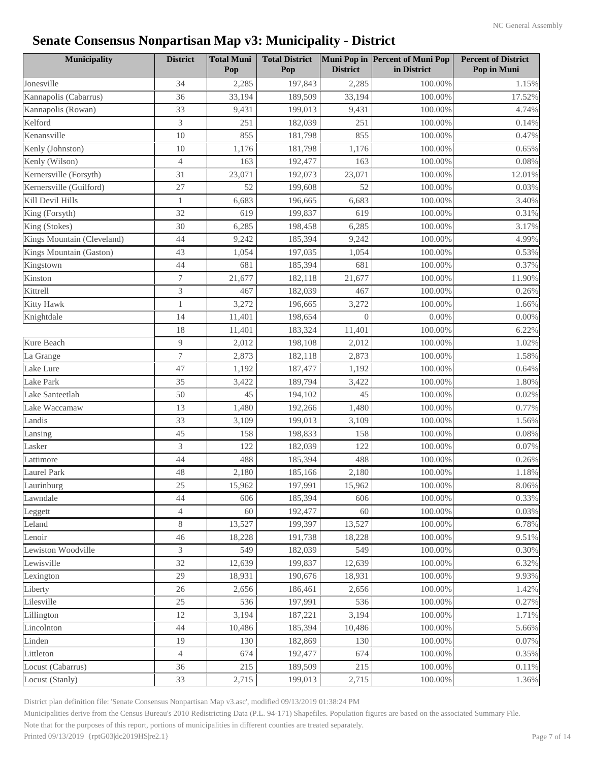# Senate Consensus Nonpartisan Map v3: Municipality - District

| Municipality | District | Total Muni Pop | Total District Pop | Muni Pop in District | Percent of Muni Pop in District | Percent of District Pop in Muni |
|---|---|---|---|---|---|---|
| Jonesville | 34 | 2,285 | 197,843 | 2,285 | 100.00% | 1.15% |
| Kannapolis (Cabarrus) | 36 | 33,194 | 189,509 | 33,194 | 100.00% | 17.52% |
| Kannapolis (Rowan) | 33 | 9,431 | 199,013 | 9,431 | 100.00% | 4.74% |
| Kelford | 3 | 251 | 182,039 | 251 | 100.00% | 0.14% |
| Kenansville | 10 | 855 | 181,798 | 855 | 100.00% | 0.47% |
| Kenly (Johnston) | 10 | 1,176 | 181,798 | 1,176 | 100.00% | 0.65% |
| Kenly (Wilson) | 4 | 163 | 192,477 | 163 | 100.00% | 0.08% |
| Kernersville (Forsyth) | 31 | 23,071 | 192,073 | 23,071 | 100.00% | 12.01% |
| Kernersville (Guilford) | 27 | 52 | 199,608 | 52 | 100.00% | 0.03% |
| Kill Devil Hills | 1 | 6,683 | 196,665 | 6,683 | 100.00% | 3.40% |
| King (Forsyth) | 32 | 619 | 199,837 | 619 | 100.00% | 0.31% |
| King (Stokes) | 30 | 6,285 | 198,458 | 6,285 | 100.00% | 3.17% |
| Kings Mountain (Cleveland) | 44 | 9,242 | 185,394 | 9,242 | 100.00% | 4.99% |
| Kings Mountain (Gaston) | 43 | 1,054 | 197,035 | 1,054 | 100.00% | 0.53% |
| Kingstown | 44 | 681 | 185,394 | 681 | 100.00% | 0.37% |
| Kinston | 7 | 21,677 | 182,118 | 21,677 | 100.00% | 11.90% |
| Kittrell | 3 | 467 | 182,039 | 467 | 100.00% | 0.26% |
| Kitty Hawk | 1 | 3,272 | 196,665 | 3,272 | 100.00% | 1.66% |
| Knightdale | 14 | 11,401 | 198,654 | 0 | 0.00% | 0.00% |
| | 18 | 11,401 | 183,324 | 11,401 | 100.00% | 6.22% |
| Kure Beach | 9 | 2,012 | 198,108 | 2,012 | 100.00% | 1.02% |
| La Grange | 7 | 2,873 | 182,118 | 2,873 | 100.00% | 1.58% |
| Lake Lure | 47 | 1,192 | 187,477 | 1,192 | 100.00% | 0.64% |
| Lake Park | 35 | 3,422 | 189,794 | 3,422 | 100.00% | 1.80% |
| Lake Santeetlah | 50 | 45 | 194,102 | 45 | 100.00% | 0.02% |
| Lake Waccamaw | 13 | 1,480 | 192,266 | 1,480 | 100.00% | 0.77% |
| Landis | 33 | 3,109 | 199,013 | 3,109 | 100.00% | 1.56% |
| Lansing | 45 | 158 | 198,833 | 158 | 100.00% | 0.08% |
| Lasker | 3 | 122 | 182,039 | 122 | 100.00% | 0.07% |
| Lattimore | 44 | 488 | 185,394 | 488 | 100.00% | 0.26% |
| Laurel Park | 48 | 2,180 | 185,166 | 2,180 | 100.00% | 1.18% |
| Laurinburg | 25 | 15,962 | 197,991 | 15,962 | 100.00% | 8.06% |
| Lawndale | 44 | 606 | 185,394 | 606 | 100.00% | 0.33% |
| Leggett | 4 | 60 | 192,477 | 60 | 100.00% | 0.03% |
| Leland | 8 | 13,527 | 199,397 | 13,527 | 100.00% | 6.78% |
| Lenoir | 46 | 18,228 | 191,738 | 18,228 | 100.00% | 9.51% |
| Lewiston Woodville | 3 | 549 | 182,039 | 549 | 100.00% | 0.30% |
| Lewisville | 32 | 12,639 | 199,837 | 12,639 | 100.00% | 6.32% |
| Lexington | 29 | 18,931 | 190,676 | 18,931 | 100.00% | 9.93% |
| Liberty | 26 | 2,656 | 186,461 | 2,656 | 100.00% | 1.42% |
| Lilesville | 25 | 536 | 197,991 | 536 | 100.00% | 0.27% |
| Lillington | 12 | 3,194 | 187,221 | 3,194 | 100.00% | 1.71% |
| Lincolnton | 44 | 10,486 | 185,394 | 10,486 | 100.00% | 5.66% |
| Linden | 19 | 130 | 182,869 | 130 | 100.00% | 0.07% |
| Littleton | 4 | 674 | 192,477 | 674 | 100.00% | 0.35% |
| Locust (Cabarrus) | 36 | 215 | 189,509 | 215 | 100.00% | 0.11% |
| Locust (Stanly) | 33 | 2,715 | 199,013 | 2,715 | 100.00% | 1.36% |

District plan definition file: 'Senate Consensus Nonpartisan Map v3.asc', modified 09/13/2019 01:38:24 PM

Municipalities derive from the Census Bureau's 2010 Redistricting Data (P.L. 94-171) Shapefiles. Population figures are based on the associated Summary File.

Note that for the purposes of this report, portions of municipalities in different counties are treated separately.

Printed 09/13/2019 {rptG03|dc2019HS|re2.1}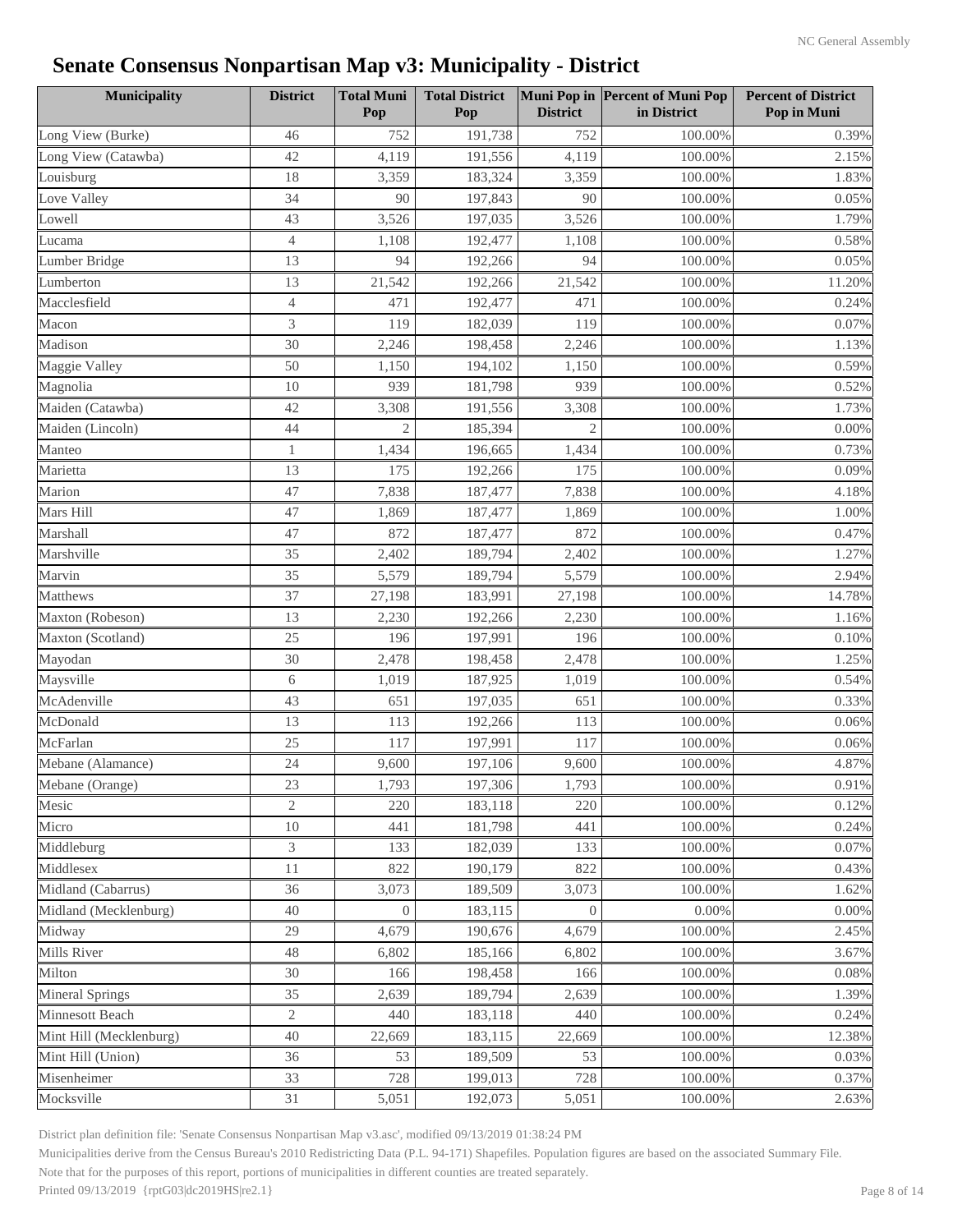# Senate Consensus Nonpartisan Map v3: Municipality - District

| Municipality | District | Total Muni Pop | Total District Pop | Muni Pop in District | Percent of Muni Pop in District | Percent of District Pop in Muni |
|---|---|---|---|---|---|---|
| Long View (Burke) | 46 | 752 | 191,738 | 752 | 100.00% | 0.39% |
| Long View (Catawba) | 42 | 4,119 | 191,556 | 4,119 | 100.00% | 2.15% |
| Louisburg | 18 | 3,359 | 183,324 | 3,359 | 100.00% | 1.83% |
| Love Valley | 34 | 90 | 197,843 | 90 | 100.00% | 0.05% |
| Lowell | 43 | 3,526 | 197,035 | 3,526 | 100.00% | 1.79% |
| Lucama | 4 | 1,108 | 192,477 | 1,108 | 100.00% | 0.58% |
| Lumber Bridge | 13 | 94 | 192,266 | 94 | 100.00% | 0.05% |
| Lumberton | 13 | 21,542 | 192,266 | 21,542 | 100.00% | 11.20% |
| Macclesfield | 4 | 471 | 192,477 | 471 | 100.00% | 0.24% |
| Macon | 3 | 119 | 182,039 | 119 | 100.00% | 0.07% |
| Madison | 30 | 2,246 | 198,458 | 2,246 | 100.00% | 1.13% |
| Maggie Valley | 50 | 1,150 | 194,102 | 1,150 | 100.00% | 0.59% |
| Magnolia | 10 | 939 | 181,798 | 939 | 100.00% | 0.52% |
| Maiden (Catawba) | 42 | 3,308 | 191,556 | 3,308 | 100.00% | 1.73% |
| Maiden (Lincoln) | 44 | 2 | 185,394 | 2 | 100.00% | 0.00% |
| Manteo | 1 | 1,434 | 196,665 | 1,434 | 100.00% | 0.73% |
| Marietta | 13 | 175 | 192,266 | 175 | 100.00% | 0.09% |
| Marion | 47 | 7,838 | 187,477 | 7,838 | 100.00% | 4.18% |
| Mars Hill | 47 | 1,869 | 187,477 | 1,869 | 100.00% | 1.00% |
| Marshall | 47 | 872 | 187,477 | 872 | 100.00% | 0.47% |
| Marshville | 35 | 2,402 | 189,794 | 2,402 | 100.00% | 1.27% |
| Marvin | 35 | 5,579 | 189,794 | 5,579 | 100.00% | 2.94% |
| Matthews | 37 | 27,198 | 183,991 | 27,198 | 100.00% | 14.78% |
| Maxton (Robeson) | 13 | 2,230 | 192,266 | 2,230 | 100.00% | 1.16% |
| Maxton (Scotland) | 25 | 196 | 197,991 | 196 | 100.00% | 0.10% |
| Mayodan | 30 | 2,478 | 198,458 | 2,478 | 100.00% | 1.25% |
| Maysville | 6 | 1,019 | 187,925 | 1,019 | 100.00% | 0.54% |
| McAdenville | 43 | 651 | 197,035 | 651 | 100.00% | 0.33% |
| McDonald | 13 | 113 | 192,266 | 113 | 100.00% | 0.06% |
| McFarlan | 25 | 117 | 197,991 | 117 | 100.00% | 0.06% |
| Mebane (Alamance) | 24 | 9,600 | 197,106 | 9,600 | 100.00% | 4.87% |
| Mebane (Orange) | 23 | 1,793 | 197,306 | 1,793 | 100.00% | 0.91% |
| Mesic | 2 | 220 | 183,118 | 220 | 100.00% | 0.12% |
| Micro | 10 | 441 | 181,798 | 441 | 100.00% | 0.24% |
| Middleburg | 3 | 133 | 182,039 | 133 | 100.00% | 0.07% |
| Middlesex | 11 | 822 | 190,179 | 822 | 100.00% | 0.43% |
| Midland (Cabarrus) | 36 | 3,073 | 189,509 | 3,073 | 100.00% | 1.62% |
| Midland (Mecklenburg) | 40 | 0 | 183,115 | 0 | 0.00% | 0.00% |
| Midway | 29 | 4,679 | 190,676 | 4,679 | 100.00% | 2.45% |
| Mills River | 48 | 6,802 | 185,166 | 6,802 | 100.00% | 3.67% |
| Milton | 30 | 166 | 198,458 | 166 | 100.00% | 0.08% |
| Mineral Springs | 35 | 2,639 | 189,794 | 2,639 | 100.00% | 1.39% |
| Minnesott Beach | 2 | 440 | 183,118 | 440 | 100.00% | 0.24% |
| Mint Hill (Mecklenburg) | 40 | 22,669 | 183,115 | 22,669 | 100.00% | 12.38% |
| Mint Hill (Union) | 36 | 53 | 189,509 | 53 | 100.00% | 0.03% |
| Misenheimer | 33 | 728 | 199,013 | 728 | 100.00% | 0.37% |
| Mocksville | 31 | 5,051 | 192,073 | 5,051 | 100.00% | 2.63% |

District plan definition file: 'Senate Consensus Nonpartisan Map v3.asc', modified 09/13/2019 01:38:24 PM

Municipalities derive from the Census Bureau's 2010 Redistricting Data (P.L. 94-171) Shapefiles. Population figures are based on the associated Summary File.

Note that for the purposes of this report, portions of municipalities in different counties are treated separately.

Printed 09/13/2019 {rptG03|dc2019HS|re2.1}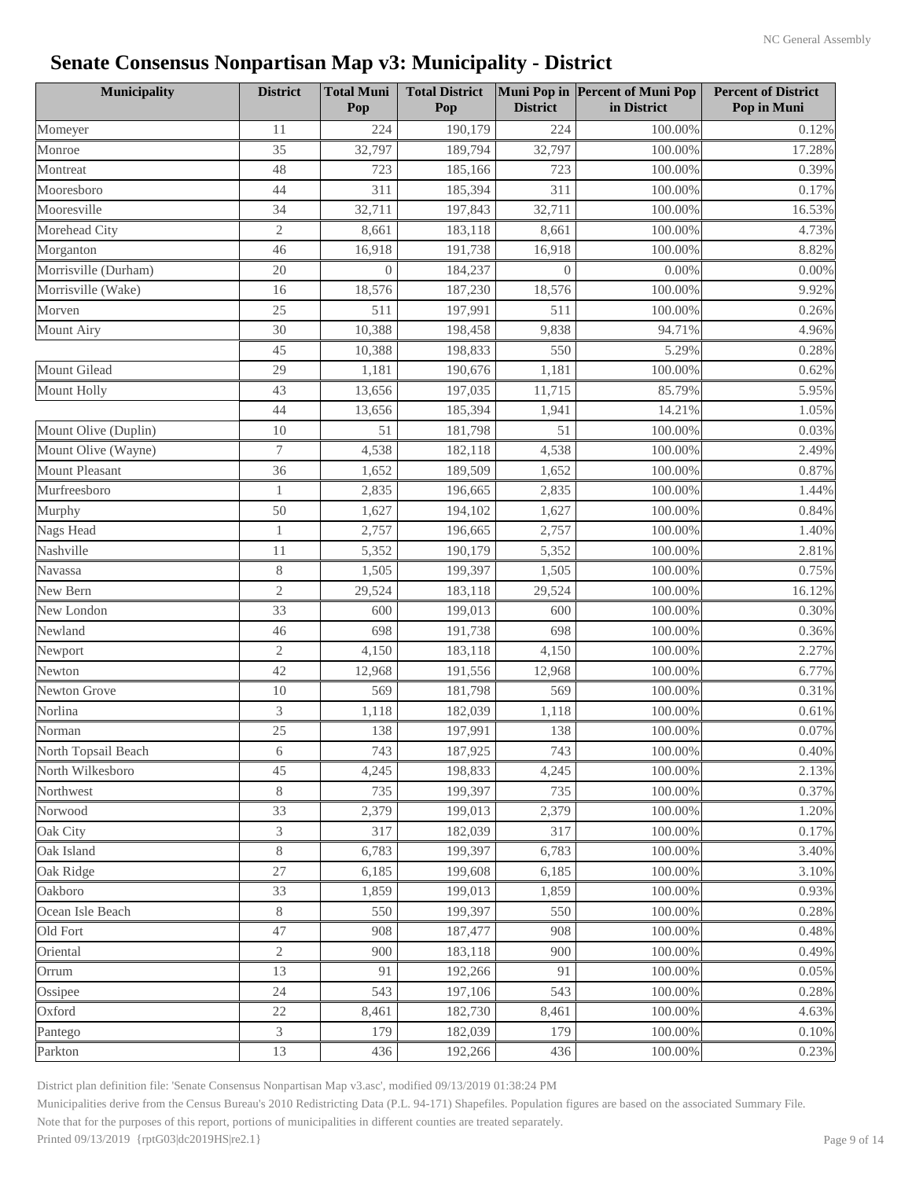# Senate Consensus Nonpartisan Map v3: Municipality - District

| Municipality | District | Total Muni Pop | Total District Pop | Muni Pop in District | Percent of Muni Pop in District | Percent of District Pop in Muni |
|---|---|---|---|---|---|---|
| Momeyer | 11 | 224 | 190,179 | 224 | 100.00% | 0.12% |
| Monroe | 35 | 32,797 | 189,794 | 32,797 | 100.00% | 17.28% |
| Montreat | 48 | 723 | 185,166 | 723 | 100.00% | 0.39% |
| Mooresboro | 44 | 311 | 185,394 | 311 | 100.00% | 0.17% |
| Mooresville | 34 | 32,711 | 197,843 | 32,711 | 100.00% | 16.53% |
| Morehead City | 2 | 8,661 | 183,118 | 8,661 | 100.00% | 4.73% |
| Morganton | 46 | 16,918 | 191,738 | 16,918 | 100.00% | 8.82% |
| Morrisville (Durham) | 20 | 0 | 184,237 | 0 | 0.00% | 0.00% |
| Morrisville (Wake) | 16 | 18,576 | 187,230 | 18,576 | 100.00% | 9.92% |
| Morven | 25 | 511 | 197,991 | 511 | 100.00% | 0.26% |
| Mount Airy | 30 | 10,388 | 198,458 | 9,838 | 94.71% | 4.96% |
| | 45 | 10,388 | 198,833 | 550 | 5.29% | 0.28% |
| Mount Gilead | 29 | 1,181 | 190,676 | 1,181 | 100.00% | 0.62% |
| Mount Holly | 43 | 13,656 | 197,035 | 11,715 | 85.79% | 5.95% |
| | 44 | 13,656 | 185,394 | 1,941 | 14.21% | 1.05% |
| Mount Olive (Duplin) | 10 | 51 | 181,798 | 51 | 100.00% | 0.03% |
| Mount Olive (Wayne) | 7 | 4,538 | 182,118 | 4,538 | 100.00% | 2.49% |
| Mount Pleasant | 36 | 1,652 | 189,509 | 1,652 | 100.00% | 0.87% |
| Murfreesboro | 1 | 2,835 | 196,665 | 2,835 | 100.00% | 1.44% |
| Murphy | 50 | 1,627 | 194,102 | 1,627 | 100.00% | 0.84% |
| Nags Head | 1 | 2,757 | 196,665 | 2,757 | 100.00% | 1.40% |
| Nashville | 11 | 5,352 | 190,179 | 5,352 | 100.00% | 2.81% |
| Navassa | 8 | 1,505 | 199,397 | 1,505 | 100.00% | 0.75% |
| New Bern | 2 | 29,524 | 183,118 | 29,524 | 100.00% | 16.12% |
| New London | 33 | 600 | 199,013 | 600 | 100.00% | 0.30% |
| Newland | 46 | 698 | 191,738 | 698 | 100.00% | 0.36% |
| Newport | 2 | 4,150 | 183,118 | 4,150 | 100.00% | 2.27% |
| Newton | 42 | 12,968 | 191,556 | 12,968 | 100.00% | 6.77% |
| Newton Grove | 10 | 569 | 181,798 | 569 | 100.00% | 0.31% |
| Norlina | 3 | 1,118 | 182,039 | 1,118 | 100.00% | 0.61% |
| Norman | 25 | 138 | 197,991 | 138 | 100.00% | 0.07% |
| North Topsail Beach | 6 | 743 | 187,925 | 743 | 100.00% | 0.40% |
| North Wilkesboro | 45 | 4,245 | 198,833 | 4,245 | 100.00% | 2.13% |
| Northwest | 8 | 735 | 199,397 | 735 | 100.00% | 0.37% |
| Norwood | 33 | 2,379 | 199,013 | 2,379 | 100.00% | 1.20% |
| Oak City | 3 | 317 | 182,039 | 317 | 100.00% | 0.17% |
| Oak Island | 8 | 6,783 | 199,397 | 6,783 | 100.00% | 3.40% |
| Oak Ridge | 27 | 6,185 | 199,608 | 6,185 | 100.00% | 3.10% |
| Oakboro | 33 | 1,859 | 199,013 | 1,859 | 100.00% | 0.93% |
| Ocean Isle Beach | 8 | 550 | 199,397 | 550 | 100.00% | 0.28% |
| Old Fort | 47 | 908 | 187,477 | 908 | 100.00% | 0.48% |
| Oriental | 2 | 900 | 183,118 | 900 | 100.00% | 0.49% |
| Orrum | 13 | 91 | 192,266 | 91 | 100.00% | 0.05% |
| Ossipee | 24 | 543 | 197,106 | 543 | 100.00% | 0.28% |
| Oxford | 22 | 8,461 | 182,730 | 8,461 | 100.00% | 4.63% |
| Pantego | 3 | 179 | 182,039 | 179 | 100.00% | 0.10% |
| Parkton | 13 | 436 | 192,266 | 436 | 100.00% | 0.23% |

District plan definition file: 'Senate Consensus Nonpartisan Map v3.asc', modified 09/13/2019 01:38:24 PM

Municipalities derive from the Census Bureau's 2010 Redistricting Data (P.L. 94-171) Shapefiles. Population figures are based on the associated Summary File.

Note that for the purposes of this report, portions of municipalities in different counties are treated separately.

Printed 09/13/2019 {rptG03|dc2019HS|re2.1}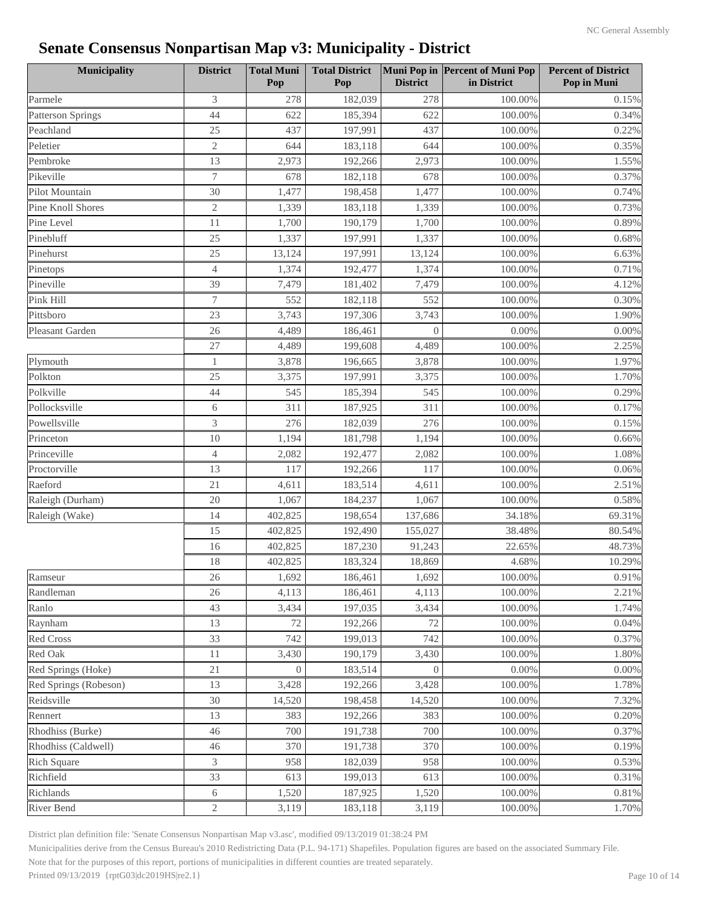# Senate Consensus Nonpartisan Map v3: Municipality - District

| Municipality | District | Total Muni Pop | Total District Pop | Muni Pop in District | Percent of Muni Pop in District | Percent of District Pop in Muni |
|---|---|---|---|---|---|---|
| Parmele | 3 | 278 | 182,039 | 278 | 100.00% | 0.15% |
| Patterson Springs | 44 | 622 | 185,394 | 622 | 100.00% | 0.34% |
| Peachland | 25 | 437 | 197,991 | 437 | 100.00% | 0.22% |
| Peletier | 2 | 644 | 183,118 | 644 | 100.00% | 0.35% |
| Pembroke | 13 | 2,973 | 192,266 | 2,973 | 100.00% | 1.55% |
| Pikeville | 7 | 678 | 182,118 | 678 | 100.00% | 0.37% |
| Pilot Mountain | 30 | 1,477 | 198,458 | 1,477 | 100.00% | 0.74% |
| Pine Knoll Shores | 2 | 1,339 | 183,118 | 1,339 | 100.00% | 0.73% |
| Pine Level | 11 | 1,700 | 190,179 | 1,700 | 100.00% | 0.89% |
| Pinebluff | 25 | 1,337 | 197,991 | 1,337 | 100.00% | 0.68% |
| Pinehurst | 25 | 13,124 | 197,991 | 13,124 | 100.00% | 6.63% |
| Pinetops | 4 | 1,374 | 192,477 | 1,374 | 100.00% | 0.71% |
| Pineville | 39 | 7,479 | 181,402 | 7,479 | 100.00% | 4.12% |
| Pink Hill | 7 | 552 | 182,118 | 552 | 100.00% | 0.30% |
| Pittsboro | 23 | 3,743 | 197,306 | 3,743 | 100.00% | 1.90% |
| Pleasant Garden | 26 | 4,489 | 186,461 | 0 | 0.00% | 0.00% |
| | 27 | 4,489 | 199,608 | 4,489 | 100.00% | 2.25% |
| Plymouth | 1 | 3,878 | 196,665 | 3,878 | 100.00% | 1.97% |
| Polkton | 25 | 3,375 | 197,991 | 3,375 | 100.00% | 1.70% |
| Polkville | 44 | 545 | 185,394 | 545 | 100.00% | 0.29% |
| Pollocksville | 6 | 311 | 187,925 | 311 | 100.00% | 0.17% |
| Powellsville | 3 | 276 | 182,039 | 276 | 100.00% | 0.15% |
| Princeton | 10 | 1,194 | 181,798 | 1,194 | 100.00% | 0.66% |
| Princeville | 4 | 2,082 | 192,477 | 2,082 | 100.00% | 1.08% |
| Proctorville | 13 | 117 | 192,266 | 117 | 100.00% | 0.06% |
| Raeford | 21 | 4,611 | 183,514 | 4,611 | 100.00% | 2.51% |
| Raleigh (Durham) | 20 | 1,067 | 184,237 | 1,067 | 100.00% | 0.58% |
| Raleigh (Wake) | 14 | 402,825 | 198,654 | 137,686 | 34.18% | 69.31% |
| | 15 | 402,825 | 192,490 | 155,027 | 38.48% | 80.54% |
| | 16 | 402,825 | 187,230 | 91,243 | 22.65% | 48.73% |
| | 18 | 402,825 | 183,324 | 18,869 | 4.68% | 10.29% |
| Ramseur | 26 | 1,692 | 186,461 | 1,692 | 100.00% | 0.91% |
| Randleman | 26 | 4,113 | 186,461 | 4,113 | 100.00% | 2.21% |
| Ranlo | 43 | 3,434 | 197,035 | 3,434 | 100.00% | 1.74% |
| Raynham | 13 | 72 | 192,266 | 72 | 100.00% | 0.04% |
| Red Cross | 33 | 742 | 199,013 | 742 | 100.00% | 0.37% |
| Red Oak | 11 | 3,430 | 190,179 | 3,430 | 100.00% | 1.80% |
| Red Springs (Hoke) | 21 | 0 | 183,514 | 0 | 0.00% | 0.00% |
| Red Springs (Robeson) | 13 | 3,428 | 192,266 | 3,428 | 100.00% | 1.78% |
| Reidsville | 30 | 14,520 | 198,458 | 14,520 | 100.00% | 7.32% |
| Rennert | 13 | 383 | 192,266 | 383 | 100.00% | 0.20% |
| Rhodhiss (Burke) | 46 | 700 | 191,738 | 700 | 100.00% | 0.37% |
| Rhodhiss (Caldwell) | 46 | 370 | 191,738 | 370 | 100.00% | 0.19% |
| Rich Square | 3 | 958 | 182,039 | 958 | 100.00% | 0.53% |
| Richfield | 33 | 613 | 199,013 | 613 | 100.00% | 0.31% |
| Richlands | 6 | 1,520 | 187,925 | 1,520 | 100.00% | 0.81% |
| River Bend | 2 | 3,119 | 183,118 | 3,119 | 100.00% | 1.70% |

District plan definition file: 'Senate Consensus Nonpartisan Map v3.asc', modified 09/13/2019 01:38:24 PM

Municipalities derive from the Census Bureau's 2010 Redistricting Data (P.L. 94-171) Shapefiles. Population figures are based on the associated Summary File.

Note that for the purposes of this report, portions of municipalities in different counties are treated separately.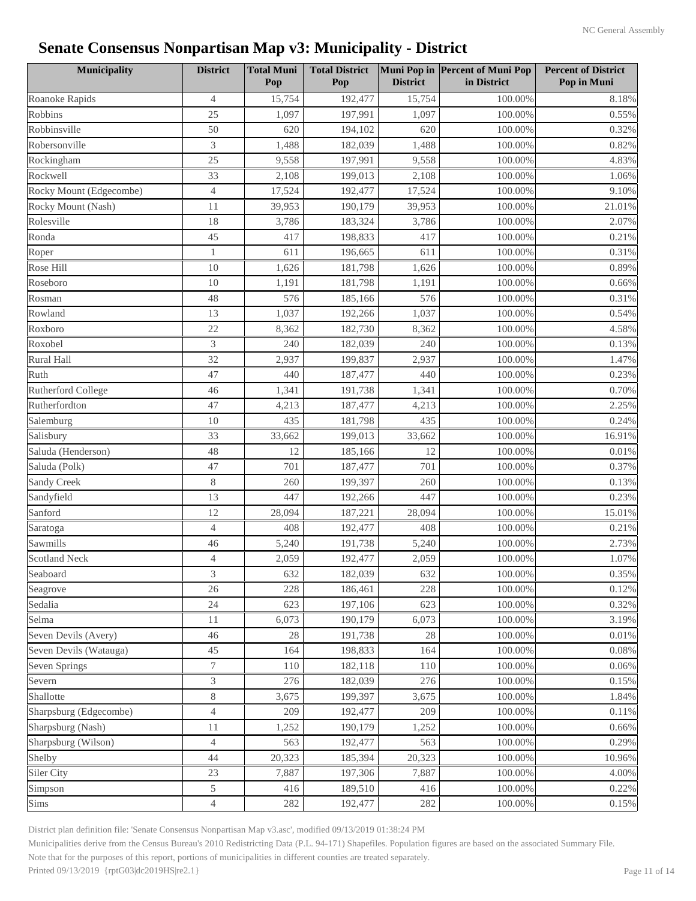# Senate Consensus Nonpartisan Map v3: Municipality - District

| Municipality | District | Total Muni Pop | Total District Pop | Muni Pop in District | Percent of Muni Pop in District | Percent of District Pop in Muni |
|---|---|---|---|---|---|---|
| Roanoke Rapids | 4 | 15,754 | 192,477 | 15,754 | 100.00% | 8.18% |
| Robbins | 25 | 1,097 | 197,991 | 1,097 | 100.00% | 0.55% |
| Robbinsville | 50 | 620 | 194,102 | 620 | 100.00% | 0.32% |
| Robersonville | 3 | 1,488 | 182,039 | 1,488 | 100.00% | 0.82% |
| Rockingham | 25 | 9,558 | 197,991 | 9,558 | 100.00% | 4.83% |
| Rockwell | 33 | 2,108 | 199,013 | 2,108 | 100.00% | 1.06% |
| Rocky Mount (Edgecombe) | 4 | 17,524 | 192,477 | 17,524 | 100.00% | 9.10% |
| Rocky Mount (Nash) | 11 | 39,953 | 190,179 | 39,953 | 100.00% | 21.01% |
| Rolesville | 18 | 3,786 | 183,324 | 3,786 | 100.00% | 2.07% |
| Ronda | 45 | 417 | 198,833 | 417 | 100.00% | 0.21% |
| Roper | 1 | 611 | 196,665 | 611 | 100.00% | 0.31% |
| Rose Hill | 10 | 1,626 | 181,798 | 1,626 | 100.00% | 0.89% |
| Roseboro | 10 | 1,191 | 181,798 | 1,191 | 100.00% | 0.66% |
| Rosman | 48 | 576 | 185,166 | 576 | 100.00% | 0.31% |
| Rowland | 13 | 1,037 | 192,266 | 1,037 | 100.00% | 0.54% |
| Roxboro | 22 | 8,362 | 182,730 | 8,362 | 100.00% | 4.58% |
| Roxobel | 3 | 240 | 182,039 | 240 | 100.00% | 0.13% |
| Rural Hall | 32 | 2,937 | 199,837 | 2,937 | 100.00% | 1.47% |
| Ruth | 47 | 440 | 187,477 | 440 | 100.00% | 0.23% |
| Rutherford College | 46 | 1,341 | 191,738 | 1,341 | 100.00% | 0.70% |
| Rutherfordton | 47 | 4,213 | 187,477 | 4,213 | 100.00% | 2.25% |
| Salemburg | 10 | 435 | 181,798 | 435 | 100.00% | 0.24% |
| Salisbury | 33 | 33,662 | 199,013 | 33,662 | 100.00% | 16.91% |
| Saluda (Henderson) | 48 | 12 | 185,166 | 12 | 100.00% | 0.01% |
| Saluda (Polk) | 47 | 701 | 187,477 | 701 | 100.00% | 0.37% |
| Sandy Creek | 8 | 260 | 199,397 | 260 | 100.00% | 0.13% |
| Sandyfield | 13 | 447 | 192,266 | 447 | 100.00% | 0.23% |
| Sanford | 12 | 28,094 | 187,221 | 28,094 | 100.00% | 15.01% |
| Saratoga | 4 | 408 | 192,477 | 408 | 100.00% | 0.21% |
| Sawmills | 46 | 5,240 | 191,738 | 5,240 | 100.00% | 2.73% |
| Scotland Neck | 4 | 2,059 | 192,477 | 2,059 | 100.00% | 1.07% |
| Seaboard | 3 | 632 | 182,039 | 632 | 100.00% | 0.35% |
| Seagrove | 26 | 228 | 186,461 | 228 | 100.00% | 0.12% |
| Sedalia | 24 | 623 | 197,106 | 623 | 100.00% | 0.32% |
| Selma | 11 | 6,073 | 190,179 | 6,073 | 100.00% | 3.19% |
| Seven Devils (Avery) | 46 | 28 | 191,738 | 28 | 100.00% | 0.01% |
| Seven Devils (Watauga) | 45 | 164 | 198,833 | 164 | 100.00% | 0.08% |
| Seven Springs | 7 | 110 | 182,118 | 110 | 100.00% | 0.06% |
| Severn | 3 | 276 | 182,039 | 276 | 100.00% | 0.15% |
| Shallotte | 8 | 3,675 | 199,397 | 3,675 | 100.00% | 1.84% |
| Sharpsburg (Edgecombe) | 4 | 209 | 192,477 | 209 | 100.00% | 0.11% |
| Sharpsburg (Nash) | 11 | 1,252 | 190,179 | 1,252 | 100.00% | 0.66% |
| Sharpsburg (Wilson) | 4 | 563 | 192,477 | 563 | 100.00% | 0.29% |
| Shelby | 44 | 20,323 | 185,394 | 20,323 | 100.00% | 10.96% |
| Siler City | 23 | 7,887 | 197,306 | 7,887 | 100.00% | 4.00% |
| Simpson | 5 | 416 | 189,510 | 416 | 100.00% | 0.22% |
| Sims | 4 | 282 | 192,477 | 282 | 100.00% | 0.15% |

District plan definition file: 'Senate Consensus Nonpartisan Map v3.asc', modified 09/13/2019 01:38:24 PM

Municipalities derive from the Census Bureau's 2010 Redistricting Data (P.L. 94-171) Shapefiles. Population figures are based on the associated Summary File.

Note that for the purposes of this report, portions of municipalities in different counties are treated separately.

Printed 09/13/2019 {rptG03|dc2019HS|re2.1}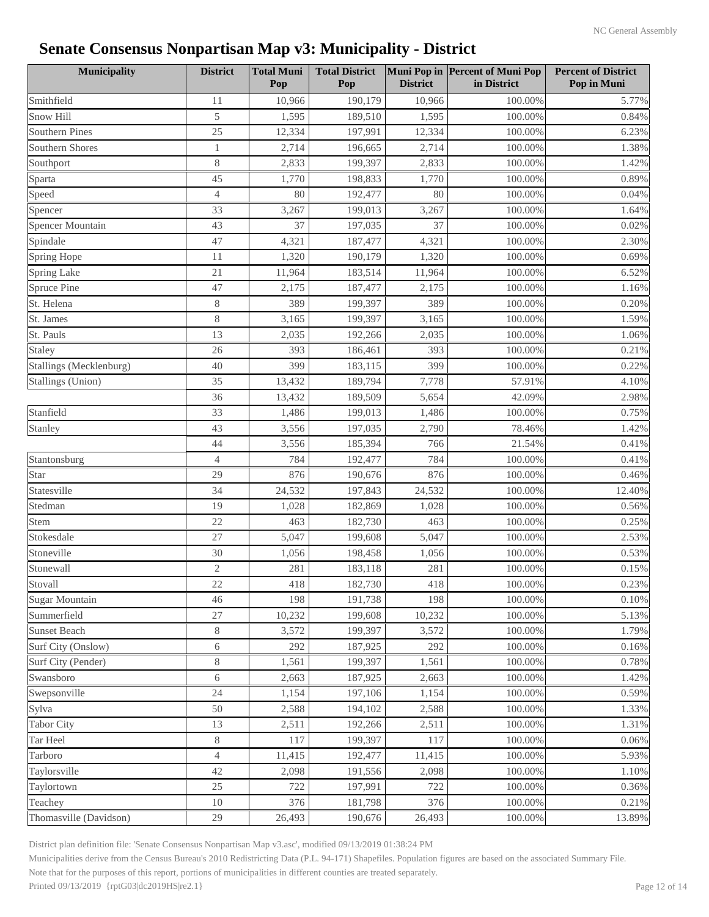# Senate Consensus Nonpartisan Map v3: Municipality - District

| Municipality | District | Total Muni Pop | Total District Pop | Muni Pop in District | Percent of Muni Pop in District | Percent of District Pop in Muni |
|---|---|---|---|---|---|---|
| Smithfield | 11 | 10,966 | 190,179 | 10,966 | 100.00% | 5.77% |
| Snow Hill | 5 | 1,595 | 189,510 | 1,595 | 100.00% | 0.84% |
| Southern Pines | 25 | 12,334 | 197,991 | 12,334 | 100.00% | 6.23% |
| Southern Shores | 1 | 2,714 | 196,665 | 2,714 | 100.00% | 1.38% |
| Southport | 8 | 2,833 | 199,397 | 2,833 | 100.00% | 1.42% |
| Sparta | 45 | 1,770 | 198,833 | 1,770 | 100.00% | 0.89% |
| Speed | 4 | 80 | 192,477 | 80 | 100.00% | 0.04% |
| Spencer | 33 | 3,267 | 199,013 | 3,267 | 100.00% | 1.64% |
| Spencer Mountain | 43 | 37 | 197,035 | 37 | 100.00% | 0.02% |
| Spindale | 47 | 4,321 | 187,477 | 4,321 | 100.00% | 2.30% |
| Spring Hope | 11 | 1,320 | 190,179 | 1,320 | 100.00% | 0.69% |
| Spring Lake | 21 | 11,964 | 183,514 | 11,964 | 100.00% | 6.52% |
| Spruce Pine | 47 | 2,175 | 187,477 | 2,175 | 100.00% | 1.16% |
| St. Helena | 8 | 389 | 199,397 | 389 | 100.00% | 0.20% |
| St. James | 8 | 3,165 | 199,397 | 3,165 | 100.00% | 1.59% |
| St. Pauls | 13 | 2,035 | 192,266 | 2,035 | 100.00% | 1.06% |
| Staley | 26 | 393 | 186,461 | 393 | 100.00% | 0.21% |
| Stallings (Mecklenburg) | 40 | 399 | 183,115 | 399 | 100.00% | 0.22% |
| Stallings (Union) | 35 | 13,432 | 189,794 | 7,778 | 57.91% | 4.10% |
| | 36 | 13,432 | 189,509 | 5,654 | 42.09% | 2.98% |
| Stanfield | 33 | 1,486 | 199,013 | 1,486 | 100.00% | 0.75% |
| Stanley | 43 | 3,556 | 197,035 | 2,790 | 78.46% | 1.42% |
| | 44 | 3,556 | 185,394 | 766 | 21.54% | 0.41% |
| Stantonsburg | 4 | 784 | 192,477 | 784 | 100.00% | 0.41% |
| Star | 29 | 876 | 190,676 | 876 | 100.00% | 0.46% |
| Statesville | 34 | 24,532 | 197,843 | 24,532 | 100.00% | 12.40% |
| Stedman | 19 | 1,028 | 182,869 | 1,028 | 100.00% | 0.56% |
| Stem | 22 | 463 | 182,730 | 463 | 100.00% | 0.25% |
| Stokesdale | 27 | 5,047 | 199,608 | 5,047 | 100.00% | 2.53% |
| Stoneville | 30 | 1,056 | 198,458 | 1,056 | 100.00% | 0.53% |
| Stonewall | 2 | 281 | 183,118 | 281 | 100.00% | 0.15% |
| Stovall | 22 | 418 | 182,730 | 418 | 100.00% | 0.23% |
| Sugar Mountain | 46 | 198 | 191,738 | 198 | 100.00% | 0.10% |
| Summerfield | 27 | 10,232 | 199,608 | 10,232 | 100.00% | 5.13% |
| Sunset Beach | 8 | 3,572 | 199,397 | 3,572 | 100.00% | 1.79% |
| Surf City (Onslow) | 6 | 292 | 187,925 | 292 | 100.00% | 0.16% |
| Surf City (Pender) | 8 | 1,561 | 199,397 | 1,561 | 100.00% | 0.78% |
| Swansboro | 6 | 2,663 | 187,925 | 2,663 | 100.00% | 1.42% |
| Swepsonville | 24 | 1,154 | 197,106 | 1,154 | 100.00% | 0.59% |
| Sylva | 50 | 2,588 | 194,102 | 2,588 | 100.00% | 1.33% |
| Tabor City | 13 | 2,511 | 192,266 | 2,511 | 100.00% | 1.31% |
| Tar Heel | 8 | 117 | 199,397 | 117 | 100.00% | 0.06% |
| Tarboro | 4 | 11,415 | 192,477 | 11,415 | 100.00% | 5.93% |
| Taylorsville | 42 | 2,098 | 191,556 | 2,098 | 100.00% | 1.10% |
| Taylortown | 25 | 722 | 197,991 | 722 | 100.00% | 0.36% |
| Teachey | 10 | 376 | 181,798 | 376 | 100.00% | 0.21% |
| Thomasville (Davidson) | 29 | 26,493 | 190,676 | 26,493 | 100.00% | 13.89% |

District plan definition file: 'Senate Consensus Nonpartisan Map v3.asc', modified 09/13/2019 01:38:24 PM

Municipalities derive from the Census Bureau's 2010 Redistricting Data (P.L. 94-171) Shapefiles. Population figures are based on the associated Summary File.

Note that for the purposes of this report, portions of municipalities in different counties are treated separately.

Printed 09/13/2019 {rptG03|dc2019HS|re2.1}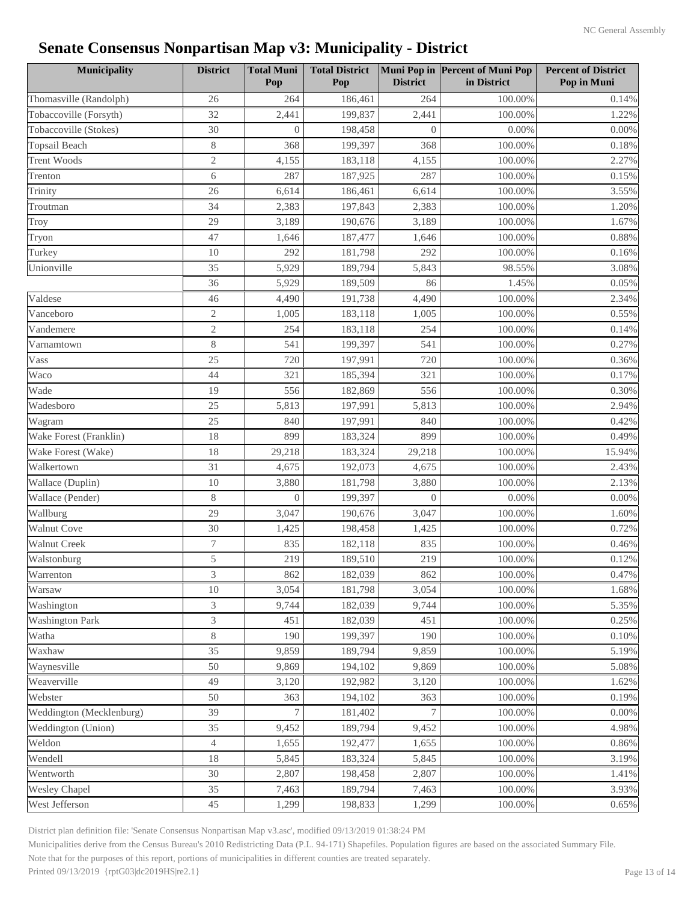# Senate Consensus Nonpartisan Map v3: Municipality - District

| Municipality | District | Total Muni Pop | Total District Pop | Muni Pop in District | Percent of Muni Pop in District | Percent of District Pop in Muni |
|---|---|---|---|---|---|---|
| Thomasville (Randolph) | 26 | 264 | 186,461 | 264 | 100.00% | 0.14% |
| Tobaccoville (Forsyth) | 32 | 2,441 | 199,837 | 2,441 | 100.00% | 1.22% |
| Tobaccoville (Stokes) | 30 | 0 | 198,458 | 0 | 0.00% | 0.00% |
| Topsail Beach | 8 | 368 | 199,397 | 368 | 100.00% | 0.18% |
| Trent Woods | 2 | 4,155 | 183,118 | 4,155 | 100.00% | 2.27% |
| Trenton | 6 | 287 | 187,925 | 287 | 100.00% | 0.15% |
| Trinity | 26 | 6,614 | 186,461 | 6,614 | 100.00% | 3.55% |
| Troutman | 34 | 2,383 | 197,843 | 2,383 | 100.00% | 1.20% |
| Troy | 29 | 3,189 | 190,676 | 3,189 | 100.00% | 1.67% |
| Tryon | 47 | 1,646 | 187,477 | 1,646 | 100.00% | 0.88% |
| Turkey | 10 | 292 | 181,798 | 292 | 100.00% | 0.16% |
| Unionville | 35 | 5,929 | 189,794 | 5,843 | 98.55% | 3.08% |
| | 36 | 5,929 | 189,509 | 86 | 1.45% | 0.05% |
| Valdese | 46 | 4,490 | 191,738 | 4,490 | 100.00% | 2.34% |
| Vanceboro | 2 | 1,005 | 183,118 | 1,005 | 100.00% | 0.55% |
| Vandemere | 2 | 254 | 183,118 | 254 | 100.00% | 0.14% |
| Varnamtown | 8 | 541 | 199,397 | 541 | 100.00% | 0.27% |
| Vass | 25 | 720 | 197,991 | 720 | 100.00% | 0.36% |
| Waco | 44 | 321 | 185,394 | 321 | 100.00% | 0.17% |
| Wade | 19 | 556 | 182,869 | 556 | 100.00% | 0.30% |
| Wadesboro | 25 | 5,813 | 197,991 | 5,813 | 100.00% | 2.94% |
| Wagram | 25 | 840 | 197,991 | 840 | 100.00% | 0.42% |
| Wake Forest (Franklin) | 18 | 899 | 183,324 | 899 | 100.00% | 0.49% |
| Wake Forest (Wake) | 18 | 29,218 | 183,324 | 29,218 | 100.00% | 15.94% |
| Walkertown | 31 | 4,675 | 192,073 | 4,675 | 100.00% | 2.43% |
| Wallace (Duplin) | 10 | 3,880 | 181,798 | 3,880 | 100.00% | 2.13% |
| Wallace (Pender) | 8 | 0 | 199,397 | 0 | 0.00% | 0.00% |
| Wallburg | 29 | 3,047 | 190,676 | 3,047 | 100.00% | 1.60% |
| Walnut Cove | 30 | 1,425 | 198,458 | 1,425 | 100.00% | 0.72% |
| Walnut Creek | 7 | 835 | 182,118 | 835 | 100.00% | 0.46% |
| Walstonburg | 5 | 219 | 189,510 | 219 | 100.00% | 0.12% |
| Warrenton | 3 | 862 | 182,039 | 862 | 100.00% | 0.47% |
| Warsaw | 10 | 3,054 | 181,798 | 3,054 | 100.00% | 1.68% |
| Washington | 3 | 9,744 | 182,039 | 9,744 | 100.00% | 5.35% |
| Washington Park | 3 | 451 | 182,039 | 451 | 100.00% | 0.25% |
| Watha | 8 | 190 | 199,397 | 190 | 100.00% | 0.10% |
| Waxhaw | 35 | 9,859 | 189,794 | 9,859 | 100.00% | 5.19% |
| Waynesville | 50 | 9,869 | 194,102 | 9,869 | 100.00% | 5.08% |
| Weaverville | 49 | 3,120 | 192,982 | 3,120 | 100.00% | 1.62% |
| Webster | 50 | 363 | 194,102 | 363 | 100.00% | 0.19% |
| Weddington (Mecklenburg) | 39 | 7 | 181,402 | 7 | 100.00% | 0.00% |
| Weddington (Union) | 35 | 9,452 | 189,794 | 9,452 | 100.00% | 4.98% |
| Weldon | 4 | 1,655 | 192,477 | 1,655 | 100.00% | 0.86% |
| Wendell | 18 | 5,845 | 183,324 | 5,845 | 100.00% | 3.19% |
| Wentworth | 30 | 2,807 | 198,458 | 2,807 | 100.00% | 1.41% |
| Wesley Chapel | 35 | 7,463 | 189,794 | 7,463 | 100.00% | 3.93% |
| West Jefferson | 45 | 1,299 | 198,833 | 1,299 | 100.00% | 0.65% |

District plan definition file: 'Senate Consensus Nonpartisan Map v3.asc', modified 09/13/2019 01:38:24 PM

Municipalities derive from the Census Bureau's 2010 Redistricting Data (P.L. 94-171) Shapefiles. Population figures are based on the associated Summary File.

Note that for the purposes of this report, portions of municipalities in different counties are treated separately.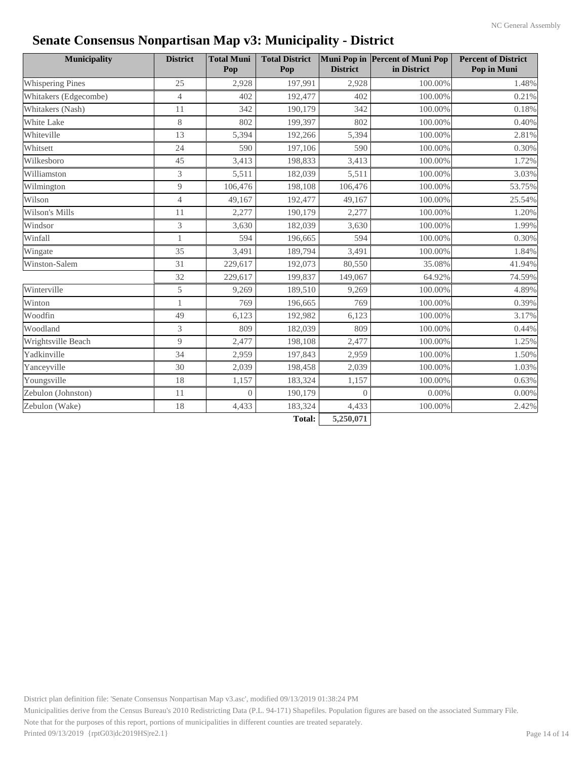# Senate Consensus Nonpartisan Map v3: Municipality - District

| Municipality | District | Total Muni Pop | Total District Pop | Muni Pop in District | Percent of Muni Pop in District | Percent of District Pop in Muni |
|---|---|---|---|---|---|---|
| Whispering Pines | 25 | 2,928 | 197,991 | 2,928 | 100.00% | 1.48% |
| Whitakers (Edgecombe) | 4 | 402 | 192,477 | 402 | 100.00% | 0.21% |
| Whitakers (Nash) | 11 | 342 | 190,179 | 342 | 100.00% | 0.18% |
| White Lake | 8 | 802 | 199,397 | 802 | 100.00% | 0.40% |
| Whiteville | 13 | 5,394 | 192,266 | 5,394 | 100.00% | 2.81% |
| Whitsett | 24 | 590 | 197,106 | 590 | 100.00% | 0.30% |
| Wilkesboro | 45 | 3,413 | 198,833 | 3,413 | 100.00% | 1.72% |
| Williamston | 3 | 5,511 | 182,039 | 5,511 | 100.00% | 3.03% |
| Wilmington | 9 | 106,476 | 198,108 | 106,476 | 100.00% | 53.75% |
| Wilson | 4 | 49,167 | 192,477 | 49,167 | 100.00% | 25.54% |
| Wilson's Mills | 11 | 2,277 | 190,179 | 2,277 | 100.00% | 1.20% |
| Windsor | 3 | 3,630 | 182,039 | 3,630 | 100.00% | 1.99% |
| Winfall | 1 | 594 | 196,665 | 594 | 100.00% | 0.30% |
| Wingate | 35 | 3,491 | 189,794 | 3,491 | 100.00% | 1.84% |
| Winston-Salem | 31 | 229,617 | 192,073 | 80,550 | 35.08% | 41.94% |
| | 32 | 229,617 | 199,837 | 149,067 | 64.92% | 74.59% |
| Winterville | 5 | 9,269 | 189,510 | 9,269 | 100.00% | 4.89% |
| Winton | 1 | 769 | 196,665 | 769 | 100.00% | 0.39% |
| Woodfin | 49 | 6,123 | 192,982 | 6,123 | 100.00% | 3.17% |
| Woodland | 3 | 809 | 182,039 | 809 | 100.00% | 0.44% |
| Wrightsville Beach | 9 | 2,477 | 198,108 | 2,477 | 100.00% | 1.25% |
| Yadkinville | 34 | 2,959 | 197,843 | 2,959 | 100.00% | 1.50% |
| Yanceyville | 30 | 2,039 | 198,458 | 2,039 | 100.00% | 1.03% |
| Youngsville | 18 | 1,157 | 183,324 | 1,157 | 100.00% | 0.63% |
| Zebulon (Johnston) | 11 | 0 | 190,179 | 0 | 0.00% | 0.00% |
| Zebulon (Wake) | 18 | 4,433 | 183,324 | 4,433 | 100.00% | 2.42% |
| | | | **Total:** | **5,250,071** | | |

District plan definition file: 'Senate Consensus Nonpartisan Map v3.asc', modified 09/13/2019 01:38:24 PM

Municipalities derive from the Census Bureau's 2010 Redistricting Data (P.L. 94-171) Shapefiles. Population figures are based on the associated Summary File.

Note that for the purposes of this report, portions of municipalities in different counties are treated separately.

Printed 09/13/2019 {rptG03|dc2019HS|re2.1}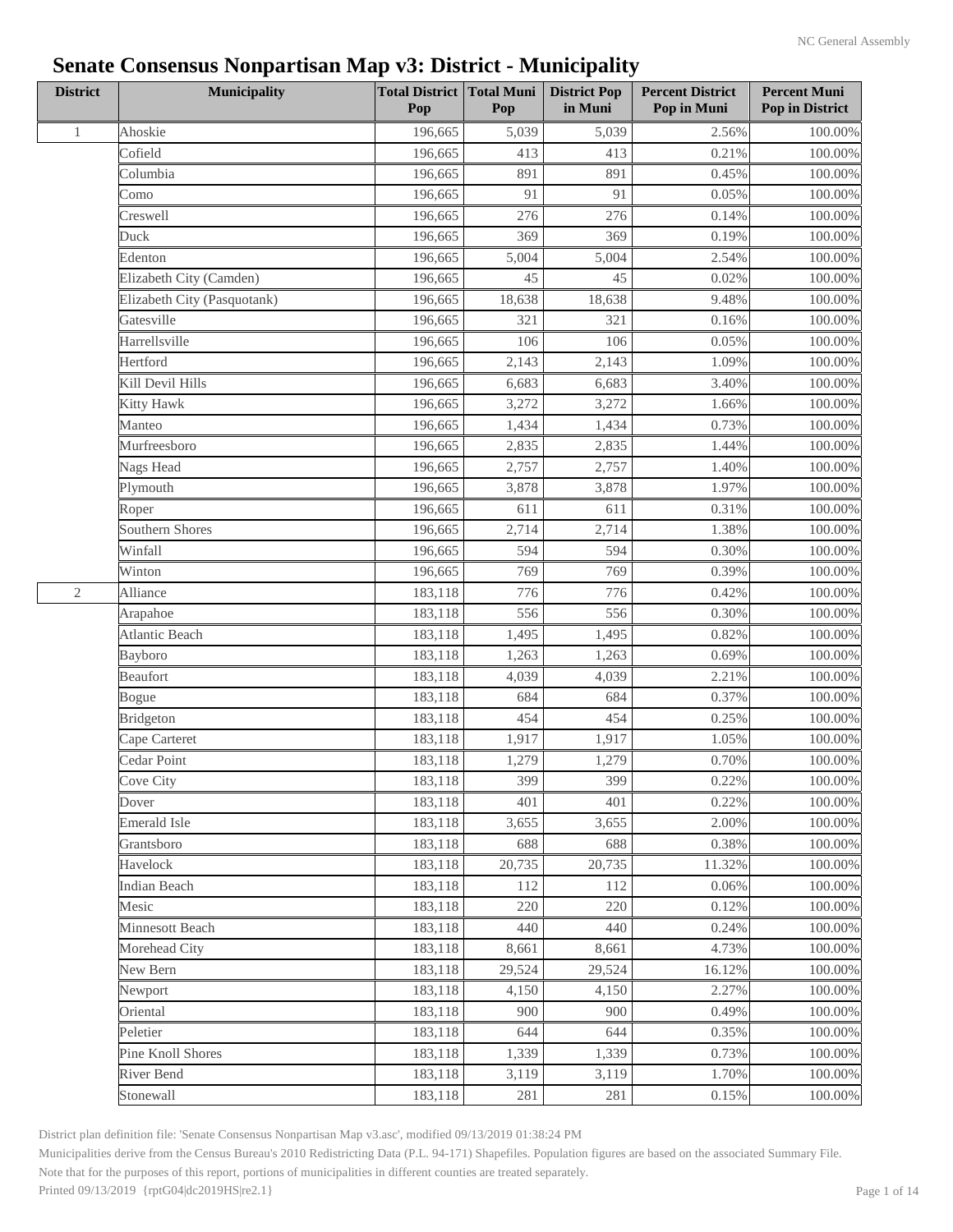# Senate Consensus Nonpartisan Map v3: District - Municipality

| District | Municipality | Total District Pop | Total Muni Pop | District Pop in Muni | Percent District Pop in Muni | Percent Muni Pop in District |
|---|---|---|---|---|---|---|
| 1 | Ahoskie | 196,665 | 5,039 | 5,039 | 2.56% | 100.00% |
| | Cofield | 196,665 | 413 | 413 | 0.21% | 100.00% |
| | Columbia | 196,665 | 891 | 891 | 0.45% | 100.00% |
| | Como | 196,665 | 91 | 91 | 0.05% | 100.00% |
| | Creswell | 196,665 | 276 | 276 | 0.14% | 100.00% |
| | Duck | 196,665 | 369 | 369 | 0.19% | 100.00% |
| | Edenton | 196,665 | 5,004 | 5,004 | 2.54% | 100.00% |
| | Elizabeth City (Camden) | 196,665 | 45 | 45 | 0.02% | 100.00% |
| | Elizabeth City (Pasquotank) | 196,665 | 18,638 | 18,638 | 9.48% | 100.00% |
| | Gatesville | 196,665 | 321 | 321 | 0.16% | 100.00% |
| | Harrellsville | 196,665 | 106 | 106 | 0.05% | 100.00% |
| | Hertford | 196,665 | 2,143 | 2,143 | 1.09% | 100.00% |
| | Kill Devil Hills | 196,665 | 6,683 | 6,683 | 3.40% | 100.00% |
| | Kitty Hawk | 196,665 | 3,272 | 3,272 | 1.66% | 100.00% |
| | Manteo | 196,665 | 1,434 | 1,434 | 0.73% | 100.00% |
| | Murfreesboro | 196,665 | 2,835 | 2,835 | 1.44% | 100.00% |
| | Nags Head | 196,665 | 2,757 | 2,757 | 1.40% | 100.00% |
| | Plymouth | 196,665 | 3,878 | 3,878 | 1.97% | 100.00% |
| | Roper | 196,665 | 611 | 611 | 0.31% | 100.00% |
| | Southern Shores | 196,665 | 2,714 | 2,714 | 1.38% | 100.00% |
| | Winfall | 196,665 | 594 | 594 | 0.30% | 100.00% |
| | Winton | 196,665 | 769 | 769 | 0.39% | 100.00% |
| 2 | Alliance | 183,118 | 776 | 776 | 0.42% | 100.00% |
| | Arapahoe | 183,118 | 556 | 556 | 0.30% | 100.00% |
| | Atlantic Beach | 183,118 | 1,495 | 1,495 | 0.82% | 100.00% |
| | Bayboro | 183,118 | 1,263 | 1,263 | 0.69% | 100.00% |
| | Beaufort | 183,118 | 4,039 | 4,039 | 2.21% | 100.00% |
| | Bogue | 183,118 | 684 | 684 | 0.37% | 100.00% |
| | Bridgeton | 183,118 | 454 | 454 | 0.25% | 100.00% |
| | Cape Carteret | 183,118 | 1,917 | 1,917 | 1.05% | 100.00% |
| | Cedar Point | 183,118 | 1,279 | 1,279 | 0.70% | 100.00% |
| | Cove City | 183,118 | 399 | 399 | 0.22% | 100.00% |
| | Dover | 183,118 | 401 | 401 | 0.22% | 100.00% |
| | Emerald Isle | 183,118 | 3,655 | 3,655 | 2.00% | 100.00% |
| | Grantsboro | 183,118 | 688 | 688 | 0.38% | 100.00% |
| | Havelock | 183,118 | 20,735 | 20,735 | 11.32% | 100.00% |
| | Indian Beach | 183,118 | 112 | 112 | 0.06% | 100.00% |
| | Mesic | 183,118 | 220 | 220 | 0.12% | 100.00% |
| | Minnesott Beach | 183,118 | 440 | 440 | 0.24% | 100.00% |
| | Morehead City | 183,118 | 8,661 | 8,661 | 4.73% | 100.00% |
| | New Bern | 183,118 | 29,524 | 29,524 | 16.12% | 100.00% |
| | Newport | 183,118 | 4,150 | 4,150 | 2.27% | 100.00% |
| | Oriental | 183,118 | 900 | 900 | 0.49% | 100.00% |
| | Peletier | 183,118 | 644 | 644 | 0.35% | 100.00% |
| | Pine Knoll Shores | 183,118 | 1,339 | 1,339 | 0.73% | 100.00% |
| | River Bend | 183,118 | 3,119 | 3,119 | 1.70% | 100.00% |
| | Stonewall | 183,118 | 281 | 281 | 0.15% | 100.00% |

District plan definition file: 'Senate Consensus Nonpartisan Map v3.asc', modified 09/13/2019 01:38:24 PM

Municipalities derive from the Census Bureau's 2010 Redistricting Data (P.L. 94-171) Shapefiles. Population figures are based on the associated Summary File.

Note that for the purposes of this report, portions of municipalities in different counties are treated separately.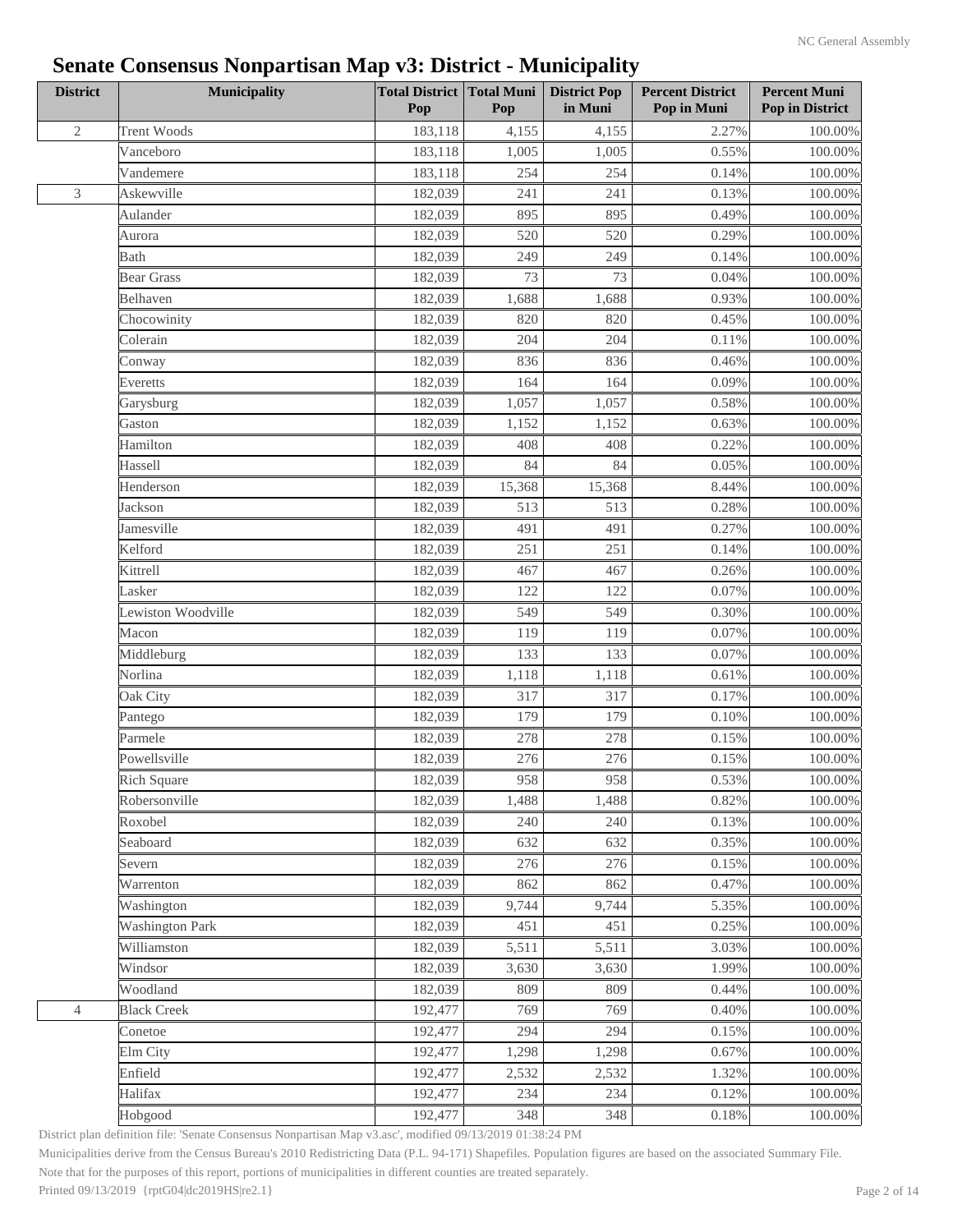# Senate Consensus Nonpartisan Map v3: District - Municipality

| District | Municipality | Total District Pop | Total Muni Pop | District Pop in Muni | Percent District Pop in Muni | Percent Muni Pop in District |
|---|---|---|---|---|---|---|
| 2 | Trent Woods | 183,118 | 4,155 | 4,155 | 2.27% | 100.00% |
| | Vanceboro | 183,118 | 1,005 | 1,005 | 0.55% | 100.00% |
| | Vandemere | 183,118 | 254 | 254 | 0.14% | 100.00% |
| 3 | Askewville | 182,039 | 241 | 241 | 0.13% | 100.00% |
| | Aulander | 182,039 | 895 | 895 | 0.49% | 100.00% |
| | Aurora | 182,039 | 520 | 520 | 0.29% | 100.00% |
| | Bath | 182,039 | 249 | 249 | 0.14% | 100.00% |
| | Bear Grass | 182,039 | 73 | 73 | 0.04% | 100.00% |
| | Belhaven | 182,039 | 1,688 | 1,688 | 0.93% | 100.00% |
| | Chocowinity | 182,039 | 820 | 820 | 0.45% | 100.00% |
| | Colerain | 182,039 | 204 | 204 | 0.11% | 100.00% |
| | Conway | 182,039 | 836 | 836 | 0.46% | 100.00% |
| | Everetts | 182,039 | 164 | 164 | 0.09% | 100.00% |
| | Garysburg | 182,039 | 1,057 | 1,057 | 0.58% | 100.00% |
| | Gaston | 182,039 | 1,152 | 1,152 | 0.63% | 100.00% |
| | Hamilton | 182,039 | 408 | 408 | 0.22% | 100.00% |
| | Hassell | 182,039 | 84 | 84 | 0.05% | 100.00% |
| | Henderson | 182,039 | 15,368 | 15,368 | 8.44% | 100.00% |
| | Jackson | 182,039 | 513 | 513 | 0.28% | 100.00% |
| | Jamesville | 182,039 | 491 | 491 | 0.27% | 100.00% |
| | Kelford | 182,039 | 251 | 251 | 0.14% | 100.00% |
| | Kittrell | 182,039 | 467 | 467 | 0.26% | 100.00% |
| | Lasker | 182,039 | 122 | 122 | 0.07% | 100.00% |
| | Lewiston Woodville | 182,039 | 549 | 549 | 0.30% | 100.00% |
| | Macon | 182,039 | 119 | 119 | 0.07% | 100.00% |
| | Middleburg | 182,039 | 133 | 133 | 0.07% | 100.00% |
| | Norlina | 182,039 | 1,118 | 1,118 | 0.61% | 100.00% |
| | Oak City | 182,039 | 317 | 317 | 0.17% | 100.00% |
| | Pantego | 182,039 | 179 | 179 | 0.10% | 100.00% |
| | Parmele | 182,039 | 278 | 278 | 0.15% | 100.00% |
| | Powellsville | 182,039 | 276 | 276 | 0.15% | 100.00% |
| | Rich Square | 182,039 | 958 | 958 | 0.53% | 100.00% |
| | Robersonville | 182,039 | 1,488 | 1,488 | 0.82% | 100.00% |
| | Roxobel | 182,039 | 240 | 240 | 0.13% | 100.00% |
| | Seaboard | 182,039 | 632 | 632 | 0.35% | 100.00% |
| | Severn | 182,039 | 276 | 276 | 0.15% | 100.00% |
| | Warrenton | 182,039 | 862 | 862 | 0.47% | 100.00% |
| | Washington | 182,039 | 9,744 | 9,744 | 5.35% | 100.00% |
| | Washington Park | 182,039 | 451 | 451 | 0.25% | 100.00% |
| | Williamston | 182,039 | 5,511 | 5,511 | 3.03% | 100.00% |
| | Windsor | 182,039 | 3,630 | 3,630 | 1.99% | 100.00% |
| | Woodland | 182,039 | 809 | 809 | 0.44% | 100.00% |
| 4 | Black Creek | 192,477 | 769 | 769 | 0.40% | 100.00% |
| | Conetoe | 192,477 | 294 | 294 | 0.15% | 100.00% |
| | Elm City | 192,477 | 1,298 | 1,298 | 0.67% | 100.00% |
| | Enfield | 192,477 | 2,532 | 2,532 | 1.32% | 100.00% |
| | Halifax | 192,477 | 234 | 234 | 0.12% | 100.00% |
| | Hobgood | 192,477 | 348 | 348 | 0.18% | 100.00% |

District plan definition file: 'Senate Consensus Nonpartisan Map v3.asc', modified 09/13/2019 01:38:24 PM

Municipalities derive from the Census Bureau's 2010 Redistricting Data (P.L. 94-171) Shapefiles. Population figures are based on the associated Summary File.

Note that for the purposes of this report, portions of municipalities in different counties are treated separately.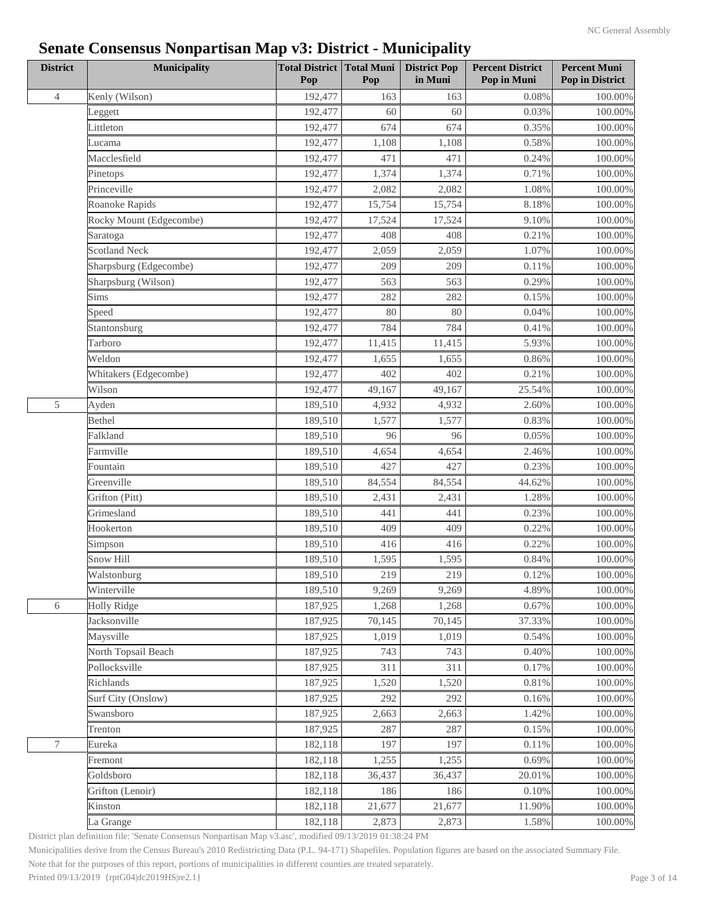# Senate Consensus Nonpartisan Map v3: District - Municipality

| District | Municipality | Total District Pop | Total Muni Pop | District Pop in Muni | Percent District Pop in Muni | Percent Muni Pop in District |
|---|---|---|---|---|---|---|
| 4 | Kenly (Wilson) | 192,477 | 163 | 163 | 0.08% | 100.00% |
| | Leggett | 192,477 | 60 | 60 | 0.03% | 100.00% |
| | Littleton | 192,477 | 674 | 674 | 0.35% | 100.00% |
| | Lucama | 192,477 | 1,108 | 1,108 | 0.58% | 100.00% |
| | Macclesfield | 192,477 | 471 | 471 | 0.24% | 100.00% |
| | Pinetops | 192,477 | 1,374 | 1,374 | 0.71% | 100.00% |
| | Princeville | 192,477 | 2,082 | 2,082 | 1.08% | 100.00% |
| | Roanoke Rapids | 192,477 | 15,754 | 15,754 | 8.18% | 100.00% |
| | Rocky Mount (Edgecombe) | 192,477 | 17,524 | 17,524 | 9.10% | 100.00% |
| | Saratoga | 192,477 | 408 | 408 | 0.21% | 100.00% |
| | Scotland Neck | 192,477 | 2,059 | 2,059 | 1.07% | 100.00% |
| | Sharpsburg (Edgecombe) | 192,477 | 209 | 209 | 0.11% | 100.00% |
| | Sharpsburg (Wilson) | 192,477 | 563 | 563 | 0.29% | 100.00% |
| | Sims | 192,477 | 282 | 282 | 0.15% | 100.00% |
| | Speed | 192,477 | 80 | 80 | 0.04% | 100.00% |
| | Stantonsburg | 192,477 | 784 | 784 | 0.41% | 100.00% |
| | Tarboro | 192,477 | 11,415 | 11,415 | 5.93% | 100.00% |
| | Weldon | 192,477 | 1,655 | 1,655 | 0.86% | 100.00% |
| | Whitakers (Edgecombe) | 192,477 | 402 | 402 | 0.21% | 100.00% |
| | Wilson | 192,477 | 49,167 | 49,167 | 25.54% | 100.00% |
| 5 | Ayden | 189,510 | 4,932 | 4,932 | 2.60% | 100.00% |
| | Bethel | 189,510 | 1,577 | 1,577 | 0.83% | 100.00% |
| | Falkland | 189,510 | 96 | 96 | 0.05% | 100.00% |
| | Farmville | 189,510 | 4,654 | 4,654 | 2.46% | 100.00% |
| | Fountain | 189,510 | 427 | 427 | 0.23% | 100.00% |
| | Greenville | 189,510 | 84,554 | 84,554 | 44.62% | 100.00% |
| | Grifton (Pitt) | 189,510 | 2,431 | 2,431 | 1.28% | 100.00% |
| | Grimesland | 189,510 | 441 | 441 | 0.23% | 100.00% |
| | Hookerton | 189,510 | 409 | 409 | 0.22% | 100.00% |
| | Simpson | 189,510 | 416 | 416 | 0.22% | 100.00% |
| | Snow Hill | 189,510 | 1,595 | 1,595 | 0.84% | 100.00% |
| | Walstonburg | 189,510 | 219 | 219 | 0.12% | 100.00% |
| | Winterville | 189,510 | 9,269 | 9,269 | 4.89% | 100.00% |
| 6 | Holly Ridge | 187,925 | 1,268 | 1,268 | 0.67% | 100.00% |
| | Jacksonville | 187,925 | 70,145 | 70,145 | 37.33% | 100.00% |
| | Maysville | 187,925 | 1,019 | 1,019 | 0.54% | 100.00% |
| | North Topsail Beach | 187,925 | 743 | 743 | 0.40% | 100.00% |
| | Pollocksville | 187,925 | 311 | 311 | 0.17% | 100.00% |
| | Richlands | 187,925 | 1,520 | 1,520 | 0.81% | 100.00% |
| | Surf City (Onslow) | 187,925 | 292 | 292 | 0.16% | 100.00% |
| | Swansboro | 187,925 | 2,663 | 2,663 | 1.42% | 100.00% |
| | Trenton | 187,925 | 287 | 287 | 0.15% | 100.00% |
| 7 | Eureka | 182,118 | 197 | 197 | 0.11% | 100.00% |
| | Fremont | 182,118 | 1,255 | 1,255 | 0.69% | 100.00% |
| | Goldsboro | 182,118 | 36,437 | 36,437 | 20.01% | 100.00% |
| | Grifton (Lenoir) | 182,118 | 186 | 186 | 0.10% | 100.00% |
| | Kinston | 182,118 | 21,677 | 21,677 | 11.90% | 100.00% |
| | La Grange | 182,118 | 2,873 | 2,873 | 1.58% | 100.00% |

District plan definition file: 'Senate Consensus Nonpartisan Map v3.asc', modified 09/13/2019 01:38:24 PM

Municipalities derive from the Census Bureau's 2010 Redistricting Data (P.L. 94-171) Shapefiles. Population figures are based on the associated Summary File.

Note that for the purposes of this report, portions of municipalities in different counties are treated separately.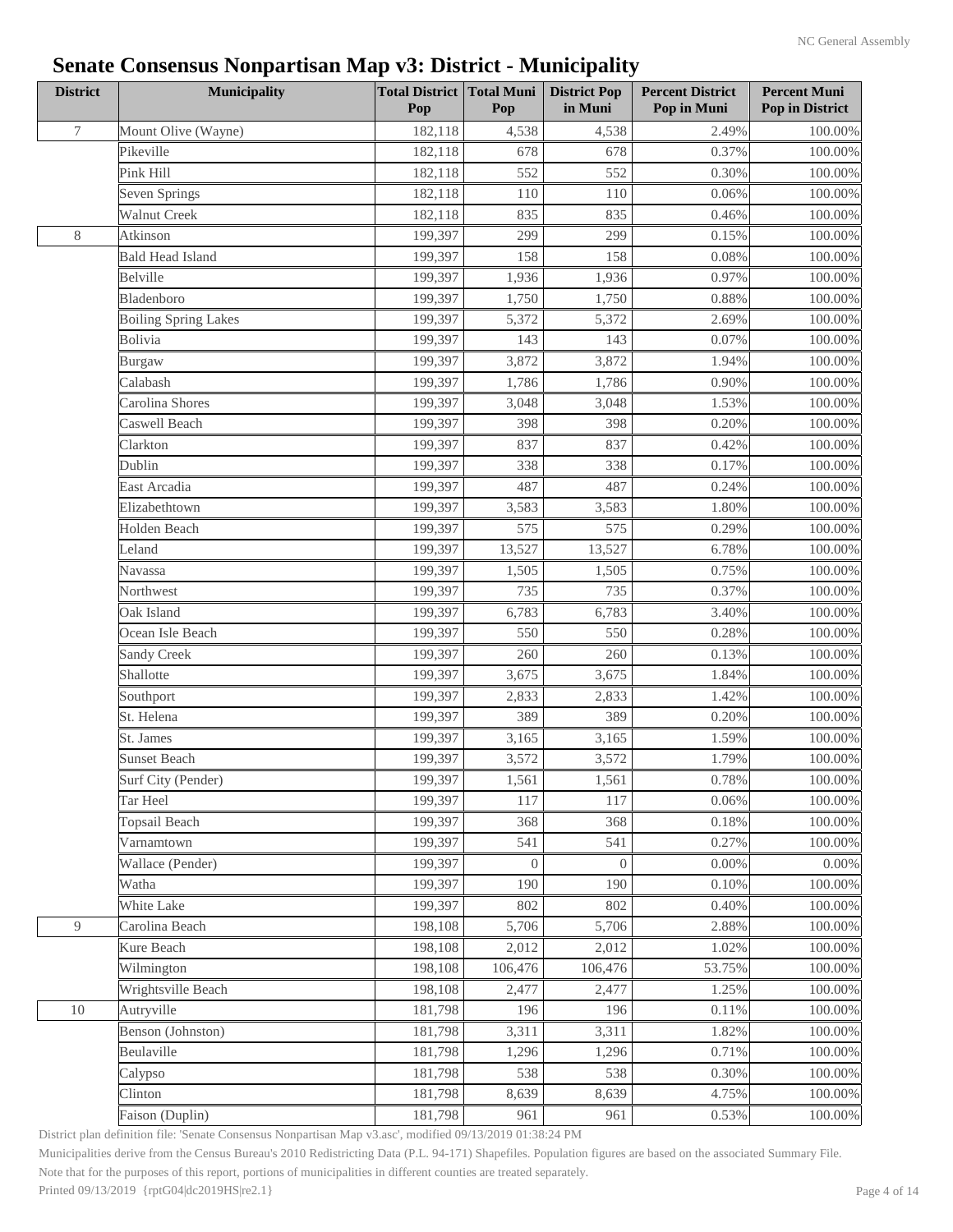# Senate Consensus Nonpartisan Map v3: District - Municipality

| District | Municipality | Total District Pop | Total Muni Pop | District Pop in Muni | Percent District Pop in Muni | Percent Muni Pop in District |
|---|---|---|---|---|---|---|
| 7 | Mount Olive (Wayne) | 182,118 | 4,538 | 4,538 | 2.49% | 100.00% |
| | Pikeville | 182,118 | 678 | 678 | 0.37% | 100.00% |
| | Pink Hill | 182,118 | 552 | 552 | 0.30% | 100.00% |
| | Seven Springs | 182,118 | 110 | 110 | 0.06% | 100.00% |
| | Walnut Creek | 182,118 | 835 | 835 | 0.46% | 100.00% |
| 8 | Atkinson | 199,397 | 299 | 299 | 0.15% | 100.00% |
| | Bald Head Island | 199,397 | 158 | 158 | 0.08% | 100.00% |
| | Belville | 199,397 | 1,936 | 1,936 | 0.97% | 100.00% |
| | Bladenboro | 199,397 | 1,750 | 1,750 | 0.88% | 100.00% |
| | Boiling Spring Lakes | 199,397 | 5,372 | 5,372 | 2.69% | 100.00% |
| | Bolivia | 199,397 | 143 | 143 | 0.07% | 100.00% |
| | Burgaw | 199,397 | 3,872 | 3,872 | 1.94% | 100.00% |
| | Calabash | 199,397 | 1,786 | 1,786 | 0.90% | 100.00% |
| | Carolina Shores | 199,397 | 3,048 | 3,048 | 1.53% | 100.00% |
| | Caswell Beach | 199,397 | 398 | 398 | 0.20% | 100.00% |
| | Clarkton | 199,397 | 837 | 837 | 0.42% | 100.00% |
| | Dublin | 199,397 | 338 | 338 | 0.17% | 100.00% |
| | East Arcadia | 199,397 | 487 | 487 | 0.24% | 100.00% |
| | Elizabethtown | 199,397 | 3,583 | 3,583 | 1.80% | 100.00% |
| | Holden Beach | 199,397 | 575 | 575 | 0.29% | 100.00% |
| | Leland | 199,397 | 13,527 | 13,527 | 6.78% | 100.00% |
| | Navassa | 199,397 | 1,505 | 1,505 | 0.75% | 100.00% |
| | Northwest | 199,397 | 735 | 735 | 0.37% | 100.00% |
| | Oak Island | 199,397 | 6,783 | 6,783 | 3.40% | 100.00% |
| | Ocean Isle Beach | 199,397 | 550 | 550 | 0.28% | 100.00% |
| | Sandy Creek | 199,397 | 260 | 260 | 0.13% | 100.00% |
| | Shallotte | 199,397 | 3,675 | 3,675 | 1.84% | 100.00% |
| | Southport | 199,397 | 2,833 | 2,833 | 1.42% | 100.00% |
| | St. Helena | 199,397 | 389 | 389 | 0.20% | 100.00% |
| | St. James | 199,397 | 3,165 | 3,165 | 1.59% | 100.00% |
| | Sunset Beach | 199,397 | 3,572 | 3,572 | 1.79% | 100.00% |
| | Surf City (Pender) | 199,397 | 1,561 | 1,561 | 0.78% | 100.00% |
| | Tar Heel | 199,397 | 117 | 117 | 0.06% | 100.00% |
| | Topsail Beach | 199,397 | 368 | 368 | 0.18% | 100.00% |
| | Varnamtown | 199,397 | 541 | 541 | 0.27% | 100.00% |
| | Wallace (Pender) | 199,397 | 0 | 0 | 0.00% | 0.00% |
| | Watha | 199,397 | 190 | 190 | 0.10% | 100.00% |
| | White Lake | 199,397 | 802 | 802 | 0.40% | 100.00% |
| 9 | Carolina Beach | 198,108 | 5,706 | 5,706 | 2.88% | 100.00% |
| | Kure Beach | 198,108 | 2,012 | 2,012 | 1.02% | 100.00% |
| | Wilmington | 198,108 | 106,476 | 106,476 | 53.75% | 100.00% |
| | Wrightsville Beach | 198,108 | 2,477 | 2,477 | 1.25% | 100.00% |
| 10 | Autryville | 181,798 | 196 | 196 | 0.11% | 100.00% |
| | Benson (Johnston) | 181,798 | 3,311 | 3,311 | 1.82% | 100.00% |
| | Beulaville | 181,798 | 1,296 | 1,296 | 0.71% | 100.00% |
| | Calypso | 181,798 | 538 | 538 | 0.30% | 100.00% |
| | Clinton | 181,798 | 8,639 | 8,639 | 4.75% | 100.00% |
| | Faison (Duplin) | 181,798 | 961 | 961 | 0.53% | 100.00% |

District plan definition file: 'Senate Consensus Nonpartisan Map v3.asc', modified 09/13/2019 01:38:24 PM

Municipalities derive from the Census Bureau's 2010 Redistricting Data (P.L. 94-171) Shapefiles. Population figures are based on the associated Summary File.

Note that for the purposes of this report, portions of municipalities in different counties are treated separately.

Printed 09/13/2019 {rptG04|dc2019HS|re2.1}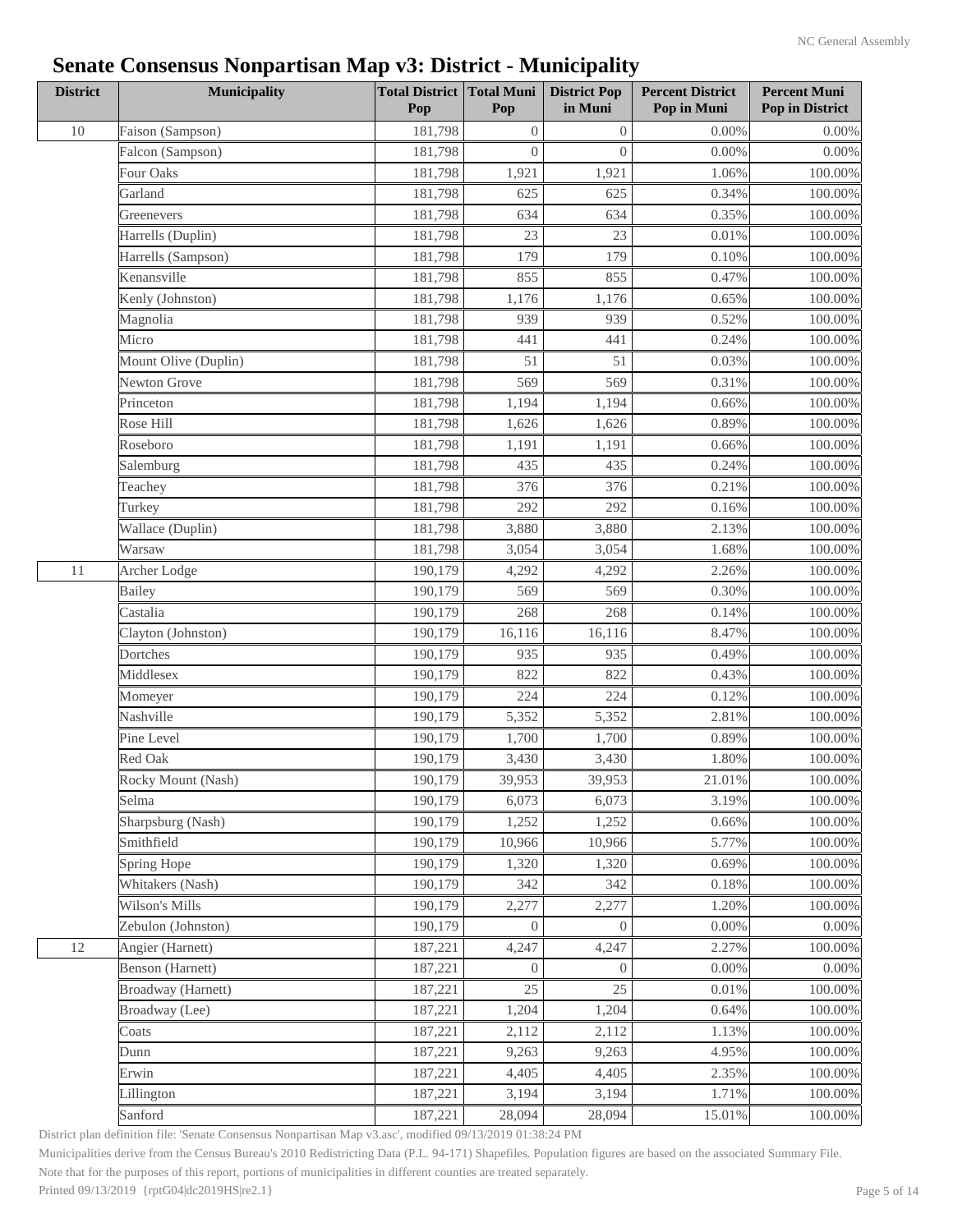# Senate Consensus Nonpartisan Map v3: District - Municipality

| District | Municipality | Total District Pop | Total Muni Pop | District Pop in Muni | Percent District Pop in Muni | Percent Muni Pop in District |
|---|---|---|---|---|---|---|
| 10 | Faison (Sampson) | 181,798 | 0 | 0 | 0.00% | 0.00% |
| | Falcon (Sampson) | 181,798 | 0 | 0 | 0.00% | 0.00% |
| | Four Oaks | 181,798 | 1,921 | 1,921 | 1.06% | 100.00% |
| | Garland | 181,798 | 625 | 625 | 0.34% | 100.00% |
| | Greenevers | 181,798 | 634 | 634 | 0.35% | 100.00% |
| | Harrells (Duplin) | 181,798 | 23 | 23 | 0.01% | 100.00% |
| | Harrells (Sampson) | 181,798 | 179 | 179 | 0.10% | 100.00% |
| | Kenansville | 181,798 | 855 | 855 | 0.47% | 100.00% |
| | Kenly (Johnston) | 181,798 | 1,176 | 1,176 | 0.65% | 100.00% |
| | Magnolia | 181,798 | 939 | 939 | 0.52% | 100.00% |
| | Micro | 181,798 | 441 | 441 | 0.24% | 100.00% |
| | Mount Olive (Duplin) | 181,798 | 51 | 51 | 0.03% | 100.00% |
| | Newton Grove | 181,798 | 569 | 569 | 0.31% | 100.00% |
| | Princeton | 181,798 | 1,194 | 1,194 | 0.66% | 100.00% |
| | Rose Hill | 181,798 | 1,626 | 1,626 | 0.89% | 100.00% |
| | Roseboro | 181,798 | 1,191 | 1,191 | 0.66% | 100.00% |
| | Salemburg | 181,798 | 435 | 435 | 0.24% | 100.00% |
| | Teachey | 181,798 | 376 | 376 | 0.21% | 100.00% |
| | Turkey | 181,798 | 292 | 292 | 0.16% | 100.00% |
| | Wallace (Duplin) | 181,798 | 3,880 | 3,880 | 2.13% | 100.00% |
| | Warsaw | 181,798 | 3,054 | 3,054 | 1.68% | 100.00% |
| 11 | Archer Lodge | 190,179 | 4,292 | 4,292 | 2.26% | 100.00% |
| | Bailey | 190,179 | 569 | 569 | 0.30% | 100.00% |
| | Castalia | 190,179 | 268 | 268 | 0.14% | 100.00% |
| | Clayton (Johnston) | 190,179 | 16,116 | 16,116 | 8.47% | 100.00% |
| | Dortches | 190,179 | 935 | 935 | 0.49% | 100.00% |
| | Middlesex | 190,179 | 822 | 822 | 0.43% | 100.00% |
| | Momeyer | 190,179 | 224 | 224 | 0.12% | 100.00% |
| | Nashville | 190,179 | 5,352 | 5,352 | 2.81% | 100.00% |
| | Pine Level | 190,179 | 1,700 | 1,700 | 0.89% | 100.00% |
| | Red Oak | 190,179 | 3,430 | 3,430 | 1.80% | 100.00% |
| | Rocky Mount (Nash) | 190,179 | 39,953 | 39,953 | 21.01% | 100.00% |
| | Selma | 190,179 | 6,073 | 6,073 | 3.19% | 100.00% |
| | Sharpsburg (Nash) | 190,179 | 1,252 | 1,252 | 0.66% | 100.00% |
| | Smithfield | 190,179 | 10,966 | 10,966 | 5.77% | 100.00% |
| | Spring Hope | 190,179 | 1,320 | 1,320 | 0.69% | 100.00% |
| | Whitakers (Nash) | 190,179 | 342 | 342 | 0.18% | 100.00% |
| | Wilson's Mills | 190,179 | 2,277 | 2,277 | 1.20% | 100.00% |
| | Zebulon (Johnston) | 190,179 | 0 | 0 | 0.00% | 0.00% |
| 12 | Angier (Harnett) | 187,221 | 4,247 | 4,247 | 2.27% | 100.00% |
| | Benson (Harnett) | 187,221 | 0 | 0 | 0.00% | 0.00% |
| | Broadway (Harnett) | 187,221 | 25 | 25 | 0.01% | 100.00% |
| | Broadway (Lee) | 187,221 | 1,204 | 1,204 | 0.64% | 100.00% |
| | Coats | 187,221 | 2,112 | 2,112 | 1.13% | 100.00% |
| | Dunn | 187,221 | 9,263 | 9,263 | 4.95% | 100.00% |
| | Erwin | 187,221 | 4,405 | 4,405 | 2.35% | 100.00% |
| | Lillington | 187,221 | 3,194 | 3,194 | 1.71% | 100.00% |
| | Sanford | 187,221 | 28,094 | 28,094 | 15.01% | 100.00% |

District plan definition file: 'Senate Consensus Nonpartisan Map v3.asc', modified 09/13/2019 01:38:24 PM

Municipalities derive from the Census Bureau's 2010 Redistricting Data (P.L. 94-171) Shapefiles. Population figures are based on the associated Summary File.

Note that for the purposes of this report, portions of municipalities in different counties are treated separately.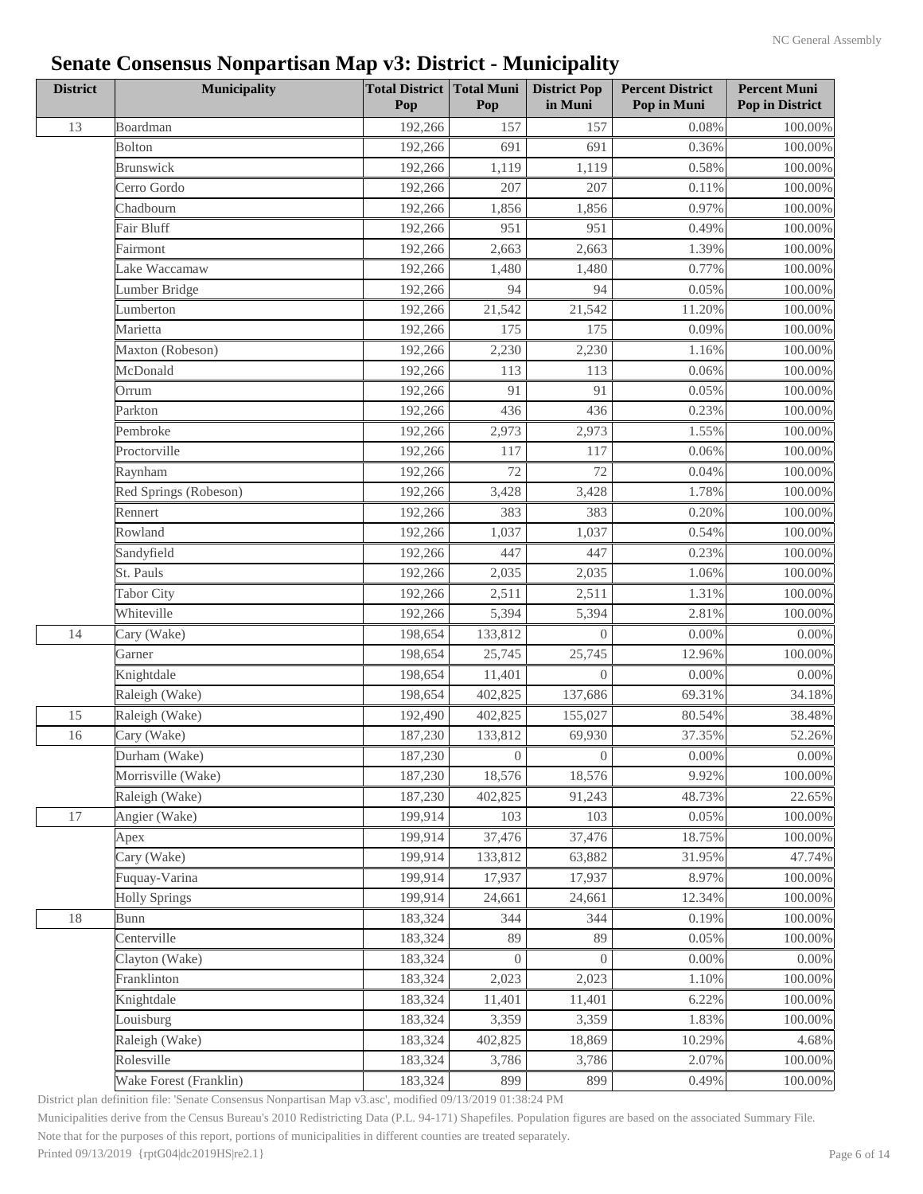# Senate Consensus Nonpartisan Map v3: District - Municipality

| District | Municipality | Total District Pop | Total Muni Pop | District Pop in Muni | Percent District Pop in Muni | Percent Muni Pop in District |
|---|---|---|---|---|---|---|
| 13 | Boardman | 192,266 | 157 | 157 | 0.08% | 100.00% |
| | Bolton | 192,266 | 691 | 691 | 0.36% | 100.00% |
| | Brunswick | 192,266 | 1,119 | 1,119 | 0.58% | 100.00% |
| | Cerro Gordo | 192,266 | 207 | 207 | 0.11% | 100.00% |
| | Chadbourn | 192,266 | 1,856 | 1,856 | 0.97% | 100.00% |
| | Fair Bluff | 192,266 | 951 | 951 | 0.49% | 100.00% |
| | Fairmont | 192,266 | 2,663 | 2,663 | 1.39% | 100.00% |
| | Lake Waccamaw | 192,266 | 1,480 | 1,480 | 0.77% | 100.00% |
| | Lumber Bridge | 192,266 | 94 | 94 | 0.05% | 100.00% |
| | Lumberton | 192,266 | 21,542 | 21,542 | 11.20% | 100.00% |
| | Marietta | 192,266 | 175 | 175 | 0.09% | 100.00% |
| | Maxton (Robeson) | 192,266 | 2,230 | 2,230 | 1.16% | 100.00% |
| | McDonald | 192,266 | 113 | 113 | 0.06% | 100.00% |
| | Orrum | 192,266 | 91 | 91 | 0.05% | 100.00% |
| | Parkton | 192,266 | 436 | 436 | 0.23% | 100.00% |
| | Pembroke | 192,266 | 2,973 | 2,973 | 1.55% | 100.00% |
| | Proctorville | 192,266 | 117 | 117 | 0.06% | 100.00% |
| | Raynham | 192,266 | 72 | 72 | 0.04% | 100.00% |
| | Red Springs (Robeson) | 192,266 | 3,428 | 3,428 | 1.78% | 100.00% |
| | Rennert | 192,266 | 383 | 383 | 0.20% | 100.00% |
| | Rowland | 192,266 | 1,037 | 1,037 | 0.54% | 100.00% |
| | Sandyfield | 192,266 | 447 | 447 | 0.23% | 100.00% |
| | St. Pauls | 192,266 | 2,035 | 2,035 | 1.06% | 100.00% |
| | Tabor City | 192,266 | 2,511 | 2,511 | 1.31% | 100.00% |
| | Whiteville | 192,266 | 5,394 | 5,394 | 2.81% | 100.00% |
| 14 | Cary (Wake) | 198,654 | 133,812 | 0 | 0.00% | 0.00% |
| | Garner | 198,654 | 25,745 | 25,745 | 12.96% | 100.00% |
| | Knightdale | 198,654 | 11,401 | 0 | 0.00% | 0.00% |
| | Raleigh (Wake) | 198,654 | 402,825 | 137,686 | 69.31% | 34.18% |
| 15 | Raleigh (Wake) | 192,490 | 402,825 | 155,027 | 80.54% | 38.48% |
| 16 | Cary (Wake) | 187,230 | 133,812 | 69,930 | 37.35% | 52.26% |
| | Durham (Wake) | 187,230 | 0 | 0 | 0.00% | 0.00% |
| | Morrisville (Wake) | 187,230 | 18,576 | 18,576 | 9.92% | 100.00% |
| | Raleigh (Wake) | 187,230 | 402,825 | 91,243 | 48.73% | 22.65% |
| 17 | Angier (Wake) | 199,914 | 103 | 103 | 0.05% | 100.00% |
| | Apex | 199,914 | 37,476 | 37,476 | 18.75% | 100.00% |
| | Cary (Wake) | 199,914 | 133,812 | 63,882 | 31.95% | 47.74% |
| | Fuquay-Varina | 199,914 | 17,937 | 17,937 | 8.97% | 100.00% |
| | Holly Springs | 199,914 | 24,661 | 24,661 | 12.34% | 100.00% |
| 18 | Bunn | 183,324 | 344 | 344 | 0.19% | 100.00% |
| | Centerville | 183,324 | 89 | 89 | 0.05% | 100.00% |
| | Clayton (Wake) | 183,324 | 0 | 0 | 0.00% | 0.00% |
| | Franklinton | 183,324 | 2,023 | 2,023 | 1.10% | 100.00% |
| | Knightdale | 183,324 | 11,401 | 11,401 | 6.22% | 100.00% |
| | Louisburg | 183,324 | 3,359 | 3,359 | 1.83% | 100.00% |
| | Raleigh (Wake) | 183,324 | 402,825 | 18,869 | 10.29% | 4.68% |
| | Rolesville | 183,324 | 3,786 | 3,786 | 2.07% | 100.00% |
| | Wake Forest (Franklin) | 183,324 | 899 | 899 | 0.49% | 100.00% |

District plan definition file: 'Senate Consensus Nonpartisan Map v3.asc', modified 09/13/2019 01:38:24 PM

Municipalities derive from the Census Bureau's 2010 Redistricting Data (P.L. 94-171) Shapefiles. Population figures are based on the associated Summary File.

Note that for the purposes of this report, portions of municipalities in different counties are treated separately.

Printed 09/13/2019 {rptG04|dc2019HS|re2.1}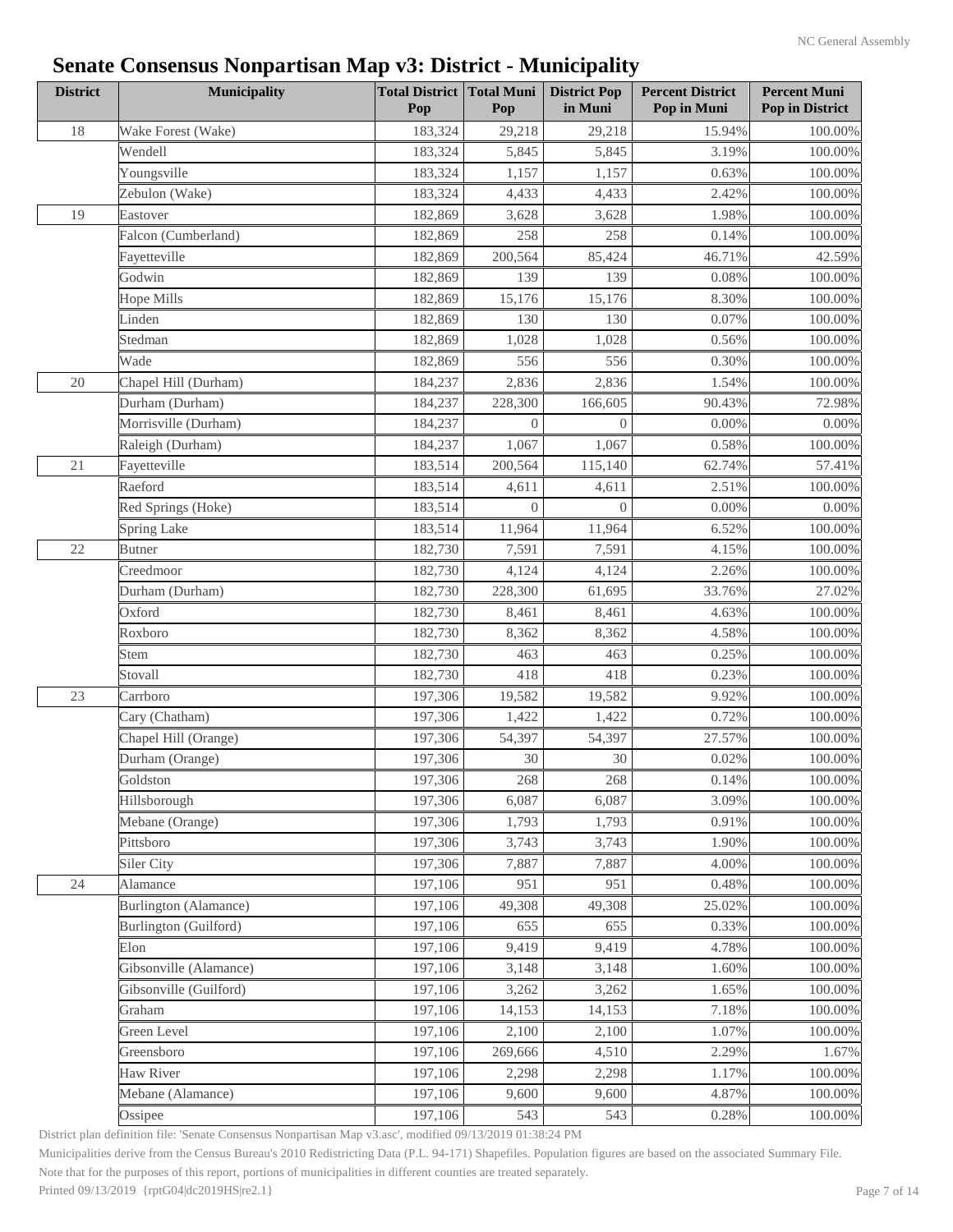# Senate Consensus Nonpartisan Map v3: District - Municipality

| District | Municipality | Total District Pop | Total Muni Pop | District Pop in Muni | Percent District Pop in Muni | Percent Muni Pop in District |
|---|---|---|---|---|---|---|
| 18 | Wake Forest (Wake) | 183,324 | 29,218 | 29,218 | 15.94% | 100.00% |
| | Wendell | 183,324 | 5,845 | 5,845 | 3.19% | 100.00% |
| | Youngsville | 183,324 | 1,157 | 1,157 | 0.63% | 100.00% |
| | Zebulon (Wake) | 183,324 | 4,433 | 4,433 | 2.42% | 100.00% |
| 19 | Eastover | 182,869 | 3,628 | 3,628 | 1.98% | 100.00% |
| | Falcon (Cumberland) | 182,869 | 258 | 258 | 0.14% | 100.00% |
| | Fayetteville | 182,869 | 200,564 | 85,424 | 46.71% | 42.59% |
| | Godwin | 182,869 | 139 | 139 | 0.08% | 100.00% |
| | Hope Mills | 182,869 | 15,176 | 15,176 | 8.30% | 100.00% |
| | Linden | 182,869 | 130 | 130 | 0.07% | 100.00% |
| | Stedman | 182,869 | 1,028 | 1,028 | 0.56% | 100.00% |
| | Wade | 182,869 | 556 | 556 | 0.30% | 100.00% |
| 20 | Chapel Hill (Durham) | 184,237 | 2,836 | 2,836 | 1.54% | 100.00% |
| | Durham (Durham) | 184,237 | 228,300 | 166,605 | 90.43% | 72.98% |
| | Morrisville (Durham) | 184,237 | 0 | 0 | 0.00% | 0.00% |
| | Raleigh (Durham) | 184,237 | 1,067 | 1,067 | 0.58% | 100.00% |
| 21 | Fayetteville | 183,514 | 200,564 | 115,140 | 62.74% | 57.41% |
| | Raeford | 183,514 | 4,611 | 4,611 | 2.51% | 100.00% |
| | Red Springs (Hoke) | 183,514 | 0 | 0 | 0.00% | 0.00% |
| | Spring Lake | 183,514 | 11,964 | 11,964 | 6.52% | 100.00% |
| 22 | Butner | 182,730 | 7,591 | 7,591 | 4.15% | 100.00% |
| | Creedmoor | 182,730 | 4,124 | 4,124 | 2.26% | 100.00% |
| | Durham (Durham) | 182,730 | 228,300 | 61,695 | 33.76% | 27.02% |
| | Oxford | 182,730 | 8,461 | 8,461 | 4.63% | 100.00% |
| | Roxboro | 182,730 | 8,362 | 8,362 | 4.58% | 100.00% |
| | Stem | 182,730 | 463 | 463 | 0.25% | 100.00% |
| | Stovall | 182,730 | 418 | 418 | 0.23% | 100.00% |
| 23 | Carrboro | 197,306 | 19,582 | 19,582 | 9.92% | 100.00% |
| | Cary (Chatham) | 197,306 | 1,422 | 1,422 | 0.72% | 100.00% |
| | Chapel Hill (Orange) | 197,306 | 54,397 | 54,397 | 27.57% | 100.00% |
| | Durham (Orange) | 197,306 | 30 | 30 | 0.02% | 100.00% |
| | Goldston | 197,306 | 268 | 268 | 0.14% | 100.00% |
| | Hillsborough | 197,306 | 6,087 | 6,087 | 3.09% | 100.00% |
| | Mebane (Orange) | 197,306 | 1,793 | 1,793 | 0.91% | 100.00% |
| | Pittsboro | 197,306 | 3,743 | 3,743 | 1.90% | 100.00% |
| | Siler City | 197,306 | 7,887 | 7,887 | 4.00% | 100.00% |
| 24 | Alamance | 197,106 | 951 | 951 | 0.48% | 100.00% |
| | Burlington (Alamance) | 197,106 | 49,308 | 49,308 | 25.02% | 100.00% |
| | Burlington (Guilford) | 197,106 | 655 | 655 | 0.33% | 100.00% |
| | Elon | 197,106 | 9,419 | 9,419 | 4.78% | 100.00% |
| | Gibsonville (Alamance) | 197,106 | 3,148 | 3,148 | 1.60% | 100.00% |
| | Gibsonville (Guilford) | 197,106 | 3,262 | 3,262 | 1.65% | 100.00% |
| | Graham | 197,106 | 14,153 | 14,153 | 7.18% | 100.00% |
| | Green Level | 197,106 | 2,100 | 2,100 | 1.07% | 100.00% |
| | Greensboro | 197,106 | 269,666 | 4,510 | 2.29% | 1.67% |
| | Haw River | 197,106 | 2,298 | 2,298 | 1.17% | 100.00% |
| | Mebane (Alamance) | 197,106 | 9,600 | 9,600 | 4.87% | 100.00% |
| | Ossipee | 197,106 | 543 | 543 | 0.28% | 100.00% |

District plan definition file: 'Senate Consensus Nonpartisan Map v3.asc', modified 09/13/2019 01:38:24 PM

Municipalities derive from the Census Bureau's 2010 Redistricting Data (P.L. 94-171) Shapefiles. Population figures are based on the associated Summary File.

Note that for the purposes of this report, portions of municipalities in different counties are treated separately.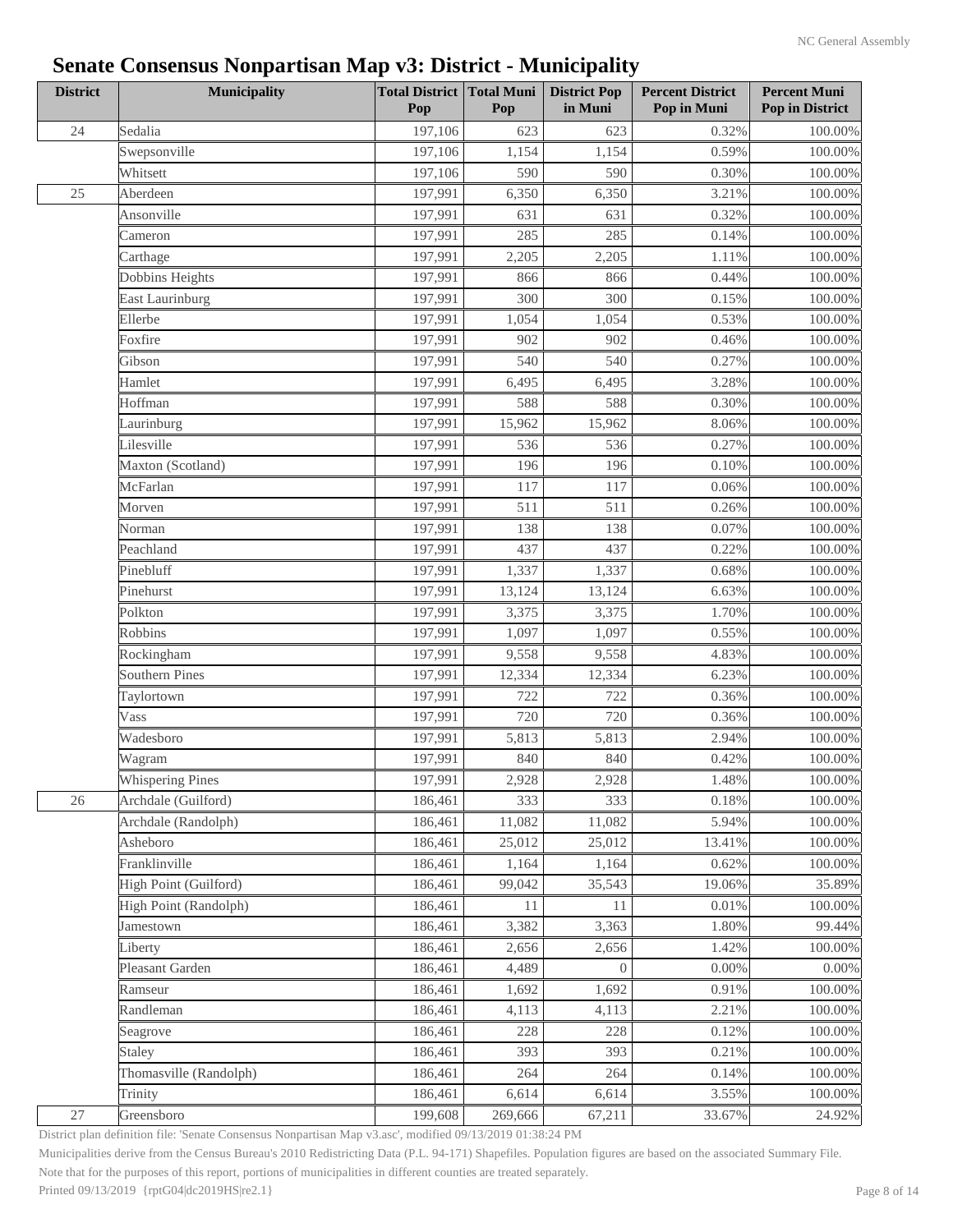# Senate Consensus Nonpartisan Map v3: District - Municipality

| District | Municipality | Total District Pop | Total Muni Pop | District Pop in Muni | Percent District Pop in Muni | Percent Muni Pop in District |
|---|---|---|---|---|---|---|
| 24 | Sedalia | 197,106 | 623 | 623 | 0.32% | 100.00% |
| | Swepsonville | 197,106 | 1,154 | 1,154 | 0.59% | 100.00% |
| | Whitsett | 197,106 | 590 | 590 | 0.30% | 100.00% |
| 25 | Aberdeen | 197,991 | 6,350 | 6,350 | 3.21% | 100.00% |
| | Ansonville | 197,991 | 631 | 631 | 0.32% | 100.00% |
| | Cameron | 197,991 | 285 | 285 | 0.14% | 100.00% |
| | Carthage | 197,991 | 2,205 | 2,205 | 1.11% | 100.00% |
| | Dobbins Heights | 197,991 | 866 | 866 | 0.44% | 100.00% |
| | East Laurinburg | 197,991 | 300 | 300 | 0.15% | 100.00% |
| | Ellerbe | 197,991 | 1,054 | 1,054 | 0.53% | 100.00% |
| | Foxfire | 197,991 | 902 | 902 | 0.46% | 100.00% |
| | Gibson | 197,991 | 540 | 540 | 0.27% | 100.00% |
| | Hamlet | 197,991 | 6,495 | 6,495 | 3.28% | 100.00% |
| | Hoffman | 197,991 | 588 | 588 | 0.30% | 100.00% |
| | Laurinburg | 197,991 | 15,962 | 15,962 | 8.06% | 100.00% |
| | Lilesville | 197,991 | 536 | 536 | 0.27% | 100.00% |
| | Maxton (Scotland) | 197,991 | 196 | 196 | 0.10% | 100.00% |
| | McFarlan | 197,991 | 117 | 117 | 0.06% | 100.00% |
| | Morven | 197,991 | 511 | 511 | 0.26% | 100.00% |
| | Norman | 197,991 | 138 | 138 | 0.07% | 100.00% |
| | Peachland | 197,991 | 437 | 437 | 0.22% | 100.00% |
| | Pinebluff | 197,991 | 1,337 | 1,337 | 0.68% | 100.00% |
| | Pinehurst | 197,991 | 13,124 | 13,124 | 6.63% | 100.00% |
| | Polkton | 197,991 | 3,375 | 3,375 | 1.70% | 100.00% |
| | Robbins | 197,991 | 1,097 | 1,097 | 0.55% | 100.00% |
| | Rockingham | 197,991 | 9,558 | 9,558 | 4.83% | 100.00% |
| | Southern Pines | 197,991 | 12,334 | 12,334 | 6.23% | 100.00% |
| | Taylortown | 197,991 | 722 | 722 | 0.36% | 100.00% |
| | Vass | 197,991 | 720 | 720 | 0.36% | 100.00% |
| | Wadesboro | 197,991 | 5,813 | 5,813 | 2.94% | 100.00% |
| | Wagram | 197,991 | 840 | 840 | 0.42% | 100.00% |
| | Whispering Pines | 197,991 | 2,928 | 2,928 | 1.48% | 100.00% |
| 26 | Archdale (Guilford) | 186,461 | 333 | 333 | 0.18% | 100.00% |
| | Archdale (Randolph) | 186,461 | 11,082 | 11,082 | 5.94% | 100.00% |
| | Asheboro | 186,461 | 25,012 | 25,012 | 13.41% | 100.00% |
| | Franklinville | 186,461 | 1,164 | 1,164 | 0.62% | 100.00% |
| | High Point (Guilford) | 186,461 | 99,042 | 35,543 | 19.06% | 35.89% |
| | High Point (Randolph) | 186,461 | 11 | 11 | 0.01% | 100.00% |
| | Jamestown | 186,461 | 3,382 | 3,363 | 1.80% | 99.44% |
| | Liberty | 186,461 | 2,656 | 2,656 | 1.42% | 100.00% |
| | Pleasant Garden | 186,461 | 4,489 | 0 | 0.00% | 0.00% |
| | Ramseur | 186,461 | 1,692 | 1,692 | 0.91% | 100.00% |
| | Randleman | 186,461 | 4,113 | 4,113 | 2.21% | 100.00% |
| | Seagrove | 186,461 | 228 | 228 | 0.12% | 100.00% |
| | Staley | 186,461 | 393 | 393 | 0.21% | 100.00% |
| | Thomasville (Randolph) | 186,461 | 264 | 264 | 0.14% | 100.00% |
| | Trinity | 186,461 | 6,614 | 6,614 | 3.55% | 100.00% |
| 27 | Greensboro | 199,608 | 269,666 | 67,211 | 33.67% | 24.92% |

District plan definition file: 'Senate Consensus Nonpartisan Map v3.asc', modified 09/13/2019 01:38:24 PM

Municipalities derive from the Census Bureau's 2010 Redistricting Data (P.L. 94-171) Shapefiles. Population figures are based on the associated Summary File.

Note that for the purposes of this report, portions of municipalities in different counties are treated separately.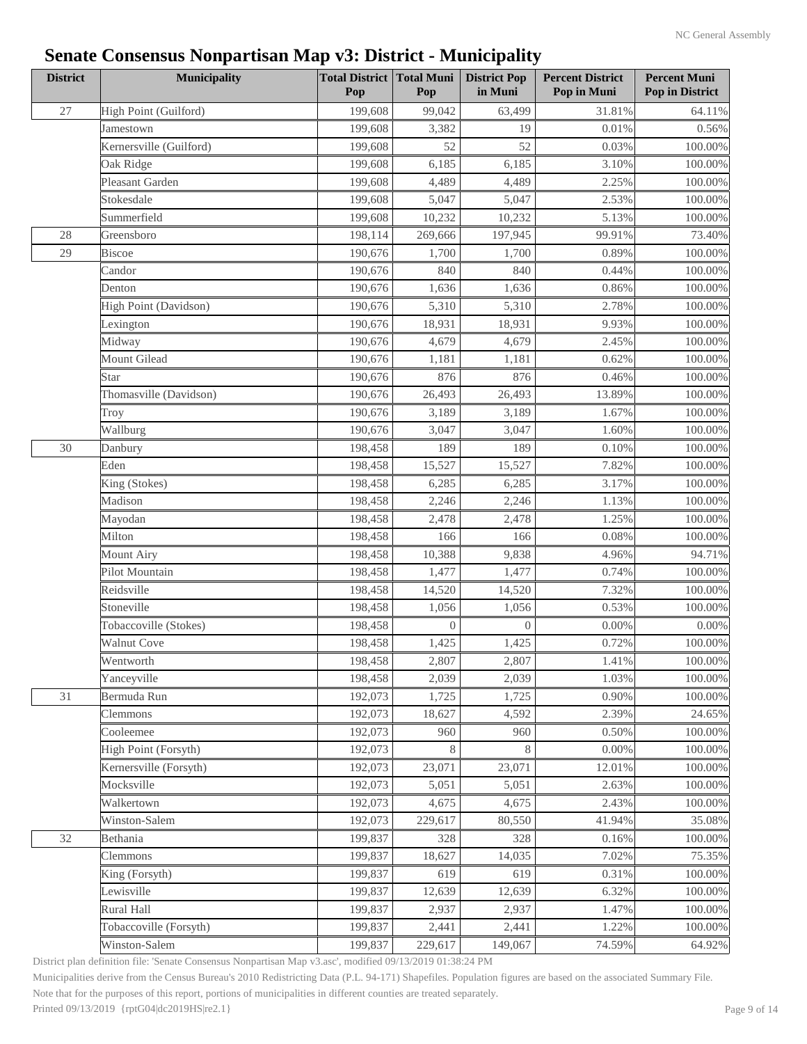# Senate Consensus Nonpartisan Map v3: District - Municipality

| District | Municipality | Total District Pop | Total Muni Pop | District Pop in Muni | Percent District Pop in Muni | Percent Muni Pop in District |
|---|---|---|---|---|---|---|
| 27 | High Point (Guilford) | 199,608 | 99,042 | 63,499 | 31.81% | 64.11% |
| | Jamestown | 199,608 | 3,382 | 19 | 0.01% | 0.56% |
| | Kernersville (Guilford) | 199,608 | 52 | 52 | 0.03% | 100.00% |
| | Oak Ridge | 199,608 | 6,185 | 6,185 | 3.10% | 100.00% |
| | Pleasant Garden | 199,608 | 4,489 | 4,489 | 2.25% | 100.00% |
| | Stokesdale | 199,608 | 5,047 | 5,047 | 2.53% | 100.00% |
| | Summerfield | 199,608 | 10,232 | 10,232 | 5.13% | 100.00% |
| 28 | Greensboro | 198,114 | 269,666 | 197,945 | 99.91% | 73.40% |
| 29 | Biscoe | 190,676 | 1,700 | 1,700 | 0.89% | 100.00% |
| | Candor | 190,676 | 840 | 840 | 0.44% | 100.00% |
| | Denton | 190,676 | 1,636 | 1,636 | 0.86% | 100.00% |
| | High Point (Davidson) | 190,676 | 5,310 | 5,310 | 2.78% | 100.00% |
| | Lexington | 190,676 | 18,931 | 18,931 | 9.93% | 100.00% |
| | Midway | 190,676 | 4,679 | 4,679 | 2.45% | 100.00% |
| | Mount Gilead | 190,676 | 1,181 | 1,181 | 0.62% | 100.00% |
| | Star | 190,676 | 876 | 876 | 0.46% | 100.00% |
| | Thomasville (Davidson) | 190,676 | 26,493 | 26,493 | 13.89% | 100.00% |
| | Troy | 190,676 | 3,189 | 3,189 | 1.67% | 100.00% |
| | Wallburg | 190,676 | 3,047 | 3,047 | 1.60% | 100.00% |
| 30 | Danbury | 198,458 | 189 | 189 | 0.10% | 100.00% |
| | Eden | 198,458 | 15,527 | 15,527 | 7.82% | 100.00% |
| | King (Stokes) | 198,458 | 6,285 | 6,285 | 3.17% | 100.00% |
| | Madison | 198,458 | 2,246 | 2,246 | 1.13% | 100.00% |
| | Mayodan | 198,458 | 2,478 | 2,478 | 1.25% | 100.00% |
| | Milton | 198,458 | 166 | 166 | 0.08% | 100.00% |
| | Mount Airy | 198,458 | 10,388 | 9,838 | 4.96% | 94.71% |
| | Pilot Mountain | 198,458 | 1,477 | 1,477 | 0.74% | 100.00% |
| | Reidsville | 198,458 | 14,520 | 14,520 | 7.32% | 100.00% |
| | Stoneville | 198,458 | 1,056 | 1,056 | 0.53% | 100.00% |
| | Tobaccoville (Stokes) | 198,458 | 0 | 0 | 0.00% | 0.00% |
| | Walnut Cove | 198,458 | 1,425 | 1,425 | 0.72% | 100.00% |
| | Wentworth | 198,458 | 2,807 | 2,807 | 1.41% | 100.00% |
| | Yanceyville | 198,458 | 2,039 | 2,039 | 1.03% | 100.00% |
| 31 | Bermuda Run | 192,073 | 1,725 | 1,725 | 0.90% | 100.00% |
| | Clemmons | 192,073 | 18,627 | 4,592 | 2.39% | 24.65% |
| | Cooleemee | 192,073 | 960 | 960 | 0.50% | 100.00% |
| | High Point (Forsyth) | 192,073 | 8 | 8 | 0.00% | 100.00% |
| | Kernersville (Forsyth) | 192,073 | 23,071 | 23,071 | 12.01% | 100.00% |
| | Mocksville | 192,073 | 5,051 | 5,051 | 2.63% | 100.00% |
| | Walkertown | 192,073 | 4,675 | 4,675 | 2.43% | 100.00% |
| | Winston-Salem | 192,073 | 229,617 | 80,550 | 41.94% | 35.08% |
| 32 | Bethania | 199,837 | 328 | 328 | 0.16% | 100.00% |
| | Clemmons | 199,837 | 18,627 | 14,035 | 7.02% | 75.35% |
| | King (Forsyth) | 199,837 | 619 | 619 | 0.31% | 100.00% |
| | Lewisville | 199,837 | 12,639 | 12,639 | 6.32% | 100.00% |
| | Rural Hall | 199,837 | 2,937 | 2,937 | 1.47% | 100.00% |
| | Tobaccoville (Forsyth) | 199,837 | 2,441 | 2,441 | 1.22% | 100.00% |
| | Winston-Salem | 199,837 | 229,617 | 149,067 | 74.59% | 64.92% |

District plan definition file: 'Senate Consensus Nonpartisan Map v3.asc', modified 09/13/2019 01:38:24 PM

Municipalities derive from the Census Bureau's 2010 Redistricting Data (P.L. 94-171) Shapefiles. Population figures are based on the associated Summary File.

Note that for the purposes of this report, portions of municipalities in different counties are treated separately.

Printed 09/13/2019 {rptG04|dc2019HS|re2.1}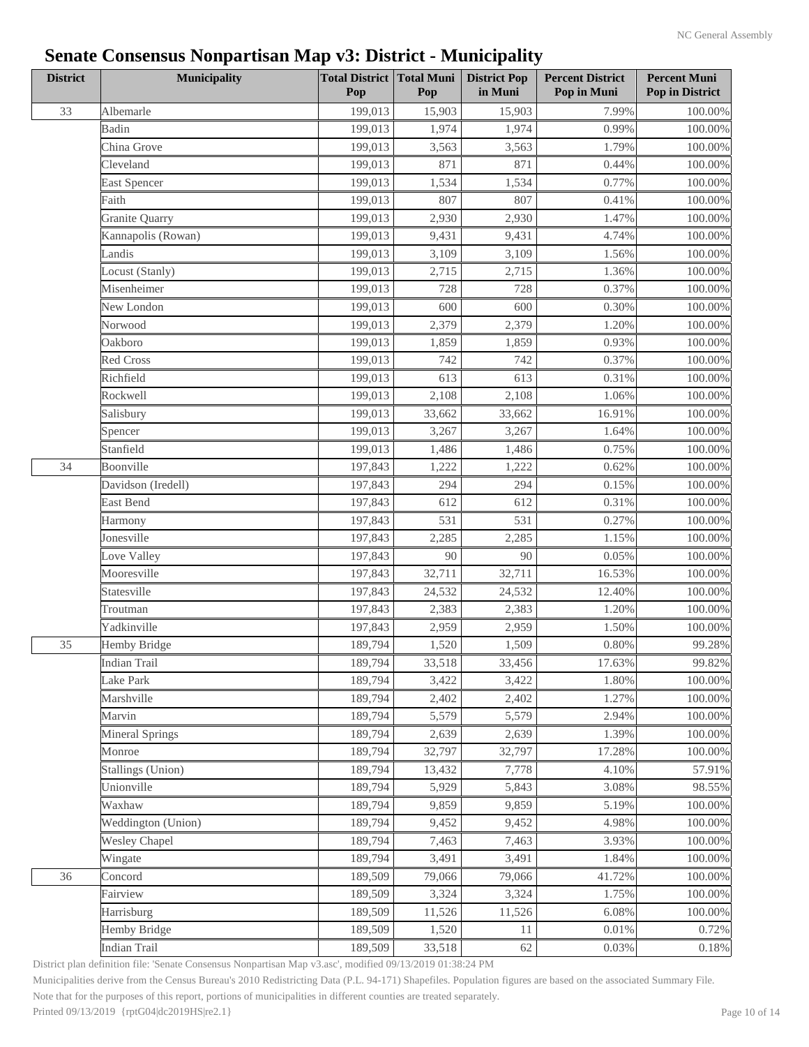# Senate Consensus Nonpartisan Map v3: District - Municipality

| District | Municipality | Total District Pop | Total Muni Pop | District Pop in Muni | Percent District Pop in Muni | Percent Muni Pop in District |
|---|---|---|---|---|---|---|
| 33 | Albemarle | 199,013 | 15,903 | 15,903 | 7.99% | 100.00% |
| | Badin | 199,013 | 1,974 | 1,974 | 0.99% | 100.00% |
| | China Grove | 199,013 | 3,563 | 3,563 | 1.79% | 100.00% |
| | Cleveland | 199,013 | 871 | 871 | 0.44% | 100.00% |
| | East Spencer | 199,013 | 1,534 | 1,534 | 0.77% | 100.00% |
| | Faith | 199,013 | 807 | 807 | 0.41% | 100.00% |
| | Granite Quarry | 199,013 | 2,930 | 2,930 | 1.47% | 100.00% |
| | Kannapolis (Rowan) | 199,013 | 9,431 | 9,431 | 4.74% | 100.00% |
| | Landis | 199,013 | 3,109 | 3,109 | 1.56% | 100.00% |
| | Locust (Stanly) | 199,013 | 2,715 | 2,715 | 1.36% | 100.00% |
| | Misenheimer | 199,013 | 728 | 728 | 0.37% | 100.00% |
| | New London | 199,013 | 600 | 600 | 0.30% | 100.00% |
| | Norwood | 199,013 | 2,379 | 2,379 | 1.20% | 100.00% |
| | Oakboro | 199,013 | 1,859 | 1,859 | 0.93% | 100.00% |
| | Red Cross | 199,013 | 742 | 742 | 0.37% | 100.00% |
| | Richfield | 199,013 | 613 | 613 | 0.31% | 100.00% |
| | Rockwell | 199,013 | 2,108 | 2,108 | 1.06% | 100.00% |
| | Salisbury | 199,013 | 33,662 | 33,662 | 16.91% | 100.00% |
| | Spencer | 199,013 | 3,267 | 3,267 | 1.64% | 100.00% |
| | Stanfield | 199,013 | 1,486 | 1,486 | 0.75% | 100.00% |
| 34 | Boonville | 197,843 | 1,222 | 1,222 | 0.62% | 100.00% |
| | Davidson (Iredell) | 197,843 | 294 | 294 | 0.15% | 100.00% |
| | East Bend | 197,843 | 612 | 612 | 0.31% | 100.00% |
| | Harmony | 197,843 | 531 | 531 | 0.27% | 100.00% |
| | Jonesville | 197,843 | 2,285 | 2,285 | 1.15% | 100.00% |
| | Love Valley | 197,843 | 90 | 90 | 0.05% | 100.00% |
| | Mooresville | 197,843 | 32,711 | 32,711 | 16.53% | 100.00% |
| | Statesville | 197,843 | 24,532 | 24,532 | 12.40% | 100.00% |
| | Troutman | 197,843 | 2,383 | 2,383 | 1.20% | 100.00% |
| | Yadkinville | 197,843 | 2,959 | 2,959 | 1.50% | 100.00% |
| 35 | Hemby Bridge | 189,794 | 1,520 | 1,509 | 0.80% | 99.28% |
| | Indian Trail | 189,794 | 33,518 | 33,456 | 17.63% | 99.82% |
| | Lake Park | 189,794 | 3,422 | 3,422 | 1.80% | 100.00% |
| | Marshville | 189,794 | 2,402 | 2,402 | 1.27% | 100.00% |
| | Marvin | 189,794 | 5,579 | 5,579 | 2.94% | 100.00% |
| | Mineral Springs | 189,794 | 2,639 | 2,639 | 1.39% | 100.00% |
| | Monroe | 189,794 | 32,797 | 32,797 | 17.28% | 100.00% |
| | Stallings (Union) | 189,794 | 13,432 | 7,778 | 4.10% | 57.91% |
| | Unionville | 189,794 | 5,929 | 5,843 | 3.08% | 98.55% |
| | Waxhaw | 189,794 | 9,859 | 9,859 | 5.19% | 100.00% |
| | Weddington (Union) | 189,794 | 9,452 | 9,452 | 4.98% | 100.00% |
| | Wesley Chapel | 189,794 | 7,463 | 7,463 | 3.93% | 100.00% |
| | Wingate | 189,794 | 3,491 | 3,491 | 1.84% | 100.00% |
| 36 | Concord | 189,509 | 79,066 | 79,066 | 41.72% | 100.00% |
| | Fairview | 189,509 | 3,324 | 3,324 | 1.75% | 100.00% |
| | Harrisburg | 189,509 | 11,526 | 11,526 | 6.08% | 100.00% |
| | Hemby Bridge | 189,509 | 1,520 | 11 | 0.01% | 0.72% |
| | Indian Trail | 189,509 | 33,518 | 62 | 0.03% | 0.18% |

District plan definition file: 'Senate Consensus Nonpartisan Map v3.asc', modified 09/13/2019 01:38:24 PM

Municipalities derive from the Census Bureau's 2010 Redistricting Data (P.L. 94-171) Shapefiles. Population figures are based on the associated Summary File.

Note that for the purposes of this report, portions of municipalities in different counties are treated separately.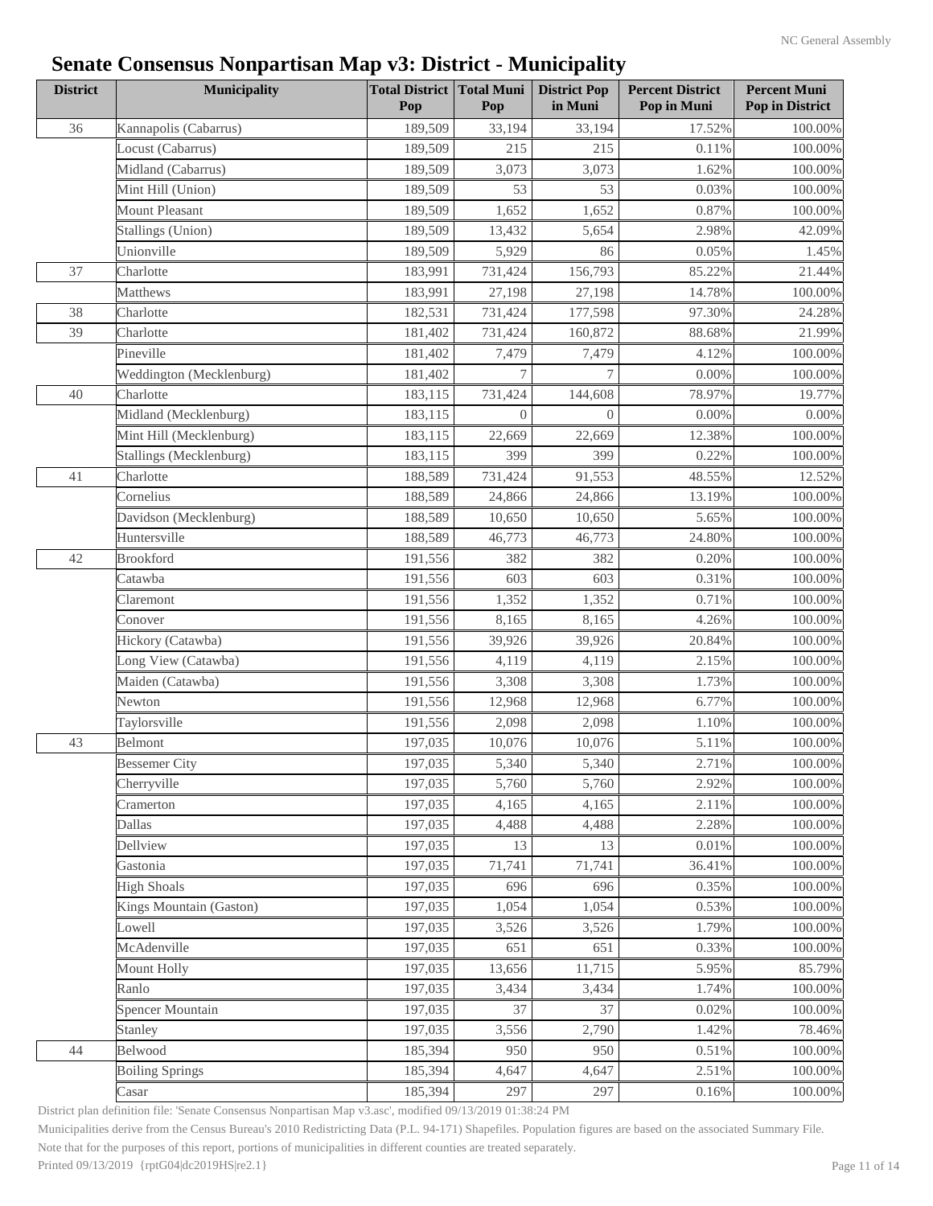# Senate Consensus Nonpartisan Map v3: District - Municipality

| District | Municipality | Total District Pop | Total Muni Pop | District Pop in Muni | Percent District Pop in Muni | Percent Muni Pop in District |
|---|---|---|---|---|---|---|
| 36 | Kannapolis (Cabarrus) | 189,509 | 33,194 | 33,194 | 17.52% | 100.00% |
| | Locust (Cabarrus) | 189,509 | 215 | 215 | 0.11% | 100.00% |
| | Midland (Cabarrus) | 189,509 | 3,073 | 3,073 | 1.62% | 100.00% |
| | Mint Hill (Union) | 189,509 | 53 | 53 | 0.03% | 100.00% |
| | Mount Pleasant | 189,509 | 1,652 | 1,652 | 0.87% | 100.00% |
| | Stallings (Union) | 189,509 | 13,432 | 5,654 | 2.98% | 42.09% |
| | Unionville | 189,509 | 5,929 | 86 | 0.05% | 1.45% |
| 37 | Charlotte | 183,991 | 731,424 | 156,793 | 85.22% | 21.44% |
| | Matthews | 183,991 | 27,198 | 27,198 | 14.78% | 100.00% |
| 38 | Charlotte | 182,531 | 731,424 | 177,598 | 97.30% | 24.28% |
| 39 | Charlotte | 181,402 | 731,424 | 160,872 | 88.68% | 21.99% |
| | Pineville | 181,402 | 7,479 | 7,479 | 4.12% | 100.00% |
| | Weddington (Mecklenburg) | 181,402 | 7 | 7 | 0.00% | 100.00% |
| 40 | Charlotte | 183,115 | 731,424 | 144,608 | 78.97% | 19.77% |
| | Midland (Mecklenburg) | 183,115 | 0 | 0 | 0.00% | 0.00% |
| | Mint Hill (Mecklenburg) | 183,115 | 22,669 | 22,669 | 12.38% | 100.00% |
| | Stallings (Mecklenburg) | 183,115 | 399 | 399 | 0.22% | 100.00% |
| 41 | Charlotte | 188,589 | 731,424 | 91,553 | 48.55% | 12.52% |
| | Cornelius | 188,589 | 24,866 | 24,866 | 13.19% | 100.00% |
| | Davidson (Mecklenburg) | 188,589 | 10,650 | 10,650 | 5.65% | 100.00% |
| | Huntersville | 188,589 | 46,773 | 46,773 | 24.80% | 100.00% |
| 42 | Brookford | 191,556 | 382 | 382 | 0.20% | 100.00% |
| | Catawba | 191,556 | 603 | 603 | 0.31% | 100.00% |
| | Claremont | 191,556 | 1,352 | 1,352 | 0.71% | 100.00% |
| | Conover | 191,556 | 8,165 | 8,165 | 4.26% | 100.00% |
| | Hickory (Catawba) | 191,556 | 39,926 | 39,926 | 20.84% | 100.00% |
| | Long View (Catawba) | 191,556 | 4,119 | 4,119 | 2.15% | 100.00% |
| | Maiden (Catawba) | 191,556 | 3,308 | 3,308 | 1.73% | 100.00% |
| | Newton | 191,556 | 12,968 | 12,968 | 6.77% | 100.00% |
| | Taylorsville | 191,556 | 2,098 | 2,098 | 1.10% | 100.00% |
| 43 | Belmont | 197,035 | 10,076 | 10,076 | 5.11% | 100.00% |
| | Bessemer City | 197,035 | 5,340 | 5,340 | 2.71% | 100.00% |
| | Cherryville | 197,035 | 5,760 | 5,760 | 2.92% | 100.00% |
| | Cramerton | 197,035 | 4,165 | 4,165 | 2.11% | 100.00% |
| | Dallas | 197,035 | 4,488 | 4,488 | 2.28% | 100.00% |
| | Dellview | 197,035 | 13 | 13 | 0.01% | 100.00% |
| | Gastonia | 197,035 | 71,741 | 71,741 | 36.41% | 100.00% |
| | High Shoals | 197,035 | 696 | 696 | 0.35% | 100.00% |
| | Kings Mountain (Gaston) | 197,035 | 1,054 | 1,054 | 0.53% | 100.00% |
| | Lowell | 197,035 | 3,526 | 3,526 | 1.79% | 100.00% |
| | McAdenville | 197,035 | 651 | 651 | 0.33% | 100.00% |
| | Mount Holly | 197,035 | 13,656 | 11,715 | 5.95% | 85.79% |
| | Ranlo | 197,035 | 3,434 | 3,434 | 1.74% | 100.00% |
| | Spencer Mountain | 197,035 | 37 | 37 | 0.02% | 100.00% |
| | Stanley | 197,035 | 3,556 | 2,790 | 1.42% | 78.46% |
| 44 | Belwood | 185,394 | 950 | 950 | 0.51% | 100.00% |
| | Boiling Springs | 185,394 | 4,647 | 4,647 | 2.51% | 100.00% |
| | Casar | 185,394 | 297 | 297 | 0.16% | 100.00% |

District plan definition file: 'Senate Consensus Nonpartisan Map v3.asc', modified 09/13/2019 01:38:24 PM

Municipalities derive from the Census Bureau's 2010 Redistricting Data (P.L. 94-171) Shapefiles. Population figures are based on the associated Summary File.

Note that for the purposes of this report, portions of municipalities in different counties are treated separately.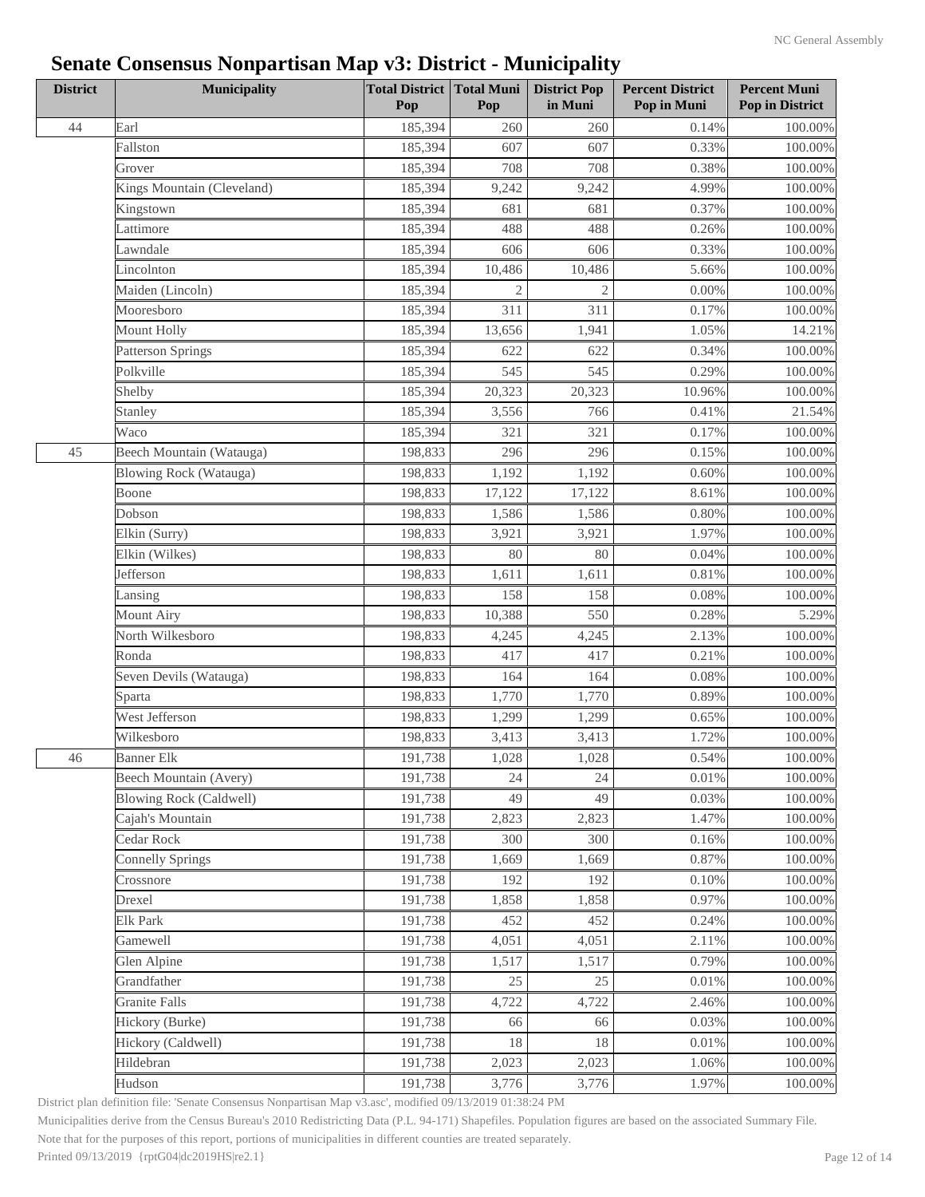# Senate Consensus Nonpartisan Map v3: District - Municipality

| District | Municipality | Total District Pop | Total Muni Pop | District Pop in Muni | Percent District Pop in Muni | Percent Muni Pop in District |
|---|---|---|---|---|---|---|
| 44 | Earl | 185,394 | 260 | 260 | 0.14% | 100.00% |
| | Fallston | 185,394 | 607 | 607 | 0.33% | 100.00% |
| | Grover | 185,394 | 708 | 708 | 0.38% | 100.00% |
| | Kings Mountain (Cleveland) | 185,394 | 9,242 | 9,242 | 4.99% | 100.00% |
| | Kingstown | 185,394 | 681 | 681 | 0.37% | 100.00% |
| | Lattimore | 185,394 | 488 | 488 | 0.26% | 100.00% |
| | Lawndale | 185,394 | 606 | 606 | 0.33% | 100.00% |
| | Lincolnton | 185,394 | 10,486 | 10,486 | 5.66% | 100.00% |
| | Maiden (Lincoln) | 185,394 | 2 | 2 | 0.00% | 100.00% |
| | Mooresboro | 185,394 | 311 | 311 | 0.17% | 100.00% |
| | Mount Holly | 185,394 | 13,656 | 1,941 | 1.05% | 14.21% |
| | Patterson Springs | 185,394 | 622 | 622 | 0.34% | 100.00% |
| | Polkville | 185,394 | 545 | 545 | 0.29% | 100.00% |
| | Shelby | 185,394 | 20,323 | 20,323 | 10.96% | 100.00% |
| | Stanley | 185,394 | 3,556 | 766 | 0.41% | 21.54% |
| | Waco | 185,394 | 321 | 321 | 0.17% | 100.00% |
| 45 | Beech Mountain (Watauga) | 198,833 | 296 | 296 | 0.15% | 100.00% |
| | Blowing Rock (Watauga) | 198,833 | 1,192 | 1,192 | 0.60% | 100.00% |
| | Boone | 198,833 | 17,122 | 17,122 | 8.61% | 100.00% |
| | Dobson | 198,833 | 1,586 | 1,586 | 0.80% | 100.00% |
| | Elkin (Surry) | 198,833 | 3,921 | 3,921 | 1.97% | 100.00% |
| | Elkin (Wilkes) | 198,833 | 80 | 80 | 0.04% | 100.00% |
| | Jefferson | 198,833 | 1,611 | 1,611 | 0.81% | 100.00% |
| | Lansing | 198,833 | 158 | 158 | 0.08% | 100.00% |
| | Mount Airy | 198,833 | 10,388 | 550 | 0.28% | 5.29% |
| | North Wilkesboro | 198,833 | 4,245 | 4,245 | 2.13% | 100.00% |
| | Ronda | 198,833 | 417 | 417 | 0.21% | 100.00% |
| | Seven Devils (Watauga) | 198,833 | 164 | 164 | 0.08% | 100.00% |
| | Sparta | 198,833 | 1,770 | 1,770 | 0.89% | 100.00% |
| | West Jefferson | 198,833 | 1,299 | 1,299 | 0.65% | 100.00% |
| | Wilkesboro | 198,833 | 3,413 | 3,413 | 1.72% | 100.00% |
| 46 | Banner Elk | 191,738 | 1,028 | 1,028 | 0.54% | 100.00% |
| | Beech Mountain (Avery) | 191,738 | 24 | 24 | 0.01% | 100.00% |
| | Blowing Rock (Caldwell) | 191,738 | 49 | 49 | 0.03% | 100.00% |
| | Cajah's Mountain | 191,738 | 2,823 | 2,823 | 1.47% | 100.00% |
| | Cedar Rock | 191,738 | 300 | 300 | 0.16% | 100.00% |
| | Connelly Springs | 191,738 | 1,669 | 1,669 | 0.87% | 100.00% |
| | Crossnore | 191,738 | 192 | 192 | 0.10% | 100.00% |
| | Drexel | 191,738 | 1,858 | 1,858 | 0.97% | 100.00% |
| | Elk Park | 191,738 | 452 | 452 | 0.24% | 100.00% |
| | Gamewell | 191,738 | 4,051 | 4,051 | 2.11% | 100.00% |
| | Glen Alpine | 191,738 | 1,517 | 1,517 | 0.79% | 100.00% |
| | Grandfather | 191,738 | 25 | 25 | 0.01% | 100.00% |
| | Granite Falls | 191,738 | 4,722 | 4,722 | 2.46% | 100.00% |
| | Hickory (Burke) | 191,738 | 66 | 66 | 0.03% | 100.00% |
| | Hickory (Caldwell) | 191,738 | 18 | 18 | 0.01% | 100.00% |
| | Hildebran | 191,738 | 2,023 | 2,023 | 1.06% | 100.00% |
| | Hudson | 191,738 | 3,776 | 3,776 | 1.97% | 100.00% |

District plan definition file: 'Senate Consensus Nonpartisan Map v3.asc', modified 09/13/2019 01:38:24 PM

Municipalities derive from the Census Bureau's 2010 Redistricting Data (P.L. 94-171) Shapefiles. Population figures are based on the associated Summary File.

Note that for the purposes of this report, portions of municipalities in different counties are treated separately.

Printed 09/13/2019 {rptG04|dc2019HS|re2.1}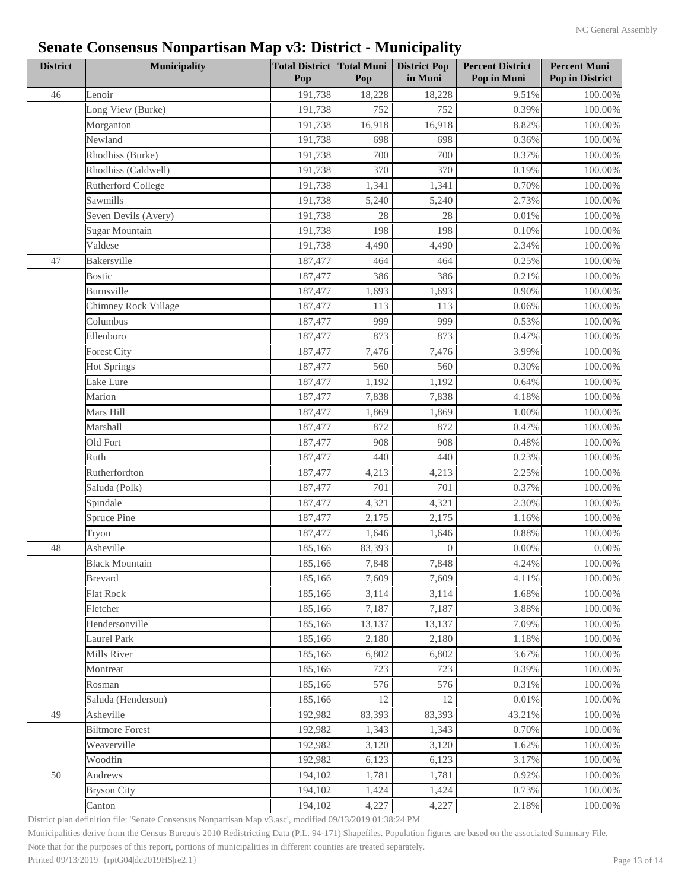# Senate Consensus Nonpartisan Map v3: District - Municipality

| District | Municipality | Total District Pop | Total Muni Pop | District Pop in Muni | Percent District Pop in Muni | Percent Muni Pop in District |
|---|---|---|---|---|---|---|
| 46 | Lenoir | 191,738 | 18,228 | 18,228 | 9.51% | 100.00% |
| | Long View (Burke) | 191,738 | 752 | 752 | 0.39% | 100.00% |
| | Morganton | 191,738 | 16,918 | 16,918 | 8.82% | 100.00% |
| | Newland | 191,738 | 698 | 698 | 0.36% | 100.00% |
| | Rhodhiss (Burke) | 191,738 | 700 | 700 | 0.37% | 100.00% |
| | Rhodhiss (Caldwell) | 191,738 | 370 | 370 | 0.19% | 100.00% |
| | Rutherford College | 191,738 | 1,341 | 1,341 | 0.70% | 100.00% |
| | Sawmills | 191,738 | 5,240 | 5,240 | 2.73% | 100.00% |
| | Seven Devils (Avery) | 191,738 | 28 | 28 | 0.01% | 100.00% |
| | Sugar Mountain | 191,738 | 198 | 198 | 0.10% | 100.00% |
| | Valdese | 191,738 | 4,490 | 4,490 | 2.34% | 100.00% |
| 47 | Bakersville | 187,477 | 464 | 464 | 0.25% | 100.00% |
| | Bostic | 187,477 | 386 | 386 | 0.21% | 100.00% |
| | Burnsville | 187,477 | 1,693 | 1,693 | 0.90% | 100.00% |
| | Chimney Rock Village | 187,477 | 113 | 113 | 0.06% | 100.00% |
| | Columbus | 187,477 | 999 | 999 | 0.53% | 100.00% |
| | Ellenboro | 187,477 | 873 | 873 | 0.47% | 100.00% |
| | Forest City | 187,477 | 7,476 | 7,476 | 3.99% | 100.00% |
| | Hot Springs | 187,477 | 560 | 560 | 0.30% | 100.00% |
| | Lake Lure | 187,477 | 1,192 | 1,192 | 0.64% | 100.00% |
| | Marion | 187,477 | 7,838 | 7,838 | 4.18% | 100.00% |
| | Mars Hill | 187,477 | 1,869 | 1,869 | 1.00% | 100.00% |
| | Marshall | 187,477 | 872 | 872 | 0.47% | 100.00% |
| | Old Fort | 187,477 | 908 | 908 | 0.48% | 100.00% |
| | Ruth | 187,477 | 440 | 440 | 0.23% | 100.00% |
| | Rutherfordton | 187,477 | 4,213 | 4,213 | 2.25% | 100.00% |
| | Saluda (Polk) | 187,477 | 701 | 701 | 0.37% | 100.00% |
| | Spindale | 187,477 | 4,321 | 4,321 | 2.30% | 100.00% |
| | Spruce Pine | 187,477 | 2,175 | 2,175 | 1.16% | 100.00% |
| | Tryon | 187,477 | 1,646 | 1,646 | 0.88% | 100.00% |
| 48 | Asheville | 185,166 | 83,393 | 0 | 0.00% | 0.00% |
| | Black Mountain | 185,166 | 7,848 | 7,848 | 4.24% | 100.00% |
| | Brevard | 185,166 | 7,609 | 7,609 | 4.11% | 100.00% |
| | Flat Rock | 185,166 | 3,114 | 3,114 | 1.68% | 100.00% |
| | Fletcher | 185,166 | 7,187 | 7,187 | 3.88% | 100.00% |
| | Hendersonville | 185,166 | 13,137 | 13,137 | 7.09% | 100.00% |
| | Laurel Park | 185,166 | 2,180 | 2,180 | 1.18% | 100.00% |
| | Mills River | 185,166 | 6,802 | 6,802 | 3.67% | 100.00% |
| | Montreat | 185,166 | 723 | 723 | 0.39% | 100.00% |
| | Rosman | 185,166 | 576 | 576 | 0.31% | 100.00% |
| | Saluda (Henderson) | 185,166 | 12 | 12 | 0.01% | 100.00% |
| 49 | Asheville | 192,982 | 83,393 | 83,393 | 43.21% | 100.00% |
| | Biltmore Forest | 192,982 | 1,343 | 1,343 | 0.70% | 100.00% |
| | Weaverville | 192,982 | 3,120 | 3,120 | 1.62% | 100.00% |
| | Woodfin | 192,982 | 6,123 | 6,123 | 3.17% | 100.00% |
| 50 | Andrews | 194,102 | 1,781 | 1,781 | 0.92% | 100.00% |
| | Bryson City | 194,102 | 1,424 | 1,424 | 0.73% | 100.00% |
| | Canton | 194,102 | 4,227 | 4,227 | 2.18% | 100.00% |

District plan definition file: 'Senate Consensus Nonpartisan Map v3.asc', modified 09/13/2019 01:38:24 PM

Municipalities derive from the Census Bureau's 2010 Redistricting Data (P.L. 94-171) Shapefiles. Population figures are based on the associated Summary File.

Note that for the purposes of this report, portions of municipalities in different counties are treated separately.

Printed 09/13/2019 {rptG04|dc2019HS|re2.1}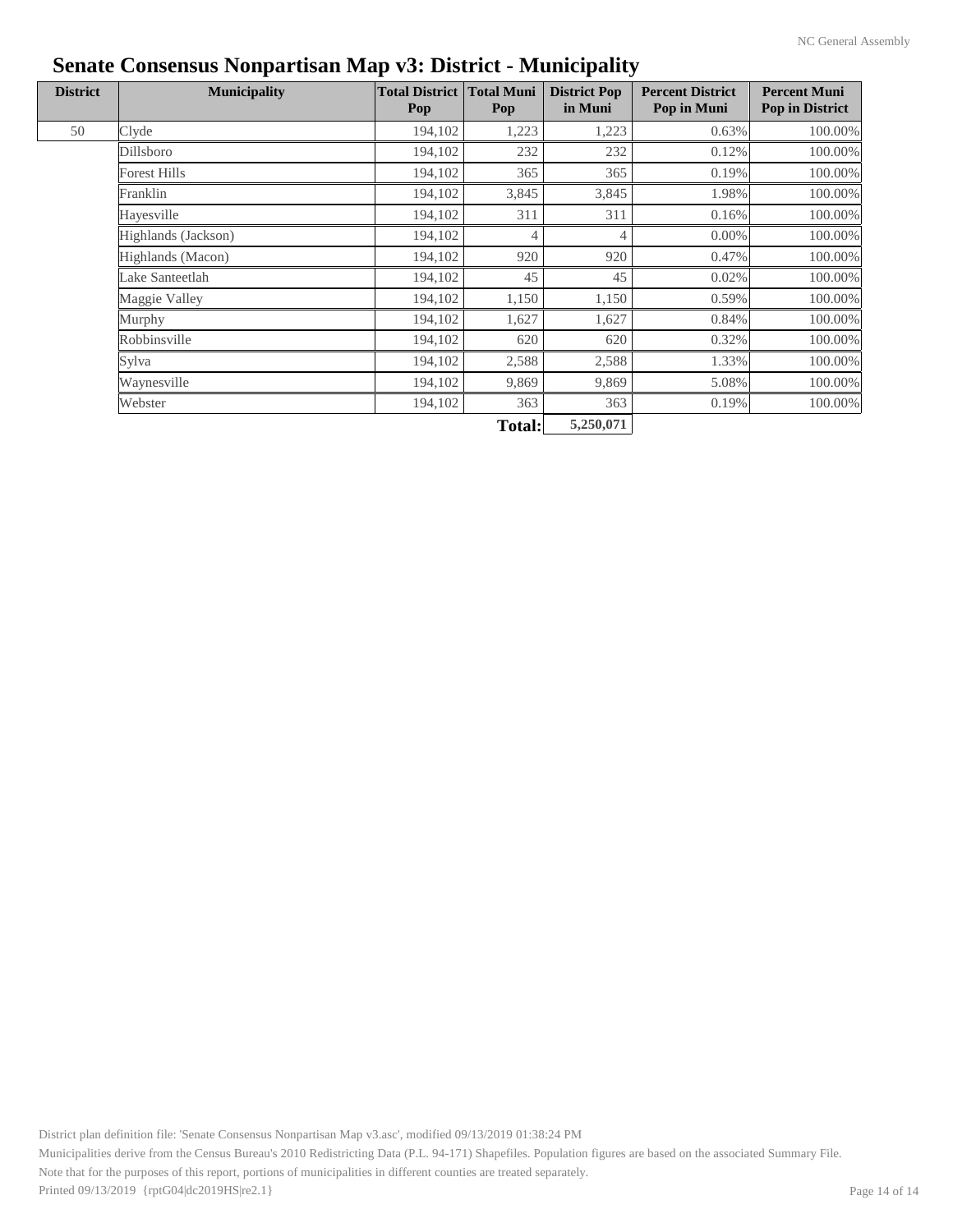# Senate Consensus Nonpartisan Map v3: District - Municipality

| District | Municipality | Total District Pop | Total Muni Pop | District Pop in Muni | Percent District Pop in Muni | Percent Muni Pop in District |
|---|---|---|---|---|---|---|
| 50 | Clyde | 194,102 | 1,223 | 1,223 | 0.63% | 100.00% |
| | Dillsboro | 194,102 | 232 | 232 | 0.12% | 100.00% |
| | Forest Hills | 194,102 | 365 | 365 | 0.19% | 100.00% |
| | Franklin | 194,102 | 3,845 | 3,845 | 1.98% | 100.00% |
| | Hayesville | 194,102 | 311 | 311 | 0.16% | 100.00% |
| | Highlands (Jackson) | 194,102 | 4 | 4 | 0.00% | 100.00% |
| | Highlands (Macon) | 194,102 | 920 | 920 | 0.47% | 100.00% |
| | Lake Santeetlah | 194,102 | 45 | 45 | 0.02% | 100.00% |
| | Maggie Valley | 194,102 | 1,150 | 1,150 | 0.59% | 100.00% |
| | Murphy | 194,102 | 1,627 | 1,627 | 0.84% | 100.00% |
| | Robbinsville | 194,102 | 620 | 620 | 0.32% | 100.00% |
| | Sylva | 194,102 | 2,588 | 2,588 | 1.33% | 100.00% |
| | Waynesville | 194,102 | 9,869 | 9,869 | 5.08% | 100.00% |
| | Webster | 194,102 | 363 | 363 | 0.19% | 100.00% |
| | | | **Total:** | **5,250,071** | | |

District plan definition file: 'Senate Consensus Nonpartisan Map v3.asc', modified 09/13/2019 01:38:24 PM

Municipalities derive from the Census Bureau's 2010 Redistricting Data (P.L. 94-171) Shapefiles. Population figures are based on the associated Summary File.

Note that for the purposes of this report, portions of municipalities in different counties are treated separately.

Printed 09/13/2019 {rptG04|dc2019HS|re2.1}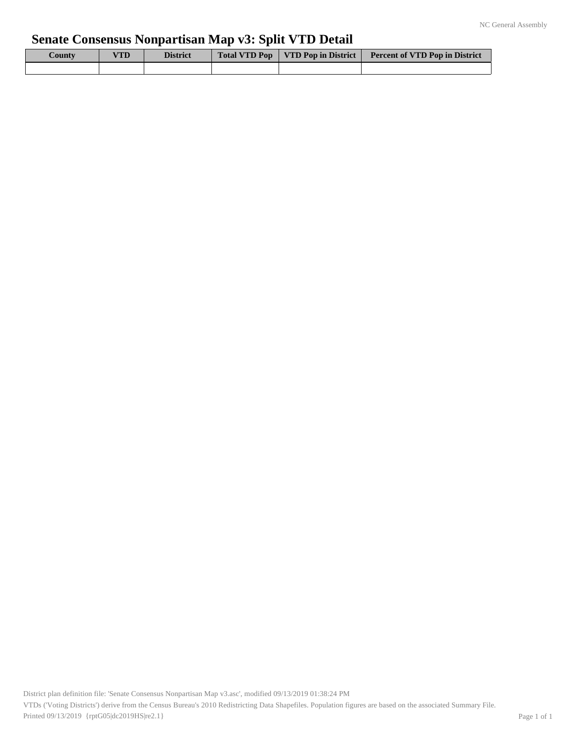# Senate Consensus Nonpartisan Map v3: Split VTD Detail

| County | VTD | District | Total VTD Pop | VTD Pop in District | Percent of VTD Pop in District |
|---|---|---|---|---|---|
| | | | | | |

District plan definition file: 'Senate Consensus Nonpartisan Map v3.asc', modified 09/13/2019 01:38:24 PM

VTDs ('Voting Districts') derive from the Census Bureau's 2010 Redistricting Data Shapefiles. Population figures are based on the associated Summary File.

Printed 09/13/2019 {rptG05|dc2019HS|re2.1}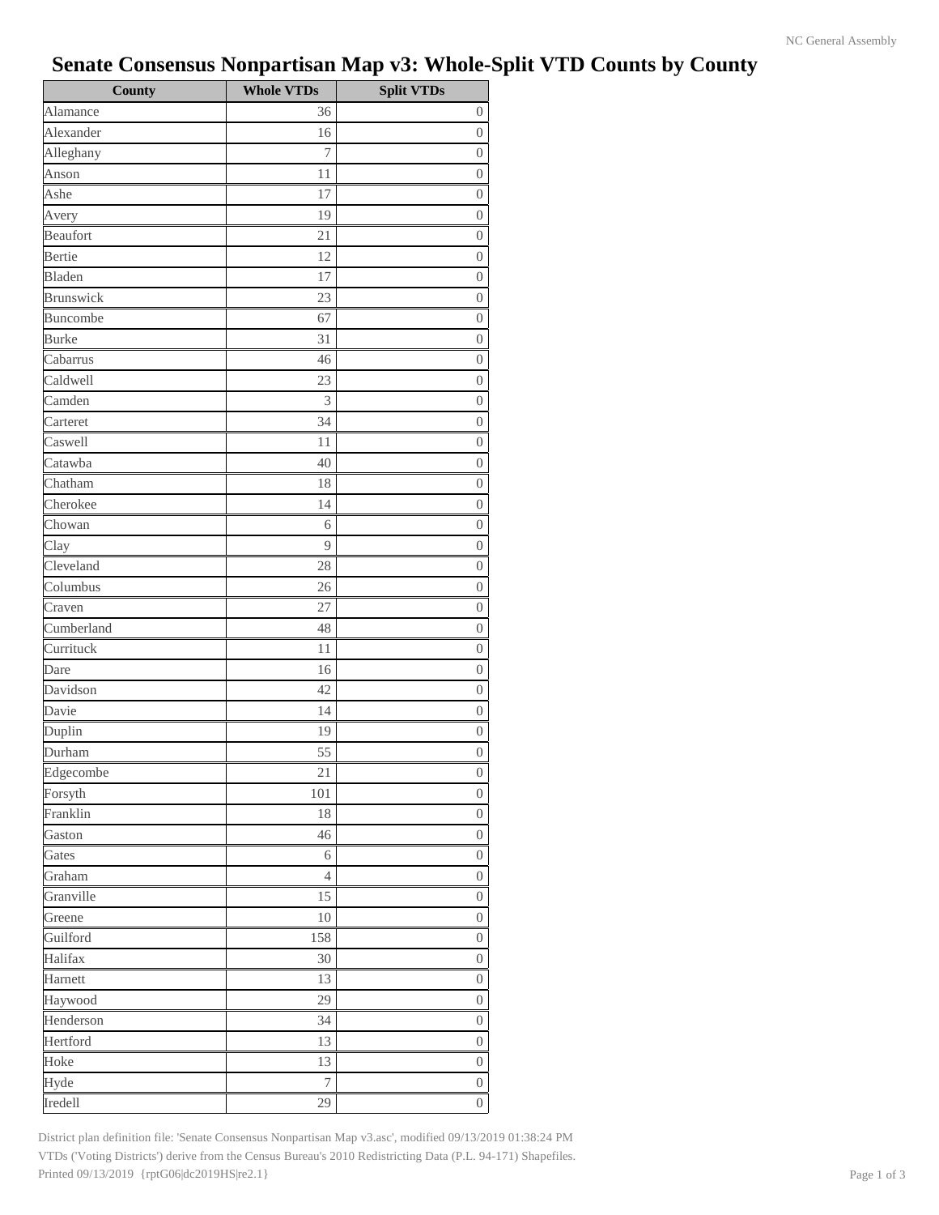# Senate Consensus Nonpartisan Map v3: Whole-Split VTD Counts by County

| County | Whole VTDs | Split VTDs |
|---|---|---|
| Alamance | 36 | 0 |
| Alexander | 16 | 0 |
| Alleghany | 7 | 0 |
| Anson | 11 | 0 |
| Ashe | 17 | 0 |
| Avery | 19 | 0 |
| Beaufort | 21 | 0 |
| Bertie | 12 | 0 |
| Bladen | 17 | 0 |
| Brunswick | 23 | 0 |
| Buncombe | 67 | 0 |
| Burke | 31 | 0 |
| Cabarrus | 46 | 0 |
| Caldwell | 23 | 0 |
| Camden | 3 | 0 |
| Carteret | 34 | 0 |
| Caswell | 11 | 0 |
| Catawba | 40 | 0 |
| Chatham | 18 | 0 |
| Cherokee | 14 | 0 |
| Chowan | 6 | 0 |
| Clay | 9 | 0 |
| Cleveland | 28 | 0 |
| Columbus | 26 | 0 |
| Craven | 27 | 0 |
| Cumberland | 48 | 0 |
| Currituck | 11 | 0 |
| Dare | 16 | 0 |
| Davidson | 42 | 0 |
| Davie | 14 | 0 |
| Duplin | 19 | 0 |
| Durham | 55 | 0 |
| Edgecombe | 21 | 0 |
| Forsyth | 101 | 0 |
| Franklin | 18 | 0 |
| Gaston | 46 | 0 |
| Gates | 6 | 0 |
| Graham | 4 | 0 |
| Granville | 15 | 0 |
| Greene | 10 | 0 |
| Guilford | 158 | 0 |
| Halifax | 30 | 0 |
| Harnett | 13 | 0 |
| Haywood | 29 | 0 |
| Henderson | 34 | 0 |
| Hertford | 13 | 0 |
| Hoke | 13 | 0 |
| Hyde | 7 | 0 |
| Iredell | 29 | 0 |

District plan definition file: 'Senate Consensus Nonpartisan Map v3.asc', modified 09/13/2019 01:38:24 PM
VTDs ('Voting Districts') derive from the Census Bureau's 2010 Redistricting Data (P.L. 94-171) Shapefiles.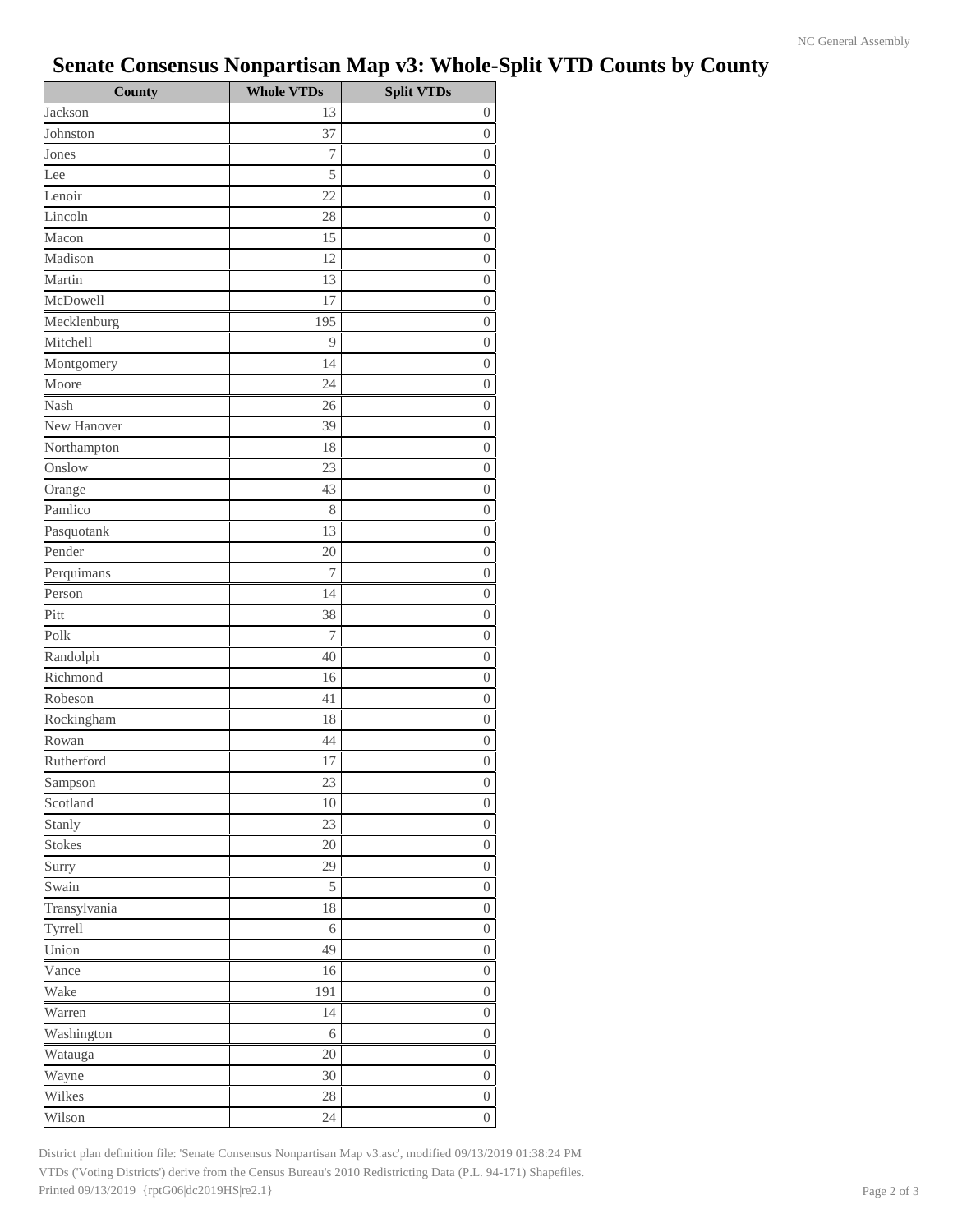# Senate Consensus Nonpartisan Map v3: Whole-Split VTD Counts by County

| County | Whole VTDs | Split VTDs |
|---|---|---|
| Jackson | 13 | 0 |
| Johnston | 37 | 0 |
| Jones | 7 | 0 |
| Lee | 5 | 0 |
| Lenoir | 22 | 0 |
| Lincoln | 28 | 0 |
| Macon | 15 | 0 |
| Madison | 12 | 0 |
| Martin | 13 | 0 |
| McDowell | 17 | 0 |
| Mecklenburg | 195 | 0 |
| Mitchell | 9 | 0 |
| Montgomery | 14 | 0 |
| Moore | 24 | 0 |
| Nash | 26 | 0 |
| New Hanover | 39 | 0 |
| Northampton | 18 | 0 |
| Onslow | 23 | 0 |
| Orange | 43 | 0 |
| Pamlico | 8 | 0 |
| Pasquotank | 13 | 0 |
| Pender | 20 | 0 |
| Perquimans | 7 | 0 |
| Person | 14 | 0 |
| Pitt | 38 | 0 |
| Polk | 7 | 0 |
| Randolph | 40 | 0 |
| Richmond | 16 | 0 |
| Robeson | 41 | 0 |
| Rockingham | 18 | 0 |
| Rowan | 44 | 0 |
| Rutherford | 17 | 0 |
| Sampson | 23 | 0 |
| Scotland | 10 | 0 |
| Stanly | 23 | 0 |
| Stokes | 20 | 0 |
| Surry | 29 | 0 |
| Swain | 5 | 0 |
| Transylvania | 18 | 0 |
| Tyrrell | 6 | 0 |
| Union | 49 | 0 |
| Vance | 16 | 0 |
| Wake | 191 | 0 |
| Warren | 14 | 0 |
| Washington | 6 | 0 |
| Watauga | 20 | 0 |
| Wayne | 30 | 0 |
| Wilkes | 28 | 0 |
| Wilson | 24 | 0 |

District plan definition file: 'Senate Consensus Nonpartisan Map v3.asc', modified 09/13/2019 01:38:24 PM
VTDs ('Voting Districts') derive from the Census Bureau's 2010 Redistricting Data (P.L. 94-171) Shapefiles.
Printed 09/13/2019 {rptG06|dc2019HS|re2.1}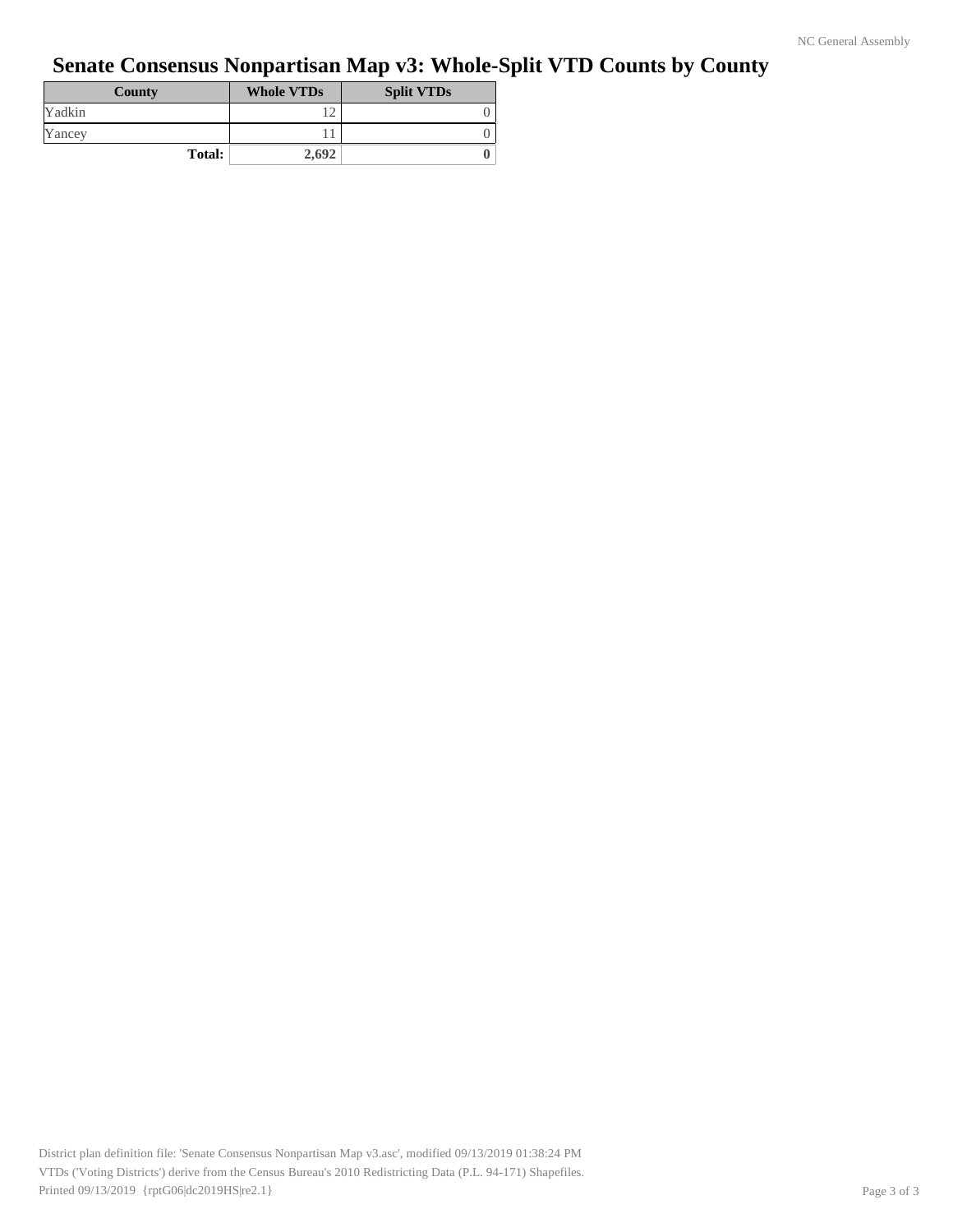# Senate Consensus Nonpartisan Map v3: Whole-Split VTD Counts by County

| County | Whole VTDs | Split VTDs |
|---|---|---|
| Yadkin | 12 | 0 |
| Yancey | 11 | 0 |
| **Total:** | **2,692** | **0** |

District plan definition file: 'Senate Consensus Nonpartisan Map v3.asc', modified 09/13/2019 01:38:24 PM
VTDs ('Voting Districts') derive from the Census Bureau's 2010 Redistricting Data (P.L. 94-171) Shapefiles.
Printed 09/13/2019 {rptG06|dc2019HS|re2.1}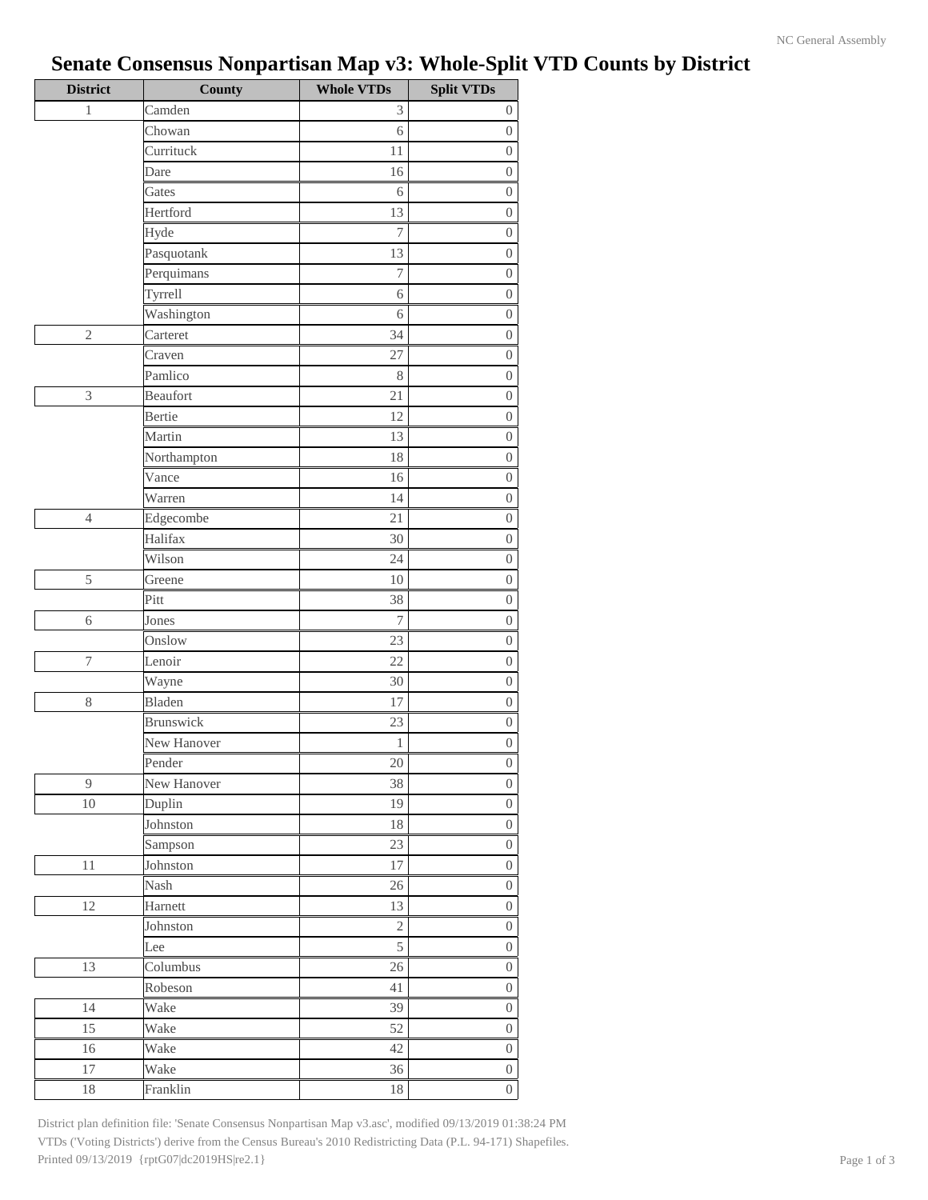# Senate Consensus Nonpartisan Map v3: Whole-Split VTD Counts by District

| District | County | Whole VTDs | Split VTDs |
|---|---|---|---|
| 1 | Camden | 3 | 0 |
| | Chowan | 6 | 0 |
| | Currituck | 11 | 0 |
| | Dare | 16 | 0 |
| | Gates | 6 | 0 |
| | Hertford | 13 | 0 |
| | Hyde | 7 | 0 |
| | Pasquotank | 13 | 0 |
| | Perquimans | 7 | 0 |
| | Tyrrell | 6 | 0 |
| | Washington | 6 | 0 |
| 2 | Carteret | 34 | 0 |
| | Craven | 27 | 0 |
| | Pamlico | 8 | 0 |
| 3 | Beaufort | 21 | 0 |
| | Bertie | 12 | 0 |
| | Martin | 13 | 0 |
| | Northampton | 18 | 0 |
| | Vance | 16 | 0 |
| | Warren | 14 | 0 |
| 4 | Edgecombe | 21 | 0 |
| | Halifax | 30 | 0 |
| | Wilson | 24 | 0 |
| 5 | Greene | 10 | 0 |
| | Pitt | 38 | 0 |
| 6 | Jones | 7 | 0 |
| | Onslow | 23 | 0 |
| 7 | Lenoir | 22 | 0 |
| | Wayne | 30 | 0 |
| 8 | Bladen | 17 | 0 |
| | Brunswick | 23 | 0 |
| | New Hanover | 1 | 0 |
| | Pender | 20 | 0 |
| 9 | New Hanover | 38 | 0 |
| 10 | Duplin | 19 | 0 |
| | Johnston | 18 | 0 |
| | Sampson | 23 | 0 |
| 11 | Johnston | 17 | 0 |
| | Nash | 26 | 0 |
| 12 | Harnett | 13 | 0 |
| | Johnston | 2 | 0 |
| | Lee | 5 | 0 |
| 13 | Columbus | 26 | 0 |
| | Robeson | 41 | 0 |
| 14 | Wake | 39 | 0 |
| 15 | Wake | 52 | 0 |
| 16 | Wake | 42 | 0 |
| 17 | Wake | 36 | 0 |
| 18 | Franklin | 18 | 0 |

District plan definition file: 'Senate Consensus Nonpartisan Map v3.asc', modified 09/13/2019 01:38:24 PM
VTDs ('Voting Districts') derive from the Census Bureau's 2010 Redistricting Data (P.L. 94-171) Shapefiles.
Printed 09/13/2019 {rptG07|dc2019HS|re2.1}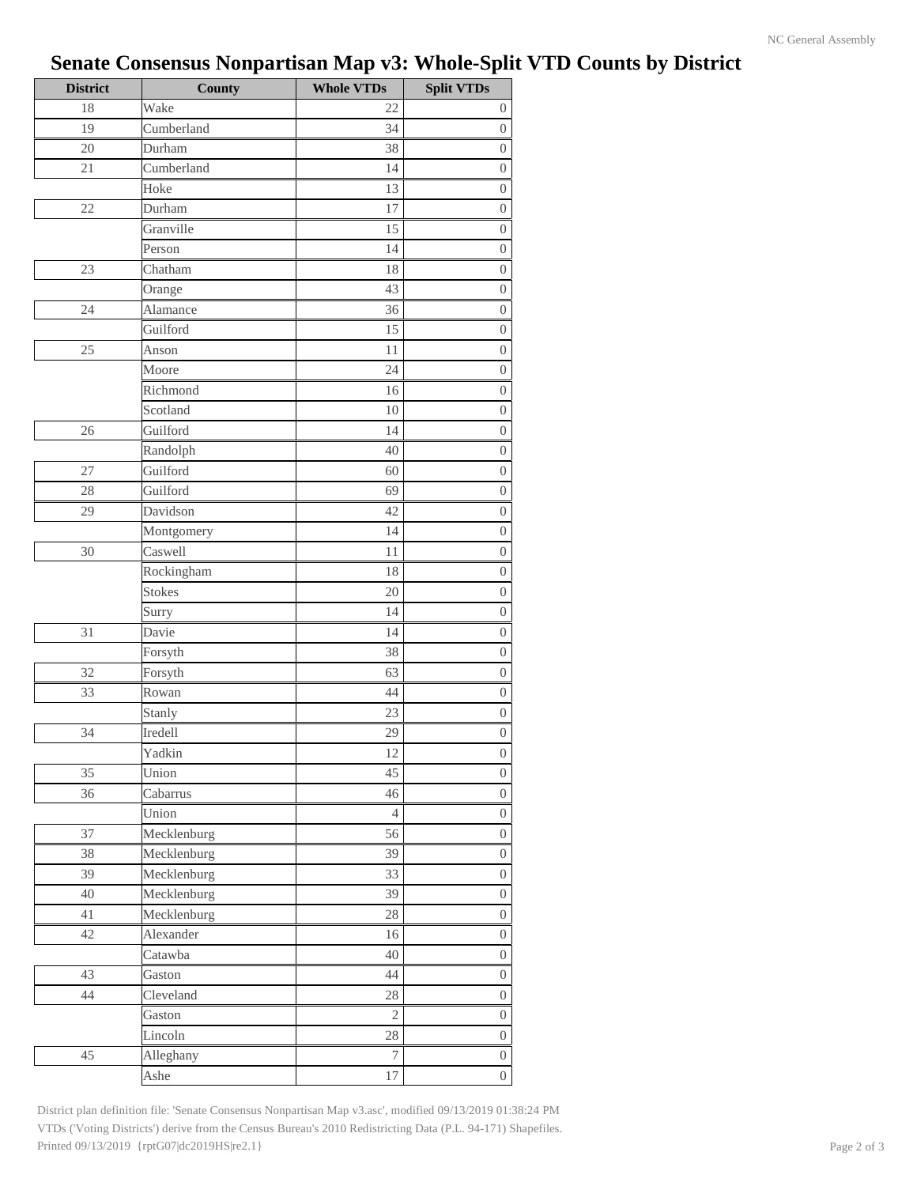# Senate Consensus Nonpartisan Map v3: Whole-Split VTD Counts by District

| District | County | Whole VTDs | Split VTDs |
|---|---|---|---|
| 18 | Wake | 22 | 0 |
| 19 | Cumberland | 34 | 0 |
| 20 | Durham | 38 | 0 |
| 21 | Cumberland | 14 | 0 |
| | Hoke | 13 | 0 |
| 22 | Durham | 17 | 0 |
| | Granville | 15 | 0 |
| | Person | 14 | 0 |
| 23 | Chatham | 18 | 0 |
| | Orange | 43 | 0 |
| 24 | Alamance | 36 | 0 |
| | Guilford | 15 | 0 |
| 25 | Anson | 11 | 0 |
| | Moore | 24 | 0 |
| | Richmond | 16 | 0 |
| | Scotland | 10 | 0 |
| 26 | Guilford | 14 | 0 |
| | Randolph | 40 | 0 |
| 27 | Guilford | 60 | 0 |
| 28 | Guilford | 69 | 0 |
| 29 | Davidson | 42 | 0 |
| | Montgomery | 14 | 0 |
| 30 | Caswell | 11 | 0 |
| | Rockingham | 18 | 0 |
| | Stokes | 20 | 0 |
| | Surry | 14 | 0 |
| 31 | Davie | 14 | 0 |
| | Forsyth | 38 | 0 |
| 32 | Forsyth | 63 | 0 |
| 33 | Rowan | 44 | 0 |
| | Stanly | 23 | 0 |
| 34 | Iredell | 29 | 0 |
| | Yadkin | 12 | 0 |
| 35 | Union | 45 | 0 |
| 36 | Cabarrus | 46 | 0 |
| | Union | 4 | 0 |
| 37 | Mecklenburg | 56 | 0 |
| 38 | Mecklenburg | 39 | 0 |
| 39 | Mecklenburg | 33 | 0 |
| 40 | Mecklenburg | 39 | 0 |
| 41 | Mecklenburg | 28 | 0 |
| 42 | Alexander | 16 | 0 |
| | Catawba | 40 | 0 |
| 43 | Gaston | 44 | 0 |
| 44 | Cleveland | 28 | 0 |
| | Gaston | 2 | 0 |
| | Lincoln | 28 | 0 |
| 45 | Alleghany | 7 | 0 |
| | Ashe | 17 | 0 |

District plan definition file: 'Senate Consensus Nonpartisan Map v3.asc', modified 09/13/2019 01:38:24 PM
VTDs ('Voting Districts') derive from the Census Bureau's 2010 Redistricting Data (P.L. 94-171) Shapefiles.
Printed 09/13/2019 {rptG07|dc2019HS|re2.1}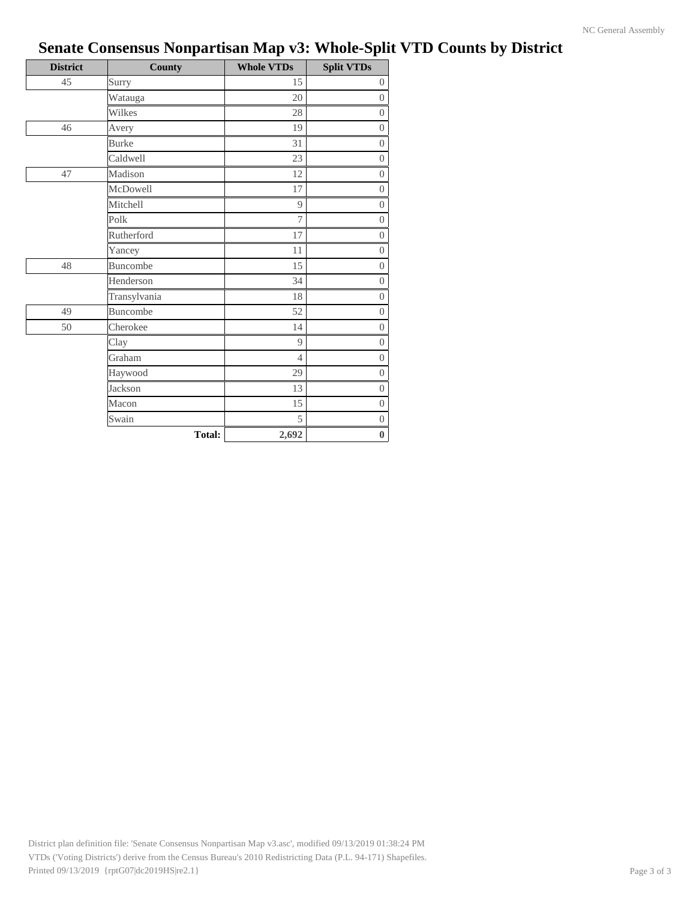# Senate Consensus Nonpartisan Map v3: Whole-Split VTD Counts by District

| District | County | Whole VTDs | Split VTDs |
|---|---|---|---|
| 45 | Surry | 15 | 0 |
| | Watauga | 20 | 0 |
| | Wilkes | 28 | 0 |
| 46 | Avery | 19 | 0 |
| | Burke | 31 | 0 |
| | Caldwell | 23 | 0 |
| 47 | Madison | 12 | 0 |
| | McDowell | 17 | 0 |
| | Mitchell | 9 | 0 |
| | Polk | 7 | 0 |
| | Rutherford | 17 | 0 |
| | Yancey | 11 | 0 |
| 48 | Buncombe | 15 | 0 |
| | Henderson | 34 | 0 |
| | Transylvania | 18 | 0 |
| 49 | Buncombe | 52 | 0 |
| 50 | Cherokee | 14 | 0 |
| | Clay | 9 | 0 |
| | Graham | 4 | 0 |
| | Haywood | 29 | 0 |
| | Jackson | 13 | 0 |
| | Macon | 15 | 0 |
| | Swain | 5 | 0 |
| | **Total:** | **2,692** | **0** |

District plan definition file: 'Senate Consensus Nonpartisan Map v3.asc', modified 09/13/2019 01:38:24 PM
VTDs ('Voting Districts') derive from the Census Bureau's 2010 Redistricting Data (P.L. 94-171) Shapefiles.
Printed 09/13/2019 {rptG07|dc2019HS|re2.1}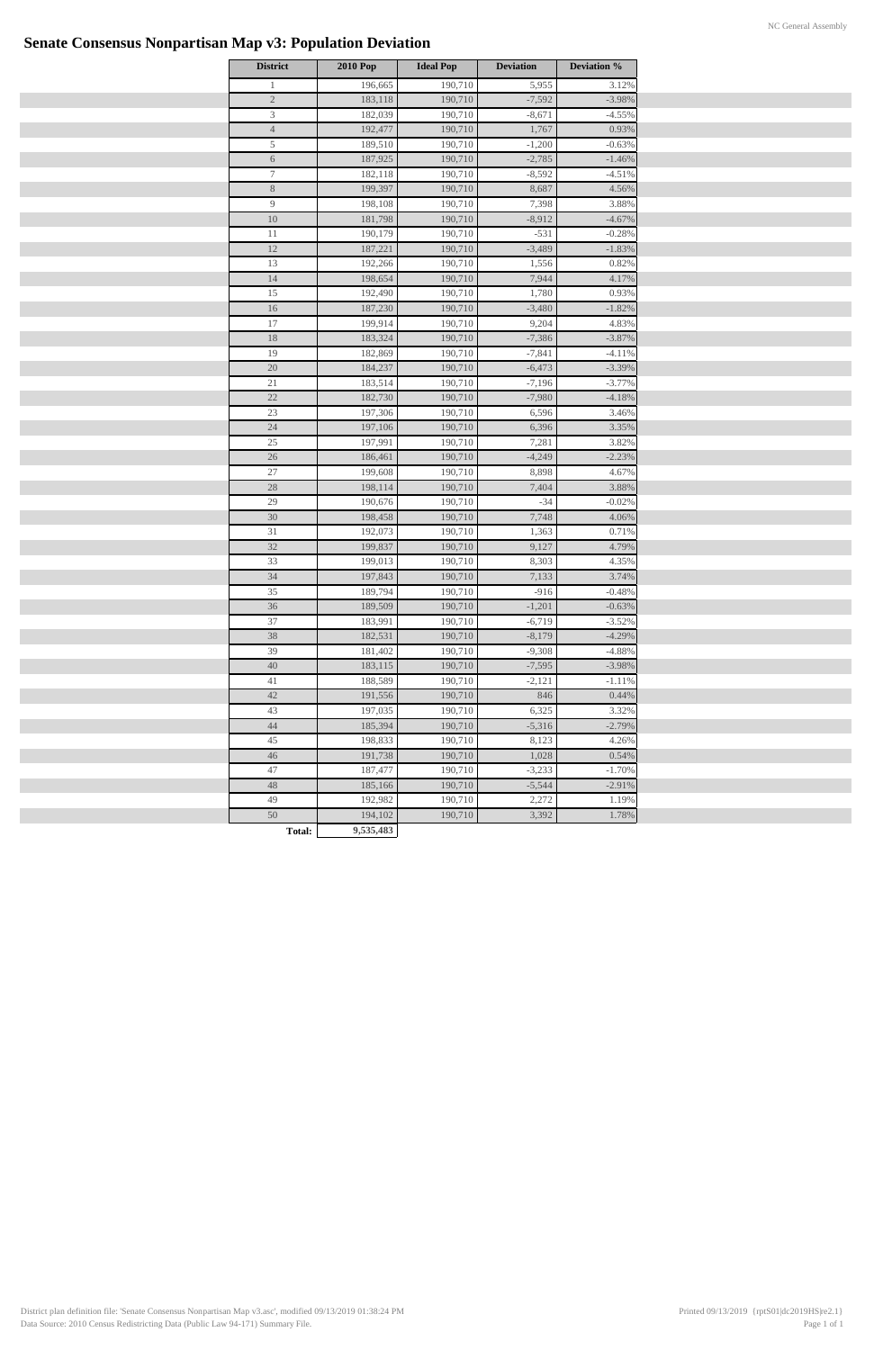# Senate Consensus Nonpartisan Map v3: Population Deviation

| District | 2010 Pop | Ideal Pop | Deviation | Deviation % |
|---|---|---|---|---|
| 1 | 196,665 | 190,710 | 5,955 | 3.12% |
| 2 | 183,118 | 190,710 | -7,592 | -3.98% |
| 3 | 182,039 | 190,710 | -8,671 | -4.55% |
| 4 | 192,477 | 190,710 | 1,767 | 0.93% |
| 5 | 189,510 | 190,710 | -1,200 | -0.63% |
| 6 | 187,925 | 190,710 | -2,785 | -1.46% |
| 7 | 182,118 | 190,710 | -8,592 | -4.51% |
| 8 | 199,397 | 190,710 | 8,687 | 4.56% |
| 9 | 198,108 | 190,710 | 7,398 | 3.88% |
| 10 | 181,798 | 190,710 | -8,912 | -4.67% |
| 11 | 190,179 | 190,710 | -531 | -0.28% |
| 12 | 187,221 | 190,710 | -3,489 | -1.83% |
| 13 | 192,266 | 190,710 | 1,556 | 0.82% |
| 14 | 198,654 | 190,710 | 7,944 | 4.17% |
| 15 | 192,490 | 190,710 | 1,780 | 0.93% |
| 16 | 187,230 | 190,710 | -3,480 | -1.82% |
| 17 | 199,914 | 190,710 | 9,204 | 4.83% |
| 18 | 183,324 | 190,710 | -7,386 | -3.87% |
| 19 | 182,869 | 190,710 | -7,841 | -4.11% |
| 20 | 184,237 | 190,710 | -6,473 | -3.39% |
| 21 | 183,514 | 190,710 | -7,196 | -3.77% |
| 22 | 182,730 | 190,710 | -7,980 | -4.18% |
| 23 | 197,306 | 190,710 | 6,596 | 3.46% |
| 24 | 197,106 | 190,710 | 6,396 | 3.35% |
| 25 | 197,991 | 190,710 | 7,281 | 3.82% |
| 26 | 186,461 | 190,710 | -4,249 | -2.23% |
| 27 | 199,608 | 190,710 | 8,898 | 4.67% |
| 28 | 198,114 | 190,710 | 7,404 | 3.88% |
| 29 | 190,676 | 190,710 | -34 | -0.02% |
| 30 | 198,458 | 190,710 | 7,748 | 4.06% |
| 31 | 192,073 | 190,710 | 1,363 | 0.71% |
| 32 | 199,837 | 190,710 | 9,127 | 4.79% |
| 33 | 199,013 | 190,710 | 8,303 | 4.35% |
| 34 | 197,843 | 190,710 | 7,133 | 3.74% |
| 35 | 189,794 | 190,710 | -916 | -0.48% |
| 36 | 189,509 | 190,710 | -1,201 | -0.63% |
| 37 | 183,991 | 190,710 | -6,719 | -3.52% |
| 38 | 182,531 | 190,710 | -8,179 | -4.29% |
| 39 | 181,402 | 190,710 | -9,308 | -4.88% |
| 40 | 183,115 | 190,710 | -7,595 | -3.98% |
| 41 | 188,589 | 190,710 | -2,121 | -1.11% |
| 42 | 191,556 | 190,710 | 846 | 0.44% |
| 43 | 197,035 | 190,710 | 6,325 | 3.32% |
| 44 | 185,394 | 190,710 | -5,316 | -2.79% |
| 45 | 198,833 | 190,710 | 8,123 | 4.26% |
| 46 | 191,738 | 190,710 | 1,028 | 0.54% |
| 47 | 187,477 | 190,710 | -3,233 | -1.70% |
| 48 | 185,166 | 190,710 | -5,544 | -2.91% |
| 49 | 192,982 | 190,710 | 2,272 | 1.19% |
| 50 | 194,102 | 190,710 | 3,392 | 1.78% |
| **Total:** | **9,535,483** | | | |

District plan definition file: 'Senate Consensus Nonpartisan Map v3.asc', modified 09/13/2019 01:38:24 PM
Data Source: 2010 Census Redistricting Data (Public Law 94-171) Summary File.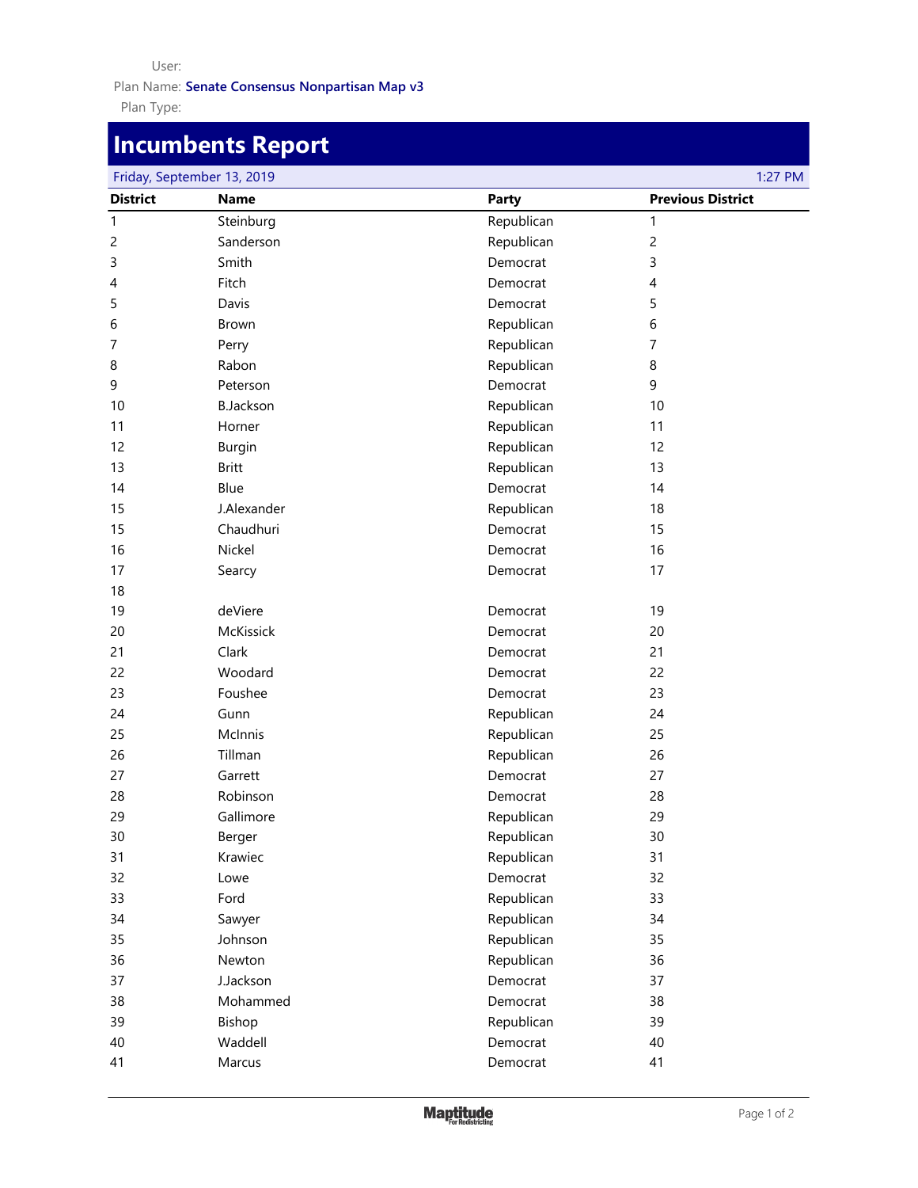User:

Plan Name: **Senate Consensus Nonpartisan Map v3**

Plan Type:

# Incumbents Report

Friday, September 13, 2019 1:27 PM

| District | Name | Party | Previous District |
|---|---|---|---|
| 1 | Steinburg | Republican | 1 |
| 2 | Sanderson | Republican | 2 |
| 3 | Smith | Democrat | 3 |
| 4 | Fitch | Democrat | 4 |
| 5 | Davis | Democrat | 5 |
| 6 | Brown | Republican | 6 |
| 7 | Perry | Republican | 7 |
| 8 | Rabon | Republican | 8 |
| 9 | Peterson | Democrat | 9 |
| 10 | B.Jackson | Republican | 10 |
| 11 | Horner | Republican | 11 |
| 12 | Burgin | Republican | 12 |
| 13 | Britt | Republican | 13 |
| 14 | Blue | Democrat | 14 |
| 15 | J.Alexander | Republican | 18 |
| 15 | Chaudhuri | Democrat | 15 |
| 16 | Nickel | Democrat | 16 |
| 17 | Searcy | Democrat | 17 |
| 18 | | | |
| 19 | deViere | Democrat | 19 |
| 20 | McKissick | Democrat | 20 |
| 21 | Clark | Democrat | 21 |
| 22 | Woodard | Democrat | 22 |
| 23 | Foushee | Democrat | 23 |
| 24 | Gunn | Republican | 24 |
| 25 | McInnis | Republican | 25 |
| 26 | Tillman | Republican | 26 |
| 27 | Garrett | Democrat | 27 |
| 28 | Robinson | Democrat | 28 |
| 29 | Gallimore | Republican | 29 |
| 30 | Berger | Republican | 30 |
| 31 | Krawiec | Republican | 31 |
| 32 | Lowe | Democrat | 32 |
| 33 | Ford | Republican | 33 |
| 34 | Sawyer | Republican | 34 |
| 35 | Johnson | Republican | 35 |
| 36 | Newton | Republican | 36 |
| 37 | J.Jackson | Democrat | 37 |
| 38 | Mohammed | Democrat | 38 |
| 39 | Bishop | Republican | 39 |
| 40 | Waddell | Democrat | 40 |
| 41 | Marcus | Democrat | 41 |

Maptitude For Redistricting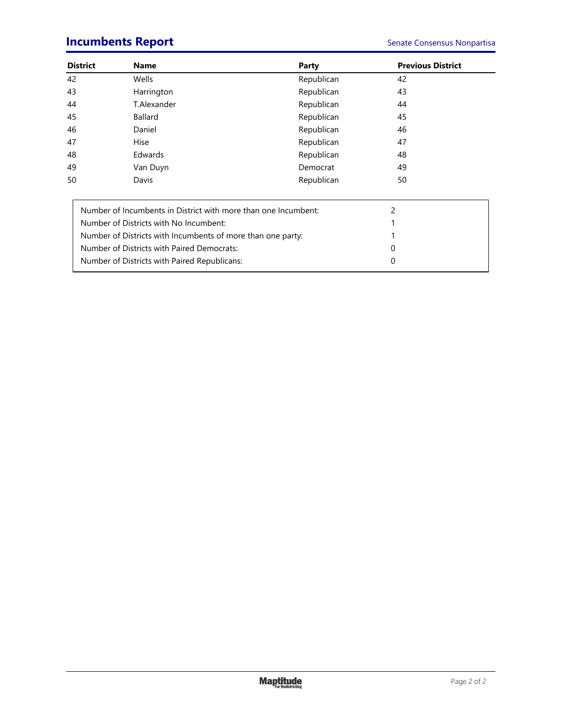## Incumbents Report

Senate Consensus Nonpartisa

| District | Name | Party | Previous District |
|---|---|---|---|
| 42 | Wells | Republican | 42 |
| 43 | Harrington | Republican | 43 |
| 44 | T.Alexander | Republican | 44 |
| 45 | Ballard | Republican | 45 |
| 46 | Daniel | Republican | 46 |
| 47 | Hise | Republican | 47 |
| 48 | Edwards | Republican | 48 |
| 49 | Van Duyn | Democrat | 49 |
| 50 | Davis | Republican | 50 |

| | |
|---|---|
| Number of Incumbents in District with more than one Incumbent: | 2 |
| Number of Districts with No Incumbent: | 1 |
| Number of Districts with Incumbents of more than one party: | 1 |
| Number of Districts with Paired Democrats: | 0 |
| Number of Districts with Paired Republicans: | 0 |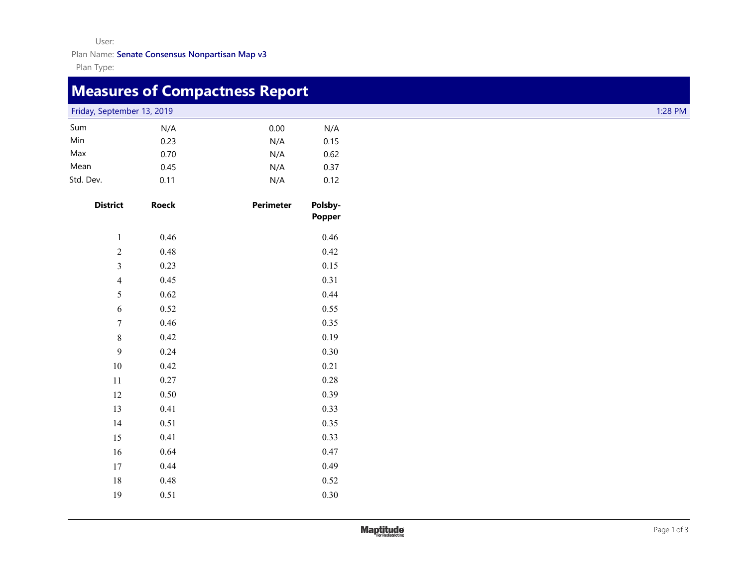User:
Plan Name: **Senate Consensus Nonpartisan Map v3**
Plan Type:

# Measures of Compactness Report

Friday, September 13, 2019 — 1:28 PM

| | Roeck | Perimeter | Polsby-Popper |
|---|---|---|---|
| Sum | N/A | 0.00 | N/A |
| Min | 0.23 | N/A | 0.15 |
| Max | 0.70 | N/A | 0.62 |
| Mean | 0.45 | N/A | 0.37 |
| Std. Dev. | 0.11 | N/A | 0.12 |

| District | Roeck | Perimeter | Polsby-Popper |
|---|---|---|---|
| 1 | 0.46 | | 0.46 |
| 2 | 0.48 | | 0.42 |
| 3 | 0.23 | | 0.15 |
| 4 | 0.45 | | 0.31 |
| 5 | 0.62 | | 0.44 |
| 6 | 0.52 | | 0.55 |
| 7 | 0.46 | | 0.35 |
| 8 | 0.42 | | 0.19 |
| 9 | 0.24 | | 0.30 |
| 10 | 0.42 | | 0.21 |
| 11 | 0.27 | | 0.28 |
| 12 | 0.50 | | 0.39 |
| 13 | 0.41 | | 0.33 |
| 14 | 0.51 | | 0.35 |
| 15 | 0.41 | | 0.33 |
| 16 | 0.64 | | 0.47 |
| 17 | 0.44 | | 0.49 |
| 18 | 0.48 | | 0.52 |
| 19 | 0.51 | | 0.30 |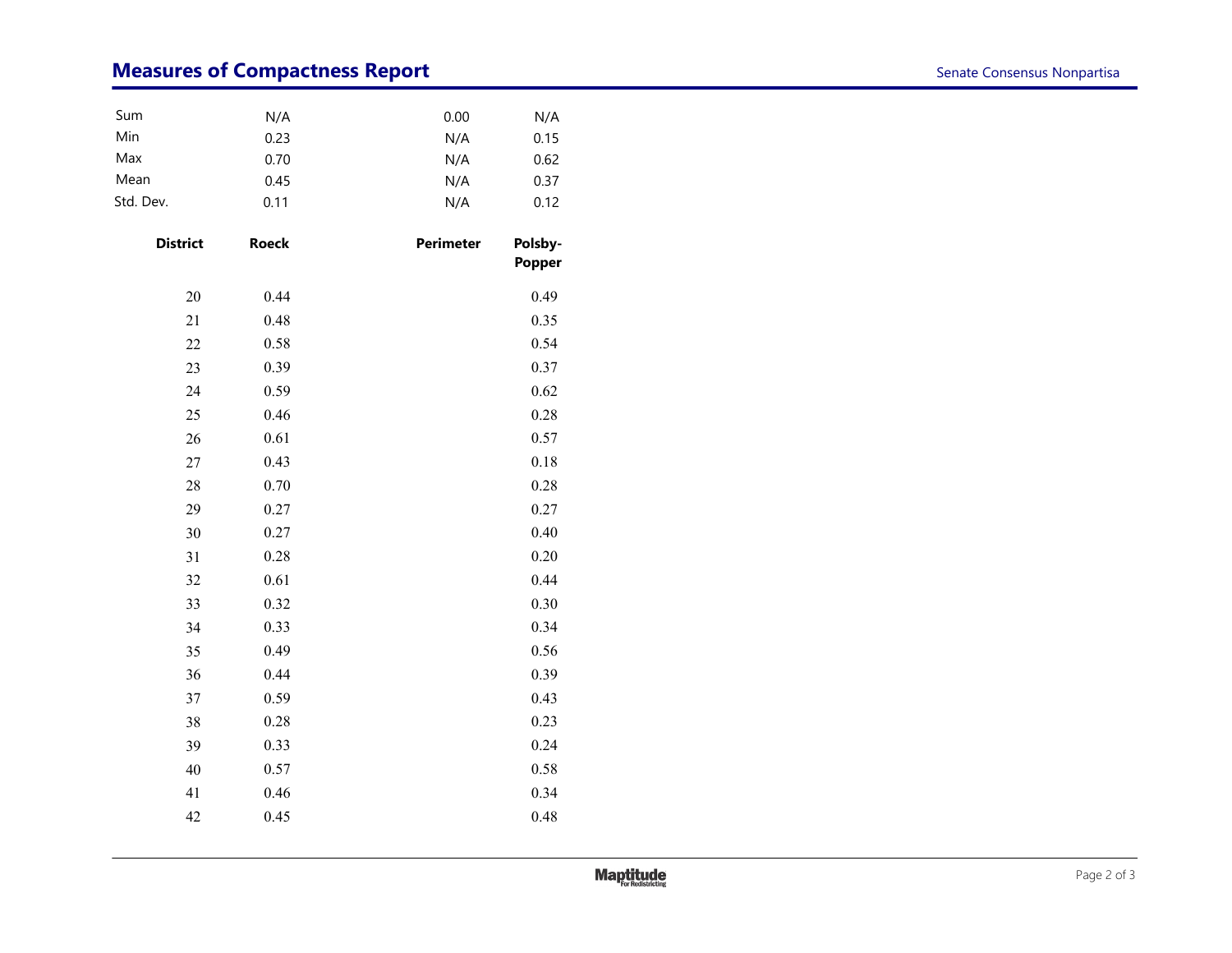## Measures of Compactness Report

| | Roeck | Perimeter | Polsby-Popper |
|---|---|---|---|
| Sum | N/A | 0.00 | N/A |
| Min | 0.23 | N/A | 0.15 |
| Max | 0.70 | N/A | 0.62 |
| Mean | 0.45 | N/A | 0.37 |
| Std. Dev. | 0.11 | N/A | 0.12 |

| District | Roeck | Perimeter | Polsby-Popper |
|---|---|---|---|
| 20 | 0.44 | | 0.49 |
| 21 | 0.48 | | 0.35 |
| 22 | 0.58 | | 0.54 |
| 23 | 0.39 | | 0.37 |
| 24 | 0.59 | | 0.62 |
| 25 | 0.46 | | 0.28 |
| 26 | 0.61 | | 0.57 |
| 27 | 0.43 | | 0.18 |
| 28 | 0.70 | | 0.28 |
| 29 | 0.27 | | 0.27 |
| 30 | 0.27 | | 0.40 |
| 31 | 0.28 | | 0.20 |
| 32 | 0.61 | | 0.44 |
| 33 | 0.32 | | 0.30 |
| 34 | 0.33 | | 0.34 |
| 35 | 0.49 | | 0.56 |
| 36 | 0.44 | | 0.39 |
| 37 | 0.59 | | 0.43 |
| 38 | 0.28 | | 0.23 |
| 39 | 0.33 | | 0.24 |
| 40 | 0.57 | | 0.58 |
| 41 | 0.46 | | 0.34 |
| 42 | 0.45 | | 0.48 |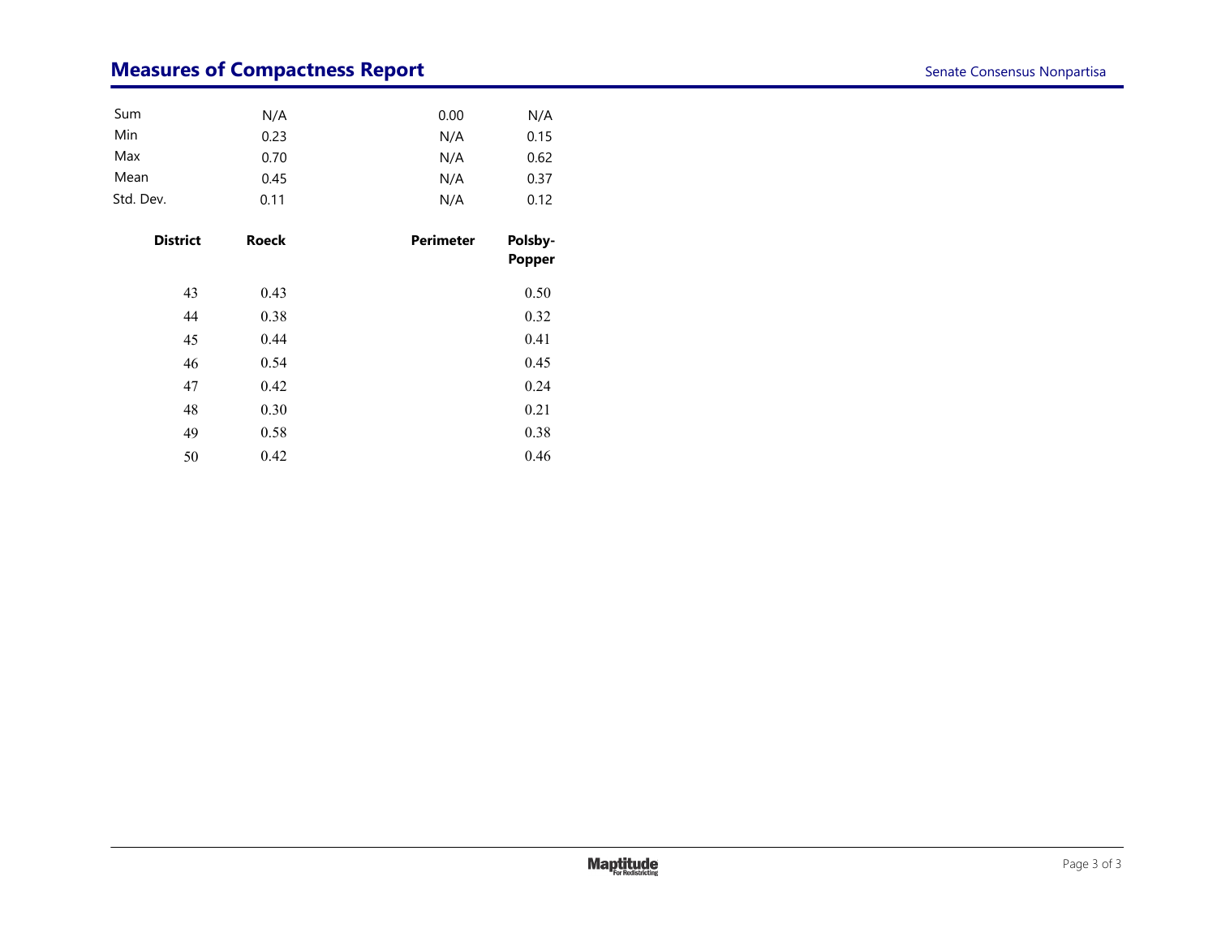## Measures of Compactness Report

Senate Consensus Nonpartisa

| | Roeck | Perimeter | Polsby-Popper |
|---|---|---|---|
| Sum | N/A | 0.00 | N/A |
| Min | 0.23 | N/A | 0.15 |
| Max | 0.70 | N/A | 0.62 |
| Mean | 0.45 | N/A | 0.37 |
| Std. Dev. | 0.11 | N/A | 0.12 |

| District | Roeck | Perimeter | Polsby-Popper |
|---|---|---|---|
| 43 | 0.43 | | 0.50 |
| 44 | 0.38 | | 0.32 |
| 45 | 0.44 | | 0.41 |
| 46 | 0.54 | | 0.45 |
| 47 | 0.42 | | 0.24 |
| 48 | 0.30 | | 0.21 |
| 49 | 0.58 | | 0.38 |
| 50 | 0.42 | | 0.46 |

Maptitude For Redistricting